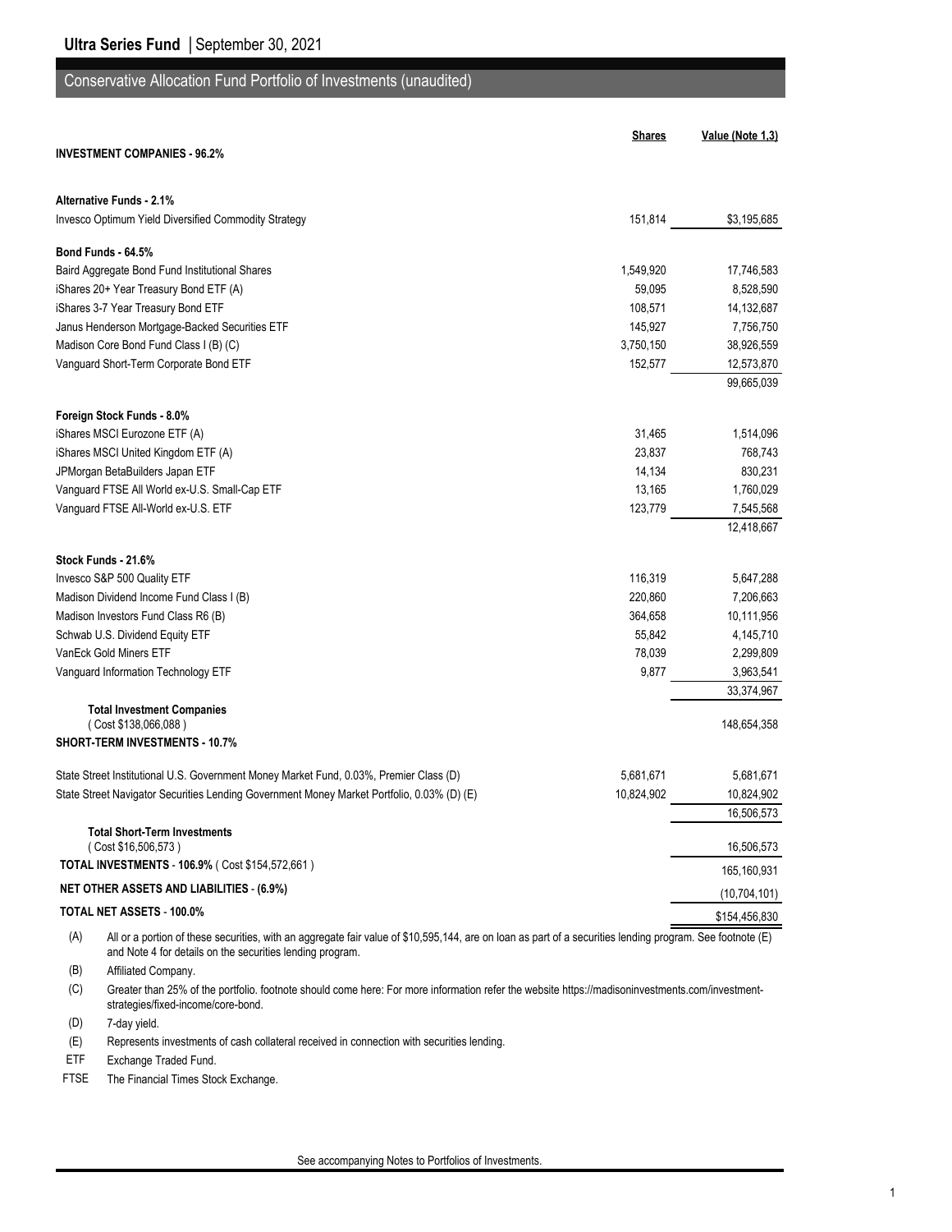# Ultra Series Fund | September 30, 2021

## Conservative Allocation Fund Portfolio of Investments (unaudited)

| | Shares | Value (Note 1,3) |
|---|---|---|
| **INVESTMENT COMPANIES - 96.2%** | | |
| **Alternative Funds - 2.1%** | | |
| Invesco Optimum Yield Diversified Commodity Strategy | 151,814 | $3,195,685 |
| **Bond Funds - 64.5%** | | |
| Baird Aggregate Bond Fund Institutional Shares | 1,549,920 | 17,746,583 |
| iShares 20+ Year Treasury Bond ETF (A) | 59,095 | 8,528,590 |
| iShares 3-7 Year Treasury Bond ETF | 108,571 | 14,132,687 |
| Janus Henderson Mortgage-Backed Securities ETF | 145,927 | 7,756,750 |
| Madison Core Bond Fund Class I (B) (C) | 3,750,150 | 38,926,559 |
| Vanguard Short-Term Corporate Bond ETF | 152,577 | 12,573,870 |
| | | 99,665,039 |
| **Foreign Stock Funds - 8.0%** | | |
| iShares MSCI Eurozone ETF (A) | 31,465 | 1,514,096 |
| iShares MSCI United Kingdom ETF (A) | 23,837 | 768,743 |
| JPMorgan BetaBuilders Japan ETF | 14,134 | 830,231 |
| Vanguard FTSE All World ex-U.S. Small-Cap ETF | 13,165 | 1,760,029 |
| Vanguard FTSE All-World ex-U.S. ETF | 123,779 | 7,545,568 |
| | | 12,418,667 |
| **Stock Funds - 21.6%** | | |
| Invesco S&P 500 Quality ETF | 116,319 | 5,647,288 |
| Madison Dividend Income Fund Class I (B) | 220,860 | 7,206,663 |
| Madison Investors Fund Class R6 (B) | 364,658 | 10,111,956 |
| Schwab U.S. Dividend Equity ETF | 55,842 | 4,145,710 |
| VanEck Gold Miners ETF | 78,039 | 2,299,809 |
| Vanguard Information Technology ETF | 9,877 | 3,963,541 |
| | | 33,374,967 |
| **Total Investment Companies** ( Cost $138,066,088 ) | | 148,654,358 |
| **SHORT-TERM INVESTMENTS - 10.7%** | | |
| State Street Institutional U.S. Government Money Market Fund, 0.03%, Premier Class (D) | 5,681,671 | 5,681,671 |
| State Street Navigator Securities Lending Government Money Market Portfolio, 0.03% (D) (E) | 10,824,902 | 10,824,902 |
| | | 16,506,573 |
| **Total Short-Term Investments** ( Cost $16,506,573 ) | | 16,506,573 |
| **TOTAL INVESTMENTS - 106.9%** ( Cost $154,572,661 ) | | 165,160,931 |
| **NET OTHER ASSETS AND LIABILITIES - (6.9%)** | | (10,704,101) |
| **TOTAL NET ASSETS - 100.0%** | | $154,456,830 |

(A) All or a portion of these securities, with an aggregate fair value of $10,595,144, are on loan as part of a securities lending program. See footnote (E) and Note 4 for details on the securities lending program.

(B) Affiliated Company.

(C) Greater than 25% of the portfolio. footnote should come here: For more information refer the website https://madisoninvestments.com/investment-strategies/fixed-income/core-bond.

(D) 7-day yield.

(E) Represents investments of cash collateral received in connection with securities lending.

ETF Exchange Traded Fund.

FTSE The Financial Times Stock Exchange.

See accompanying Notes to Portfolios of Investments.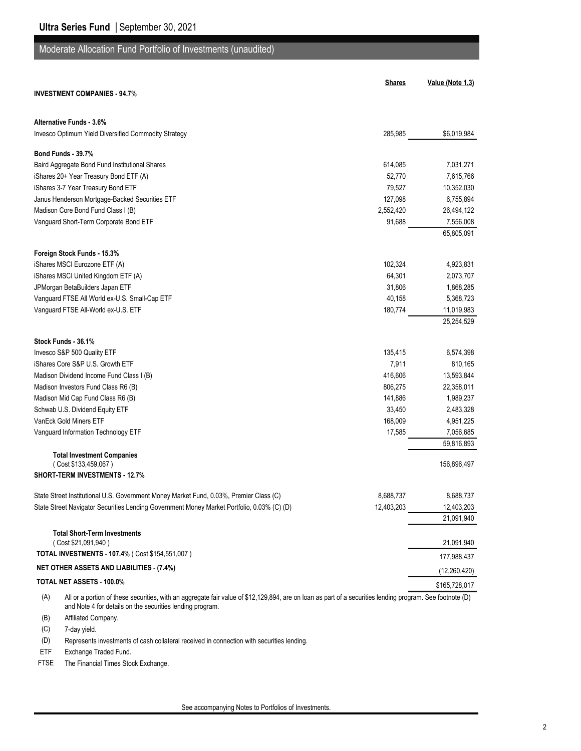## Ultra Series Fund | September 30, 2021

## Moderate Allocation Fund Portfolio of Investments (unaudited)

| | Shares | Value (Note 1,3) |
|---|---|---|
| **INVESTMENT COMPANIES - 94.7%** | | |
| **Alternative Funds - 3.6%** | | |
| Invesco Optimum Yield Diversified Commodity Strategy | 285,985 | $6,019,984 |
| **Bond Funds - 39.7%** | | |
| Baird Aggregate Bond Fund Institutional Shares | 614,085 | 7,031,271 |
| iShares 20+ Year Treasury Bond ETF (A) | 52,770 | 7,615,766 |
| iShares 3-7 Year Treasury Bond ETF | 79,527 | 10,352,030 |
| Janus Henderson Mortgage-Backed Securities ETF | 127,098 | 6,755,894 |
| Madison Core Bond Fund Class I (B) | 2,552,420 | 26,494,122 |
| Vanguard Short-Term Corporate Bond ETF | 91,688 | 7,556,008 |
| | | 65,805,091 |
| **Foreign Stock Funds - 15.3%** | | |
| iShares MSCI Eurozone ETF (A) | 102,324 | 4,923,831 |
| iShares MSCI United Kingdom ETF (A) | 64,301 | 2,073,707 |
| JPMorgan BetaBuilders Japan ETF | 31,806 | 1,868,285 |
| Vanguard FTSE All World ex-U.S. Small-Cap ETF | 40,158 | 5,368,723 |
| Vanguard FTSE All-World ex-U.S. ETF | 180,774 | 11,019,983 |
| | | 25,254,529 |
| **Stock Funds - 36.1%** | | |
| Invesco S&P 500 Quality ETF | 135,415 | 6,574,398 |
| iShares Core S&P U.S. Growth ETF | 7,911 | 810,165 |
| Madison Dividend Income Fund Class I (B) | 416,606 | 13,593,844 |
| Madison Investors Fund Class R6 (B) | 806,275 | 22,358,011 |
| Madison Mid Cap Fund Class R6 (B) | 141,886 | 1,989,237 |
| Schwab U.S. Dividend Equity ETF | 33,450 | 2,483,328 |
| VanEck Gold Miners ETF | 168,009 | 4,951,225 |
| Vanguard Information Technology ETF | 17,585 | 7,056,685 |
| | | 59,816,893 |
| **Total Investment Companies** ( Cost $133,459,067 ) | | 156,896,497 |
| **SHORT-TERM INVESTMENTS - 12.7%** | | |
| State Street Institutional U.S. Government Money Market Fund, 0.03%, Premier Class (C) | 8,688,737 | 8,688,737 |
| State Street Navigator Securities Lending Government Money Market Portfolio, 0.03% (C) (D) | 12,403,203 | 12,403,203 |
| | | 21,091,940 |
| **Total Short-Term Investments** ( Cost $21,091,940 ) | | 21,091,940 |
| **TOTAL INVESTMENTS - 107.4%** ( Cost $154,551,007 ) | | 177,988,437 |
| **NET OTHER ASSETS AND LIABILITIES - (7.4%)** | | (12,260,420) |
| **TOTAL NET ASSETS - 100.0%** | | $165,728,017 |

(A) All or a portion of these securities, with an aggregate fair value of $12,129,894, are on loan as part of a securities lending program. See footnote (D) and Note 4 for details on the securities lending program.

(B) Affiliated Company.

(C) 7-day yield.

(D) Represents investments of cash collateral received in connection with securities lending.

ETF Exchange Traded Fund.

FTSE The Financial Times Stock Exchange.

See accompanying Notes to Portfolios of Investments.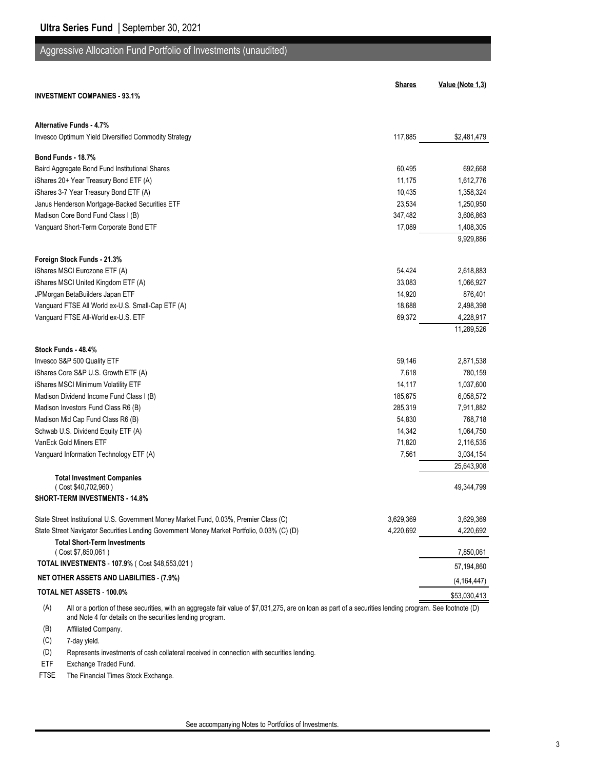**Ultra Series Fund** | September 30, 2021

## Aggressive Allocation Fund Portfolio of Investments (unaudited)

| | Shares | Value (Note 1,3) |
|---|---|---|
| **INVESTMENT COMPANIES - 93.1%** | | |
| **Alternative Funds - 4.7%** | | |
| Invesco Optimum Yield Diversified Commodity Strategy | 117,885 | $2,481,479 |
| **Bond Funds - 18.7%** | | |
| Baird Aggregate Bond Fund Institutional Shares | 60,495 | 692,668 |
| iShares 20+ Year Treasury Bond ETF (A) | 11,175 | 1,612,776 |
| iShares 3-7 Year Treasury Bond ETF (A) | 10,435 | 1,358,324 |
| Janus Henderson Mortgage-Backed Securities ETF | 23,534 | 1,250,950 |
| Madison Core Bond Fund Class I (B) | 347,482 | 3,606,863 |
| Vanguard Short-Term Corporate Bond ETF | 17,089 | 1,408,305 |
| | | 9,929,886 |
| **Foreign Stock Funds - 21.3%** | | |
| iShares MSCI Eurozone ETF (A) | 54,424 | 2,618,883 |
| iShares MSCI United Kingdom ETF (A) | 33,083 | 1,066,927 |
| JPMorgan BetaBuilders Japan ETF | 14,920 | 876,401 |
| Vanguard FTSE All World ex-U.S. Small-Cap ETF (A) | 18,688 | 2,498,398 |
| Vanguard FTSE All-World ex-U.S. ETF | 69,372 | 4,228,917 |
| | | 11,289,526 |
| **Stock Funds - 48.4%** | | |
| Invesco S&P 500 Quality ETF | 59,146 | 2,871,538 |
| iShares Core S&P U.S. Growth ETF (A) | 7,618 | 780,159 |
| iShares MSCI Minimum Volatility ETF | 14,117 | 1,037,600 |
| Madison Dividend Income Fund Class I (B) | 185,675 | 6,058,572 |
| Madison Investors Fund Class R6 (B) | 285,319 | 7,911,882 |
| Madison Mid Cap Fund Class R6 (B) | 54,830 | 768,718 |
| Schwab U.S. Dividend Equity ETF (A) | 14,342 | 1,064,750 |
| VanEck Gold Miners ETF | 71,820 | 2,116,535 |
| Vanguard Information Technology ETF (A) | 7,561 | 3,034,154 |
| | | 25,643,908 |
| **Total Investment Companies** ( Cost $40,702,960 ) | | 49,344,799 |
| **SHORT-TERM INVESTMENTS - 14.8%** | | |
| State Street Institutional U.S. Government Money Market Fund, 0.03%, Premier Class (C) | 3,629,369 | 3,629,369 |
| State Street Navigator Securities Lending Government Money Market Portfolio, 0.03% (C) (D) | 4,220,692 | 4,220,692 |
| **Total Short-Term Investments** ( Cost $7,850,061 ) | | 7,850,061 |
| **TOTAL INVESTMENTS - 107.9%** ( Cost $48,553,021 ) | | 57,194,860 |
| **NET OTHER ASSETS AND LIABILITIES - (7.9%)** | | (4,164,447) |
| **TOTAL NET ASSETS - 100.0%** | | $53,030,413 |

(A) All or a portion of these securities, with an aggregate fair value of $7,031,275, are on loan as part of a securities lending program. See footnote (D) and Note 4 for details on the securities lending program.

(B) Affiliated Company.

(C) 7-day yield.

(D) Represents investments of cash collateral received in connection with securities lending.

ETF Exchange Traded Fund.

FTSE The Financial Times Stock Exchange.

See accompanying Notes to Portfolios of Investments.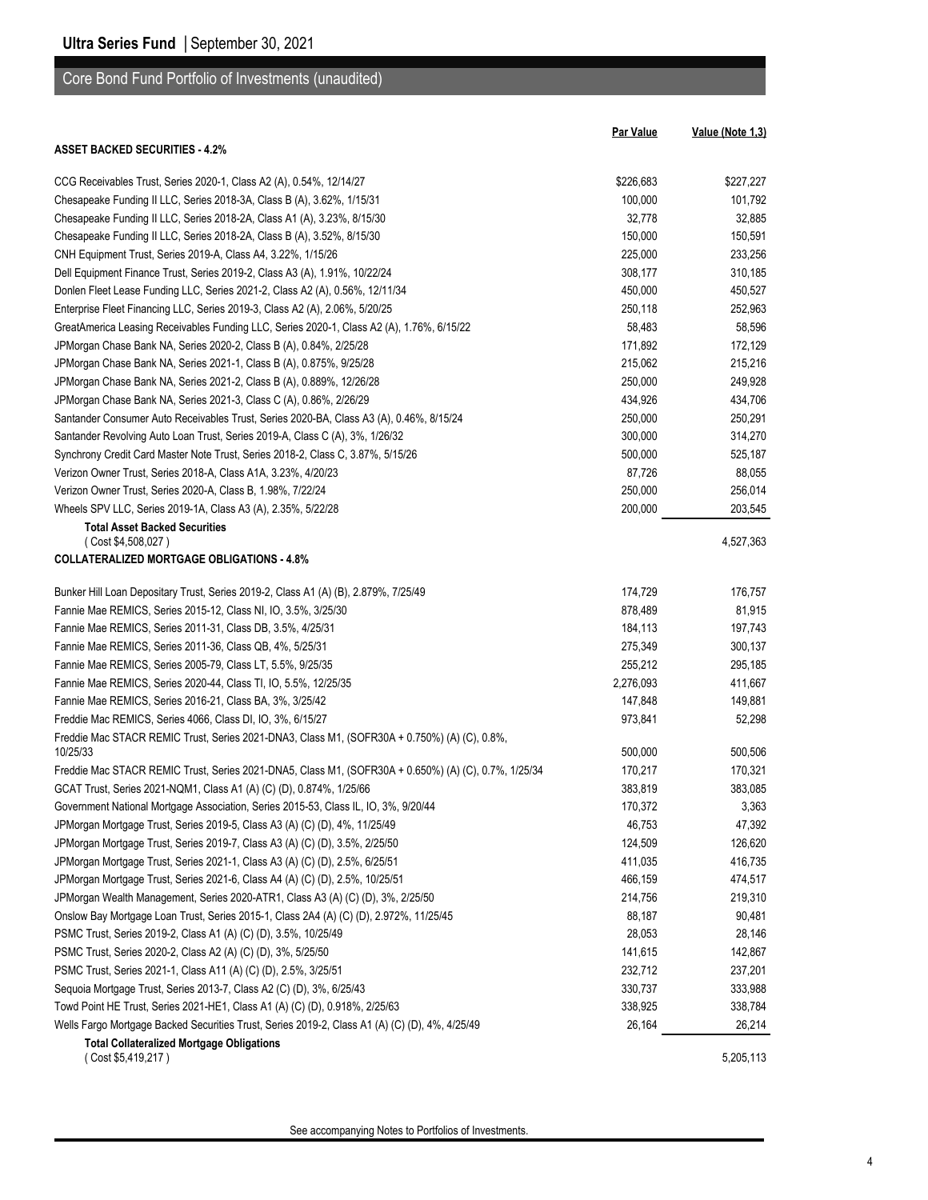## Core Bond Fund Portfolio of Investments (unaudited)

| | Par Value | Value (Note 1,3) |
|---|---|---|
| **ASSET BACKED SECURITIES - 4.2%** | | |
| CCG Receivables Trust, Series 2020-1, Class A2 (A), 0.54%, 12/14/27 | $226,683 | $227,227 |
| Chesapeake Funding II LLC, Series 2018-3A, Class B (A), 3.62%, 1/15/31 | 100,000 | 101,792 |
| Chesapeake Funding II LLC, Series 2018-2A, Class A1 (A), 3.23%, 8/15/30 | 32,778 | 32,885 |
| Chesapeake Funding II LLC, Series 2018-2A, Class B (A), 3.52%, 8/15/30 | 150,000 | 150,591 |
| CNH Equipment Trust, Series 2019-A, Class A4, 3.22%, 1/15/26 | 225,000 | 233,256 |
| Dell Equipment Finance Trust, Series 2019-2, Class A3 (A), 1.91%, 10/22/24 | 308,177 | 310,185 |
| Donlen Fleet Lease Funding LLC, Series 2021-2, Class A2 (A), 0.56%, 12/11/34 | 450,000 | 450,527 |
| Enterprise Fleet Financing LLC, Series 2019-3, Class A2 (A), 2.06%, 5/20/25 | 250,118 | 252,963 |
| GreatAmerica Leasing Receivables Funding LLC, Series 2020-1, Class A2 (A), 1.76%, 6/15/22 | 58,483 | 58,596 |
| JPMorgan Chase Bank NA, Series 2020-2, Class B (A), 0.84%, 2/25/28 | 171,892 | 172,129 |
| JPMorgan Chase Bank NA, Series 2021-1, Class B (A), 0.875%, 9/25/28 | 215,062 | 215,216 |
| JPMorgan Chase Bank NA, Series 2021-2, Class B (A), 0.889%, 12/26/28 | 250,000 | 249,928 |
| JPMorgan Chase Bank NA, Series 2021-3, Class C (A), 0.86%, 2/26/29 | 434,926 | 434,706 |
| Santander Consumer Auto Receivables Trust, Series 2020-BA, Class A3 (A), 0.46%, 8/15/24 | 250,000 | 250,291 |
| Santander Revolving Auto Loan Trust, Series 2019-A, Class C (A), 3%, 1/26/32 | 300,000 | 314,270 |
| Synchrony Credit Card Master Note Trust, Series 2018-2, Class C, 3.87%, 5/15/26 | 500,000 | 525,187 |
| Verizon Owner Trust, Series 2018-A, Class A1A, 3.23%, 4/20/23 | 87,726 | 88,055 |
| Verizon Owner Trust, Series 2020-A, Class B, 1.98%, 7/22/24 | 250,000 | 256,014 |
| Wheels SPV LLC, Series 2019-1A, Class A3 (A), 2.35%, 5/22/28 | 200,000 | 203,545 |
| **Total Asset Backed Securities** ( Cost $4,508,027 ) | | 4,527,363 |
| **COLLATERALIZED MORTGAGE OBLIGATIONS - 4.8%** | | |
| Bunker Hill Loan Depositary Trust, Series 2019-2, Class A1 (A) (B), 2.879%, 7/25/49 | 174,729 | 176,757 |
| Fannie Mae REMICS, Series 2015-12, Class NI, IO, 3.5%, 3/25/30 | 878,489 | 81,915 |
| Fannie Mae REMICS, Series 2011-31, Class DB, 3.5%, 4/25/31 | 184,113 | 197,743 |
| Fannie Mae REMICS, Series 2011-36, Class QB, 4%, 5/25/31 | 275,349 | 300,137 |
| Fannie Mae REMICS, Series 2005-79, Class LT, 5.5%, 9/25/35 | 255,212 | 295,185 |
| Fannie Mae REMICS, Series 2020-44, Class TI, IO, 5.5%, 12/25/35 | 2,276,093 | 411,667 |
| Fannie Mae REMICS, Series 2016-21, Class BA, 3%, 3/25/42 | 147,848 | 149,881 |
| Freddie Mac REMICS, Series 4066, Class DI, IO, 3%, 6/15/27 | 973,841 | 52,298 |
| Freddie Mac STACR REMIC Trust, Series 2021-DNA3, Class M1, (SOFR30A + 0.750%) (A) (C), 0.8%, 10/25/33 | 500,000 | 500,506 |
| Freddie Mac STACR REMIC Trust, Series 2021-DNA5, Class M1, (SOFR30A + 0.650%) (A) (C), 0.7%, 1/25/34 | 170,217 | 170,321 |
| GCAT Trust, Series 2021-NQM1, Class A1 (A) (C) (D), 0.874%, 1/25/66 | 383,819 | 383,085 |
| Government National Mortgage Association, Series 2015-53, Class IL, IO, 3%, 9/20/44 | 170,372 | 3,363 |
| JPMorgan Mortgage Trust, Series 2019-5, Class A3 (A) (C) (D), 4%, 11/25/49 | 46,753 | 47,392 |
| JPMorgan Mortgage Trust, Series 2019-7, Class A3 (A) (C) (D), 3.5%, 2/25/50 | 124,509 | 126,620 |
| JPMorgan Mortgage Trust, Series 2021-1, Class A3 (A) (C) (D), 2.5%, 6/25/51 | 411,035 | 416,735 |
| JPMorgan Mortgage Trust, Series 2021-6, Class A4 (A) (C) (D), 2.5%, 10/25/51 | 466,159 | 474,517 |
| JPMorgan Wealth Management, Series 2020-ATR1, Class A3 (A) (C) (D), 3%, 2/25/50 | 214,756 | 219,310 |
| Onslow Bay Mortgage Loan Trust, Series 2015-1, Class 2A4 (A) (C) (D), 2.972%, 11/25/45 | 88,187 | 90,481 |
| PSMC Trust, Series 2019-2, Class A1 (A) (C) (D), 3.5%, 10/25/49 | 28,053 | 28,146 |
| PSMC Trust, Series 2020-2, Class A2 (A) (C) (D), 3%, 5/25/50 | 141,615 | 142,867 |
| PSMC Trust, Series 2021-1, Class A11 (A) (C) (D), 2.5%, 3/25/51 | 232,712 | 237,201 |
| Sequoia Mortgage Trust, Series 2013-7, Class A2 (C) (D), 3%, 6/25/43 | 330,737 | 333,988 |
| Towd Point HE Trust, Series 2021-HE1, Class A1 (A) (C) (D), 0.918%, 2/25/63 | 338,925 | 338,784 |
| Wells Fargo Mortgage Backed Securities Trust, Series 2019-2, Class A1 (A) (C) (D), 4%, 4/25/49 | 26,164 | 26,214 |
| **Total Collateralized Mortgage Obligations** ( Cost $5,419,217 ) | | 5,205,113 |

See accompanying Notes to Portfolios of Investments.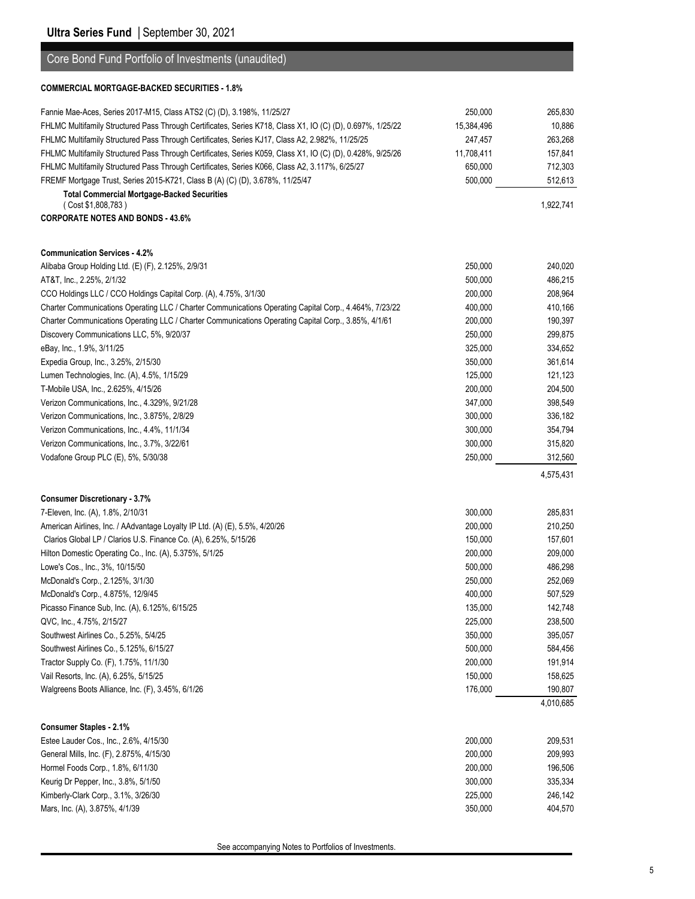## Core Bond Fund Portfolio of Investments (unaudited)

**COMMERCIAL MORTGAGE-BACKED SECURITIES - 1.8%**

| | | |
|---|---|---|
| Fannie Mae-Aces, Series 2017-M15, Class ATS2 (C) (D), 3.198%, 11/25/27 | 250,000 | 265,830 |
| FHLMC Multifamily Structured Pass Through Certificates, Series K718, Class X1, IO (C) (D), 0.697%, 1/25/22 | 15,384,496 | 10,886 |
| FHLMC Multifamily Structured Pass Through Certificates, Series KJ17, Class A2, 2.982%, 11/25/25 | 247,457 | 263,268 |
| FHLMC Multifamily Structured Pass Through Certificates, Series K059, Class X1, IO (C) (D), 0.428%, 9/25/26 | 11,708,411 | 157,841 |
| FHLMC Multifamily Structured Pass Through Certificates, Series K066, Class A2, 3.117%, 6/25/27 | 650,000 | 712,303 |
| FREMF Mortgage Trust, Series 2015-K721, Class B (A) (C) (D), 3.678%, 11/25/47 | 500,000 | 512,613 |
| **Total Commercial Mortgage-Backed Securities** ( Cost $1,808,783 ) | | 1,922,741 |

**CORPORATE NOTES AND BONDS - 43.6%**

**Communication Services - 4.2%**

| | | |
|---|---|---|
| Alibaba Group Holding Ltd. (E) (F), 2.125%, 2/9/31 | 250,000 | 240,020 |
| AT&T, Inc., 2.25%, 2/1/32 | 500,000 | 486,215 |
| CCO Holdings LLC / CCO Holdings Capital Corp. (A), 4.75%, 3/1/30 | 200,000 | 208,964 |
| Charter Communications Operating LLC / Charter Communications Operating Capital Corp., 4.464%, 7/23/22 | 400,000 | 410,166 |
| Charter Communications Operating LLC / Charter Communications Operating Capital Corp., 3.85%, 4/1/61 | 200,000 | 190,397 |
| Discovery Communications LLC, 5%, 9/20/37 | 250,000 | 299,875 |
| eBay, Inc., 1.9%, 3/11/25 | 325,000 | 334,652 |
| Expedia Group, Inc., 3.25%, 2/15/30 | 350,000 | 361,614 |
| Lumen Technologies, Inc. (A), 4.5%, 1/15/29 | 125,000 | 121,123 |
| T-Mobile USA, Inc., 2.625%, 4/15/26 | 200,000 | 204,500 |
| Verizon Communications, Inc., 4.329%, 9/21/28 | 347,000 | 398,549 |
| Verizon Communications, Inc., 3.875%, 2/8/29 | 300,000 | 336,182 |
| Verizon Communications, Inc., 4.4%, 11/1/34 | 300,000 | 354,794 |
| Verizon Communications, Inc., 3.7%, 3/22/61 | 300,000 | 315,820 |
| Vodafone Group PLC (E), 5%, 5/30/38 | 250,000 | 312,560 |
| | | 4,575,431 |

**Consumer Discretionary - 3.7%**

| | | |
|---|---|---|
| 7-Eleven, Inc. (A), 1.8%, 2/10/31 | 300,000 | 285,831 |
| American Airlines, Inc. / AAdvantage Loyalty IP Ltd. (A) (E), 5.5%, 4/20/26 | 200,000 | 210,250 |
| Clarios Global LP / Clarios U.S. Finance Co. (A), 6.25%, 5/15/26 | 150,000 | 157,601 |
| Hilton Domestic Operating Co., Inc. (A), 5.375%, 5/1/25 | 200,000 | 209,000 |
| Lowe's Cos., Inc., 3%, 10/15/50 | 500,000 | 486,298 |
| McDonald's Corp., 2.125%, 3/1/30 | 250,000 | 252,069 |
| McDonald's Corp., 4.875%, 12/9/45 | 400,000 | 507,529 |
| Picasso Finance Sub, Inc. (A), 6.125%, 6/15/25 | 135,000 | 142,748 |
| QVC, Inc., 4.75%, 2/15/27 | 225,000 | 238,500 |
| Southwest Airlines Co., 5.25%, 5/4/25 | 350,000 | 395,057 |
| Southwest Airlines Co., 5.125%, 6/15/27 | 500,000 | 584,456 |
| Tractor Supply Co. (F), 1.75%, 11/1/30 | 200,000 | 191,914 |
| Vail Resorts, Inc. (A), 6.25%, 5/15/25 | 150,000 | 158,625 |
| Walgreens Boots Alliance, Inc. (F), 3.45%, 6/1/26 | 176,000 | 190,807 |
| | | 4,010,685 |

**Consumer Staples - 2.1%**

| | | |
|---|---|---|
| Estee Lauder Cos., Inc., 2.6%, 4/15/30 | 200,000 | 209,531 |
| General Mills, Inc. (F), 2.875%, 4/15/30 | 200,000 | 209,993 |
| Hormel Foods Corp., 1.8%, 6/11/30 | 200,000 | 196,506 |
| Keurig Dr Pepper, Inc., 3.8%, 5/1/50 | 300,000 | 335,334 |
| Kimberly-Clark Corp., 3.1%, 3/26/30 | 225,000 | 246,142 |
| Mars, Inc. (A), 3.875%, 4/1/39 | 350,000 | 404,570 |

See accompanying Notes to Portfolios of Investments.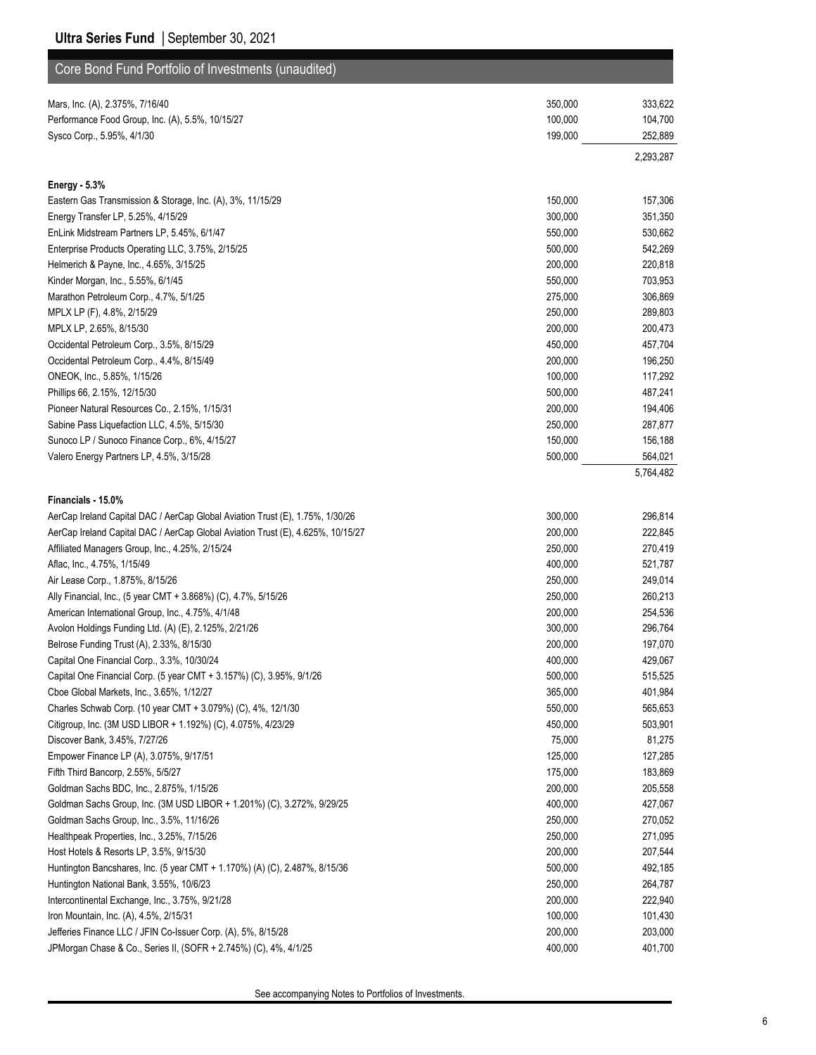## Core Bond Fund Portfolio of Investments (unaudited)

| | | |
|---|---|---|
| Mars, Inc. (A), 2.375%, 7/16/40 | 350,000 | 333,622 |
| Performance Food Group, Inc. (A), 5.5%, 10/15/27 | 100,000 | 104,700 |
| Sysco Corp., 5.95%, 4/1/30 | 199,000 | 252,889 |
| | | 2,293,287 |
| **Energy - 5.3%** | | |
| Eastern Gas Transmission & Storage, Inc. (A), 3%, 11/15/29 | 150,000 | 157,306 |
| Energy Transfer LP, 5.25%, 4/15/29 | 300,000 | 351,350 |
| EnLink Midstream Partners LP, 5.45%, 6/1/47 | 550,000 | 530,662 |
| Enterprise Products Operating LLC, 3.75%, 2/15/25 | 500,000 | 542,269 |
| Helmerich & Payne, Inc., 4.65%, 3/15/25 | 200,000 | 220,818 |
| Kinder Morgan, Inc., 5.55%, 6/1/45 | 550,000 | 703,953 |
| Marathon Petroleum Corp., 4.7%, 5/1/25 | 275,000 | 306,869 |
| MPLX LP (F), 4.8%, 2/15/29 | 250,000 | 289,803 |
| MPLX LP, 2.65%, 8/15/30 | 200,000 | 200,473 |
| Occidental Petroleum Corp., 3.5%, 8/15/29 | 450,000 | 457,704 |
| Occidental Petroleum Corp., 4.4%, 8/15/49 | 200,000 | 196,250 |
| ONEOK, Inc., 5.85%, 1/15/26 | 100,000 | 117,292 |
| Phillips 66, 2.15%, 12/15/30 | 500,000 | 487,241 |
| Pioneer Natural Resources Co., 2.15%, 1/15/31 | 200,000 | 194,406 |
| Sabine Pass Liquefaction LLC, 4.5%, 5/15/30 | 250,000 | 287,877 |
| Sunoco LP / Sunoco Finance Corp., 6%, 4/15/27 | 150,000 | 156,188 |
| Valero Energy Partners LP, 4.5%, 3/15/28 | 500,000 | 564,021 |
| | | 5,764,482 |
| **Financials - 15.0%** | | |
| AerCap Ireland Capital DAC / AerCap Global Aviation Trust (E), 1.75%, 1/30/26 | 300,000 | 296,814 |
| AerCap Ireland Capital DAC / AerCap Global Aviation Trust (E), 4.625%, 10/15/27 | 200,000 | 222,845 |
| Affiliated Managers Group, Inc., 4.25%, 2/15/24 | 250,000 | 270,419 |
| Aflac, Inc., 4.75%, 1/15/49 | 400,000 | 521,787 |
| Air Lease Corp., 1.875%, 8/15/26 | 250,000 | 249,014 |
| Ally Financial, Inc., (5 year CMT + 3.868%) (C), 4.7%, 5/15/26 | 250,000 | 260,213 |
| American International Group, Inc., 4.75%, 4/1/48 | 200,000 | 254,536 |
| Avolon Holdings Funding Ltd. (A) (E), 2.125%, 2/21/26 | 300,000 | 296,764 |
| Belrose Funding Trust (A), 2.33%, 8/15/30 | 200,000 | 197,070 |
| Capital One Financial Corp., 3.3%, 10/30/24 | 400,000 | 429,067 |
| Capital One Financial Corp. (5 year CMT + 3.157%) (C), 3.95%, 9/1/26 | 500,000 | 515,525 |
| Cboe Global Markets, Inc., 3.65%, 1/12/27 | 365,000 | 401,984 |
| Charles Schwab Corp. (10 year CMT + 3.079%) (C), 4%, 12/1/30 | 550,000 | 565,653 |
| Citigroup, Inc. (3M USD LIBOR + 1.192%) (C), 4.075%, 4/23/29 | 450,000 | 503,901 |
| Discover Bank, 3.45%, 7/27/26 | 75,000 | 81,275 |
| Empower Finance LP (A), 3.075%, 9/17/51 | 125,000 | 127,285 |
| Fifth Third Bancorp, 2.55%, 5/5/27 | 175,000 | 183,869 |
| Goldman Sachs BDC, Inc., 2.875%, 1/15/26 | 200,000 | 205,558 |
| Goldman Sachs Group, Inc. (3M USD LIBOR + 1.201%) (C), 3.272%, 9/29/25 | 400,000 | 427,067 |
| Goldman Sachs Group, Inc., 3.5%, 11/16/26 | 250,000 | 270,052 |
| Healthpeak Properties, Inc., 3.25%, 7/15/26 | 250,000 | 271,095 |
| Host Hotels & Resorts LP, 3.5%, 9/15/30 | 200,000 | 207,544 |
| Huntington Bancshares, Inc. (5 year CMT + 1.170%) (A) (C), 2.487%, 8/15/36 | 500,000 | 492,185 |
| Huntington National Bank, 3.55%, 10/6/23 | 250,000 | 264,787 |
| Intercontinental Exchange, Inc., 3.75%, 9/21/28 | 200,000 | 222,940 |
| Iron Mountain, Inc. (A), 4.5%, 2/15/31 | 100,000 | 101,430 |
| Jefferies Finance LLC / JFIN Co-Issuer Corp. (A), 5%, 8/15/28 | 200,000 | 203,000 |
| JPMorgan Chase & Co., Series II, (SOFR + 2.745%) (C), 4%, 4/1/25 | 400,000 | 401,700 |

See accompanying Notes to Portfolios of Investments.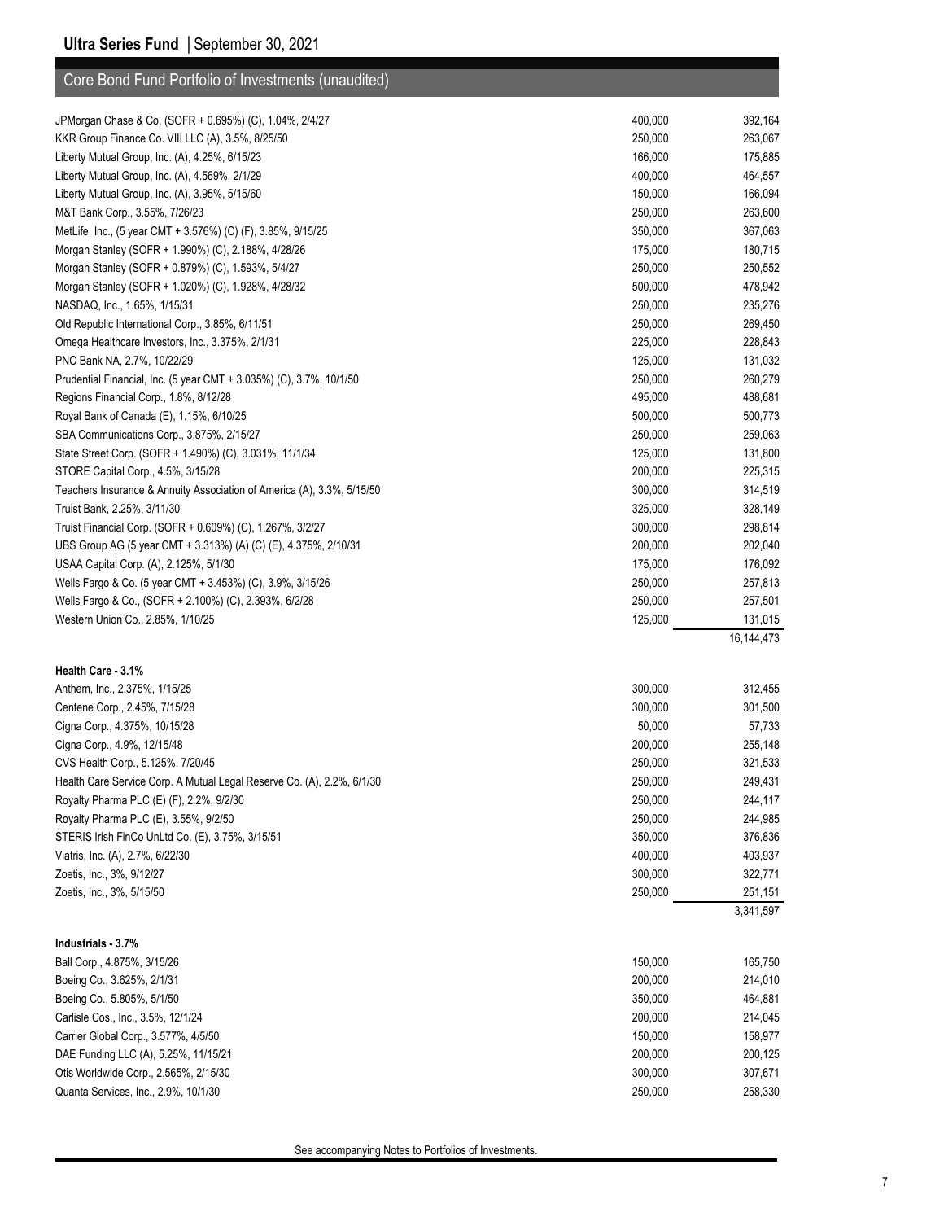## Core Bond Fund Portfolio of Investments (unaudited)

| | | |
|---|---|---|
| JPMorgan Chase & Co. (SOFR + 0.695%) (C), 1.04%, 2/4/27 | 400,000 | 392,164 |
| KKR Group Finance Co. VIII LLC (A), 3.5%, 8/25/50 | 250,000 | 263,067 |
| Liberty Mutual Group, Inc. (A), 4.25%, 6/15/23 | 166,000 | 175,885 |
| Liberty Mutual Group, Inc. (A), 4.569%, 2/1/29 | 400,000 | 464,557 |
| Liberty Mutual Group, Inc. (A), 3.95%, 5/15/60 | 150,000 | 166,094 |
| M&T Bank Corp., 3.55%, 7/26/23 | 250,000 | 263,600 |
| MetLife, Inc., (5 year CMT + 3.576%) (C) (F), 3.85%, 9/15/25 | 350,000 | 367,063 |
| Morgan Stanley (SOFR + 1.990%) (C), 2.188%, 4/28/26 | 175,000 | 180,715 |
| Morgan Stanley (SOFR + 0.879%) (C), 1.593%, 5/4/27 | 250,000 | 250,552 |
| Morgan Stanley (SOFR + 1.020%) (C), 1.928%, 4/28/32 | 500,000 | 478,942 |
| NASDAQ, Inc., 1.65%, 1/15/31 | 250,000 | 235,276 |
| Old Republic International Corp., 3.85%, 6/11/51 | 250,000 | 269,450 |
| Omega Healthcare Investors, Inc., 3.375%, 2/1/31 | 225,000 | 228,843 |
| PNC Bank NA, 2.7%, 10/22/29 | 125,000 | 131,032 |
| Prudential Financial, Inc. (5 year CMT + 3.035%) (C), 3.7%, 10/1/50 | 250,000 | 260,279 |
| Regions Financial Corp., 1.8%, 8/12/28 | 495,000 | 488,681 |
| Royal Bank of Canada (E), 1.15%, 6/10/25 | 500,000 | 500,773 |
| SBA Communications Corp., 3.875%, 2/15/27 | 250,000 | 259,063 |
| State Street Corp. (SOFR + 1.490%) (C), 3.031%, 11/1/34 | 125,000 | 131,800 |
| STORE Capital Corp., 4.5%, 3/15/28 | 200,000 | 225,315 |
| Teachers Insurance & Annuity Association of America (A), 3.3%, 5/15/50 | 300,000 | 314,519 |
| Truist Bank, 2.25%, 3/11/30 | 325,000 | 328,149 |
| Truist Financial Corp. (SOFR + 0.609%) (C), 1.267%, 3/2/27 | 300,000 | 298,814 |
| UBS Group AG (5 year CMT + 3.313%) (A) (C) (E), 4.375%, 2/10/31 | 200,000 | 202,040 |
| USAA Capital Corp. (A), 2.125%, 5/1/30 | 175,000 | 176,092 |
| Wells Fargo & Co. (5 year CMT + 3.453%) (C), 3.9%, 3/15/26 | 250,000 | 257,813 |
| Wells Fargo & Co., (SOFR + 2.100%) (C), 2.393%, 6/2/28 | 250,000 | 257,501 |
| Western Union Co., 2.85%, 1/10/25 | 125,000 | 131,015 |
| | | 16,144,473 |
| **Health Care - 3.1%** | | |
| Anthem, Inc., 2.375%, 1/15/25 | 300,000 | 312,455 |
| Centene Corp., 2.45%, 7/15/28 | 300,000 | 301,500 |
| Cigna Corp., 4.375%, 10/15/28 | 50,000 | 57,733 |
| Cigna Corp., 4.9%, 12/15/48 | 200,000 | 255,148 |
| CVS Health Corp., 5.125%, 7/20/45 | 250,000 | 321,533 |
| Health Care Service Corp. A Mutual Legal Reserve Co. (A), 2.2%, 6/1/30 | 250,000 | 249,431 |
| Royalty Pharma PLC (E) (F), 2.2%, 9/2/30 | 250,000 | 244,117 |
| Royalty Pharma PLC (E), 3.55%, 9/2/50 | 250,000 | 244,985 |
| STERIS Irish FinCo UnLtd Co. (E), 3.75%, 3/15/51 | 350,000 | 376,836 |
| Viatris, Inc. (A), 2.7%, 6/22/30 | 400,000 | 403,937 |
| Zoetis, Inc., 3%, 9/12/27 | 300,000 | 322,771 |
| Zoetis, Inc., 3%, 5/15/50 | 250,000 | 251,151 |
| | | 3,341,597 |
| **Industrials - 3.7%** | | |
| Ball Corp., 4.875%, 3/15/26 | 150,000 | 165,750 |
| Boeing Co., 3.625%, 2/1/31 | 200,000 | 214,010 |
| Boeing Co., 5.805%, 5/1/50 | 350,000 | 464,881 |
| Carlisle Cos., Inc., 3.5%, 12/1/24 | 200,000 | 214,045 |
| Carrier Global Corp., 3.577%, 4/5/50 | 150,000 | 158,977 |
| DAE Funding LLC (A), 5.25%, 11/15/21 | 200,000 | 200,125 |
| Otis Worldwide Corp., 2.565%, 2/15/30 | 300,000 | 307,671 |
| Quanta Services, Inc., 2.9%, 10/1/30 | 250,000 | 258,330 |

See accompanying Notes to Portfolios of Investments.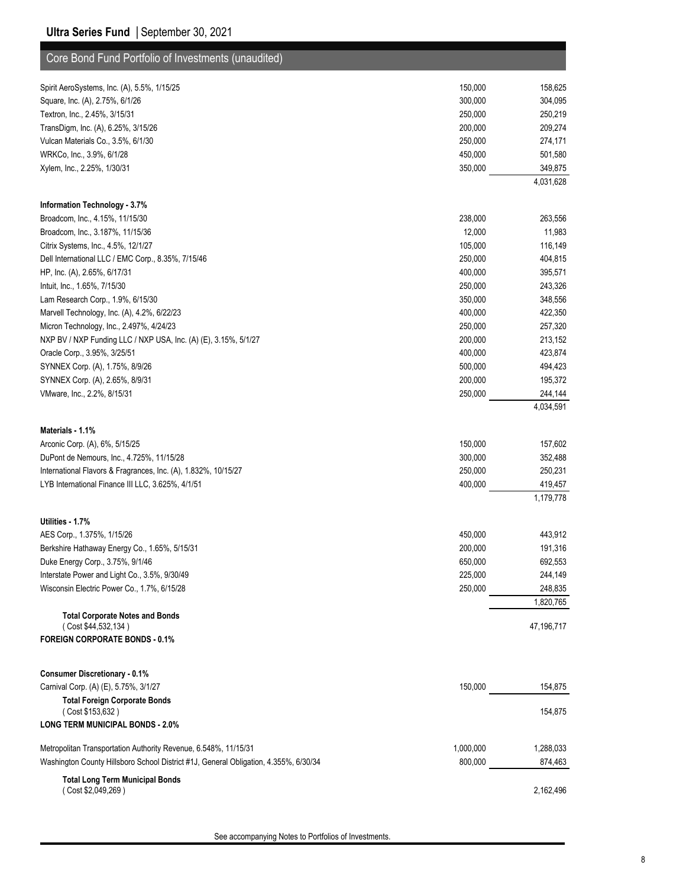## Core Bond Fund Portfolio of Investments (unaudited)

| | Par Value | Value |
|---|---|---|
| Spirit AeroSystems, Inc. (A), 5.5%, 1/15/25 | 150,000 | 158,625 |
| Square, Inc. (A), 2.75%, 6/1/26 | 300,000 | 304,095 |
| Textron, Inc., 2.45%, 3/15/31 | 250,000 | 250,219 |
| TransDigm, Inc. (A), 6.25%, 3/15/26 | 200,000 | 209,274 |
| Vulcan Materials Co., 3.5%, 6/1/30 | 250,000 | 274,171 |
| WRKCo, Inc., 3.9%, 6/1/28 | 450,000 | 501,580 |
| Xylem, Inc., 2.25%, 1/30/31 | 350,000 | 349,875 |
| | | 4,031,628 |
| **Information Technology - 3.7%** | | |
| Broadcom, Inc., 4.15%, 11/15/30 | 238,000 | 263,556 |
| Broadcom, Inc., 3.187%, 11/15/36 | 12,000 | 11,983 |
| Citrix Systems, Inc., 4.5%, 12/1/27 | 105,000 | 116,149 |
| Dell International LLC / EMC Corp., 8.35%, 7/15/46 | 250,000 | 404,815 |
| HP, Inc. (A), 2.65%, 6/17/31 | 400,000 | 395,571 |
| Intuit, Inc., 1.65%, 7/15/30 | 250,000 | 243,326 |
| Lam Research Corp., 1.9%, 6/15/30 | 350,000 | 348,556 |
| Marvell Technology, Inc. (A), 4.2%, 6/22/23 | 400,000 | 422,350 |
| Micron Technology, Inc., 2.497%, 4/24/23 | 250,000 | 257,320 |
| NXP BV / NXP Funding LLC / NXP USA, Inc. (A) (E), 3.15%, 5/1/27 | 200,000 | 213,152 |
| Oracle Corp., 3.95%, 3/25/51 | 400,000 | 423,874 |
| SYNNEX Corp. (A), 1.75%, 8/9/26 | 500,000 | 494,423 |
| SYNNEX Corp. (A), 2.65%, 8/9/31 | 200,000 | 195,372 |
| VMware, Inc., 2.2%, 8/15/31 | 250,000 | 244,144 |
| | | 4,034,591 |
| **Materials - 1.1%** | | |
| Arconic Corp. (A), 6%, 5/15/25 | 150,000 | 157,602 |
| DuPont de Nemours, Inc., 4.725%, 11/15/28 | 300,000 | 352,488 |
| International Flavors & Fragrances, Inc. (A), 1.832%, 10/15/27 | 250,000 | 250,231 |
| LYB International Finance III LLC, 3.625%, 4/1/51 | 400,000 | 419,457 |
| | | 1,179,778 |
| **Utilities - 1.7%** | | |
| AES Corp., 1.375%, 1/15/26 | 450,000 | 443,912 |
| Berkshire Hathaway Energy Co., 1.65%, 5/15/31 | 200,000 | 191,316 |
| Duke Energy Corp., 3.75%, 9/1/46 | 650,000 | 692,553 |
| Interstate Power and Light Co., 3.5%, 9/30/49 | 225,000 | 244,149 |
| Wisconsin Electric Power Co., 1.7%, 6/15/28 | 250,000 | 248,835 |
| | | 1,820,765 |
| **Total Corporate Notes and Bonds** ( Cost $44,532,134 ) | | 47,196,717 |
| **FOREIGN CORPORATE BONDS - 0.1%** | | |
| **Consumer Discretionary - 0.1%** | | |
| Carnival Corp. (A) (E), 5.75%, 3/1/27 | 150,000 | 154,875 |
| **Total Foreign Corporate Bonds** ( Cost $153,632 ) | | 154,875 |
| **LONG TERM MUNICIPAL BONDS - 2.0%** | | |
| Metropolitan Transportation Authority Revenue, 6.548%, 11/15/31 | 1,000,000 | 1,288,033 |
| Washington County Hillsboro School District #1J, General Obligation, 4.355%, 6/30/34 | 800,000 | 874,463 |
| **Total Long Term Municipal Bonds** ( Cost $2,049,269 ) | | 2,162,496 |

See accompanying Notes to Portfolios of Investments.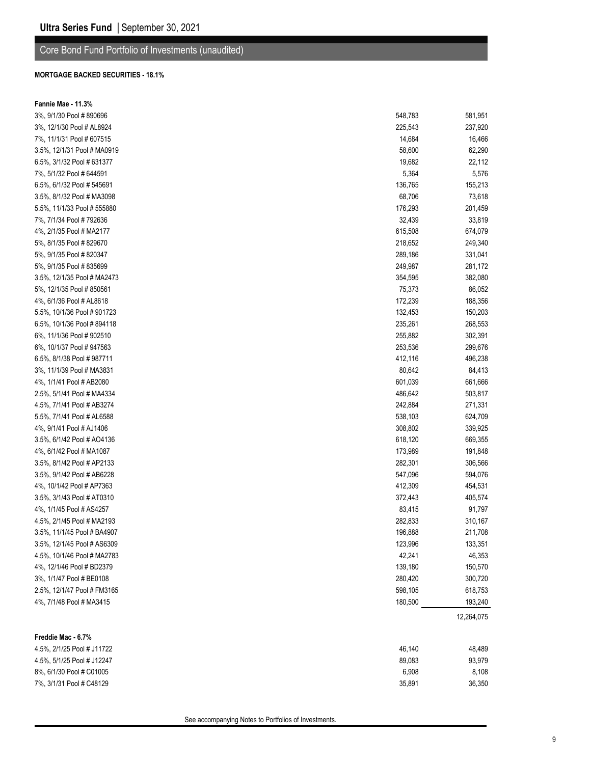## Core Bond Fund Portfolio of Investments (unaudited)

**MORTGAGE BACKED SECURITIES - 18.1%**

**Fannie Mae - 11.3%**

| | | |
|---|---|---|
| 3%, 9/1/30 Pool # 890696 | 548,783 | 581,951 |
| 3%, 12/1/30 Pool # AL8924 | 225,543 | 237,920 |
| 7%, 11/1/31 Pool # 607515 | 14,684 | 16,466 |
| 3.5%, 12/1/31 Pool # MA0919 | 58,600 | 62,290 |
| 6.5%, 3/1/32 Pool # 631377 | 19,682 | 22,112 |
| 7%, 5/1/32 Pool # 644591 | 5,364 | 5,576 |
| 6.5%, 6/1/32 Pool # 545691 | 136,765 | 155,213 |
| 3.5%, 8/1/32 Pool # MA3098 | 68,706 | 73,618 |
| 5.5%, 11/1/33 Pool # 555880 | 176,293 | 201,459 |
| 7%, 7/1/34 Pool # 792636 | 32,439 | 33,819 |
| 4%, 2/1/35 Pool # MA2177 | 615,508 | 674,079 |
| 5%, 8/1/35 Pool # 829670 | 218,652 | 249,340 |
| 5%, 9/1/35 Pool # 820347 | 289,186 | 331,041 |
| 5%, 9/1/35 Pool # 835699 | 249,987 | 281,172 |
| 3.5%, 12/1/35 Pool # MA2473 | 354,595 | 382,080 |
| 5%, 12/1/35 Pool # 850561 | 75,373 | 86,052 |
| 4%, 6/1/36 Pool # AL8618 | 172,239 | 188,356 |
| 5.5%, 10/1/36 Pool # 901723 | 132,453 | 150,203 |
| 6.5%, 10/1/36 Pool # 894118 | 235,261 | 268,553 |
| 6%, 11/1/36 Pool # 902510 | 255,882 | 302,391 |
| 6%, 10/1/37 Pool # 947563 | 253,536 | 299,676 |
| 6.5%, 8/1/38 Pool # 987711 | 412,116 | 496,238 |
| 3%, 11/1/39 Pool # MA3831 | 80,642 | 84,413 |
| 4%, 1/1/41 Pool # AB2080 | 601,039 | 661,666 |
| 2.5%, 5/1/41 Pool # MA4334 | 486,642 | 503,817 |
| 4.5%, 7/1/41 Pool # AB3274 | 242,884 | 271,331 |
| 5.5%, 7/1/41 Pool # AL6588 | 538,103 | 624,709 |
| 4%, 9/1/41 Pool # AJ1406 | 308,802 | 339,925 |
| 3.5%, 6/1/42 Pool # AO4136 | 618,120 | 669,355 |
| 4%, 6/1/42 Pool # MA1087 | 173,989 | 191,848 |
| 3.5%, 8/1/42 Pool # AP2133 | 282,301 | 306,566 |
| 3.5%, 9/1/42 Pool # AB6228 | 547,096 | 594,076 |
| 4%, 10/1/42 Pool # AP7363 | 412,309 | 454,531 |
| 3.5%, 3/1/43 Pool # AT0310 | 372,443 | 405,574 |
| 4%, 1/1/45 Pool # AS4257 | 83,415 | 91,797 |
| 4.5%, 2/1/45 Pool # MA2193 | 282,833 | 310,167 |
| 3.5%, 11/1/45 Pool # BA4907 | 196,888 | 211,708 |
| 3.5%, 12/1/45 Pool # AS6309 | 123,996 | 133,351 |
| 4.5%, 10/1/46 Pool # MA2783 | 42,241 | 46,353 |
| 4%, 12/1/46 Pool # BD2379 | 139,180 | 150,570 |
| 3%, 1/1/47 Pool # BE0108 | 280,420 | 300,720 |
| 2.5%, 12/1/47 Pool # FM3165 | 598,105 | 618,753 |
| 4%, 7/1/48 Pool # MA3415 | 180,500 | 193,240 |
| | | 12,264,075 |

**Freddie Mac - 6.7%**

| | | |
|---|---|---|
| 4.5%, 2/1/25 Pool # J11722 | 46,140 | 48,489 |
| 4.5%, 5/1/25 Pool # J12247 | 89,083 | 93,979 |
| 8%, 6/1/30 Pool # C01005 | 6,908 | 8,108 |
| 7%, 3/1/31 Pool # C48129 | 35,891 | 36,350 |

See accompanying Notes to Portfolios of Investments.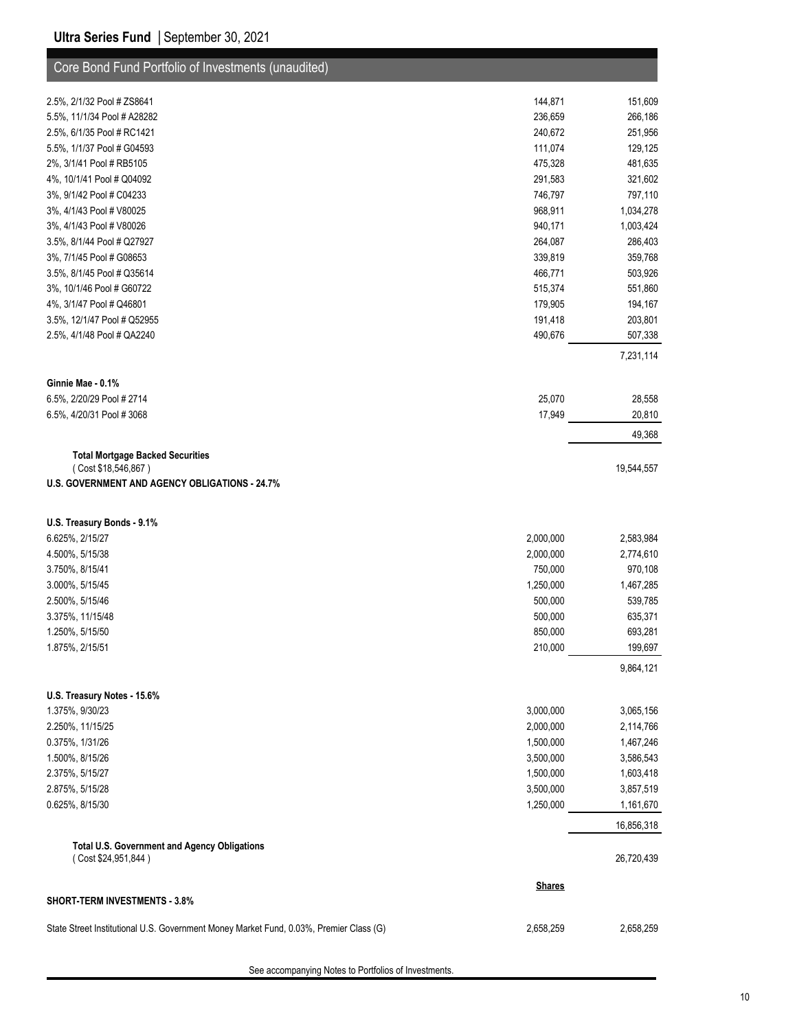## Core Bond Fund Portfolio of Investments (unaudited)

| | | |
|---|---|---|
| 2.5%, 2/1/32 Pool # ZS8641 | 144,871 | 151,609 |
| 5.5%, 11/1/34 Pool # A28282 | 236,659 | 266,186 |
| 2.5%, 6/1/35 Pool # RC1421 | 240,672 | 251,956 |
| 5.5%, 1/1/37 Pool # G04593 | 111,074 | 129,125 |
| 2%, 3/1/41 Pool # RB5105 | 475,328 | 481,635 |
| 4%, 10/1/41 Pool # Q04092 | 291,583 | 321,602 |
| 3%, 9/1/42 Pool # C04233 | 746,797 | 797,110 |
| 3%, 4/1/43 Pool # V80025 | 968,911 | 1,034,278 |
| 3%, 4/1/43 Pool # V80026 | 940,171 | 1,003,424 |
| 3.5%, 8/1/44 Pool # Q27927 | 264,087 | 286,403 |
| 3%, 7/1/45 Pool # G08653 | 339,819 | 359,768 |
| 3.5%, 8/1/45 Pool # Q35614 | 466,771 | 503,926 |
| 3%, 10/1/46 Pool # G60722 | 515,374 | 551,860 |
| 4%, 3/1/47 Pool # Q46801 | 179,905 | 194,167 |
| 3.5%, 12/1/47 Pool # Q52955 | 191,418 | 203,801 |
| 2.5%, 4/1/48 Pool # QA2240 | 490,676 | 507,338 |
| | | 7,231,114 |
| **Ginnie Mae - 0.1%** | | |
| 6.5%, 2/20/29 Pool # 2714 | 25,070 | 28,558 |
| 6.5%, 4/20/31 Pool # 3068 | 17,949 | 20,810 |
| | | 49,368 |
| **Total Mortgage Backed Securities** ( Cost $18,546,867 ) | | 19,544,557 |
| **U.S. GOVERNMENT AND AGENCY OBLIGATIONS - 24.7%** | | |
| **U.S. Treasury Bonds - 9.1%** | | |
| 6.625%, 2/15/27 | 2,000,000 | 2,583,984 |
| 4.500%, 5/15/38 | 2,000,000 | 2,774,610 |
| 3.750%, 8/15/41 | 750,000 | 970,108 |
| 3.000%, 5/15/45 | 1,250,000 | 1,467,285 |
| 2.500%, 5/15/46 | 500,000 | 539,785 |
| 3.375%, 11/15/48 | 500,000 | 635,371 |
| 1.250%, 5/15/50 | 850,000 | 693,281 |
| 1.875%, 2/15/51 | 210,000 | 199,697 |
| | | 9,864,121 |
| **U.S. Treasury Notes - 15.6%** | | |
| 1.375%, 9/30/23 | 3,000,000 | 3,065,156 |
| 2.250%, 11/15/25 | 2,000,000 | 2,114,766 |
| 0.375%, 1/31/26 | 1,500,000 | 1,467,246 |
| 1.500%, 8/15/26 | 3,500,000 | 3,586,543 |
| 2.375%, 5/15/27 | 1,500,000 | 1,603,418 |
| 2.875%, 5/15/28 | 3,500,000 | 3,857,519 |
| 0.625%, 8/15/30 | 1,250,000 | 1,161,670 |
| | | 16,856,318 |
| **Total U.S. Government and Agency Obligations** ( Cost $24,951,844 ) | | 26,720,439 |
| | **Shares** | |
| **SHORT-TERM INVESTMENTS - 3.8%** | | |
| State Street Institutional U.S. Government Money Market Fund, 0.03%, Premier Class (G) | 2,658,259 | 2,658,259 |

See accompanying Notes to Portfolios of Investments.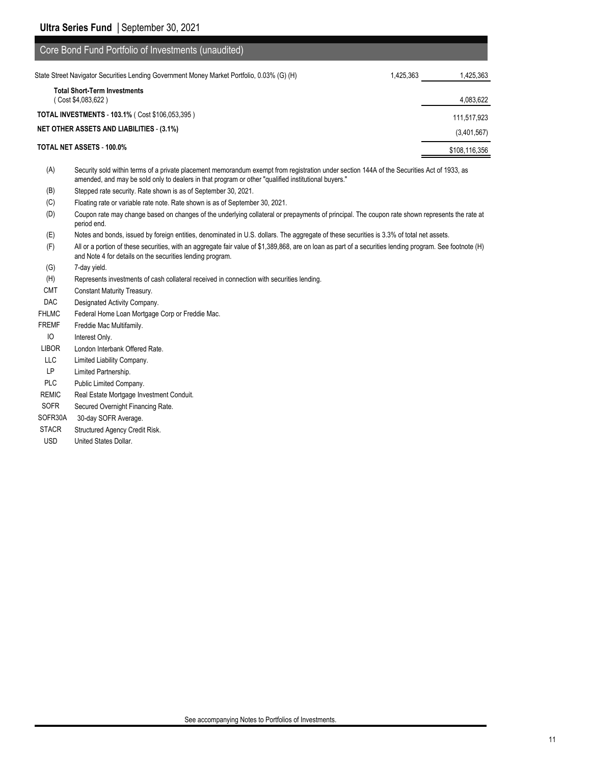## Core Bond Fund Portfolio of Investments (unaudited)

| | Shares | Value |
|---|---|---|
| State Street Navigator Securities Lending Government Money Market Portfolio, 0.03% (G) (H) | 1,425,363 | 1,425,363 |
| **Total Short-Term Investments** ( Cost $4,083,622 ) | | 4,083,622 |
| **TOTAL INVESTMENTS - 103.1%** ( Cost $106,053,395 ) | | 111,517,923 |
| **NET OTHER ASSETS AND LIABILITIES - (3.1%)** | | (3,401,567) |
| **TOTAL NET ASSETS - 100.0%** | | $108,116,356 |

(A) Security sold within terms of a private placement memorandum exempt from registration under section 144A of the Securities Act of 1933, as amended, and may be sold only to dealers in that program or other "qualified institutional buyers."

(B) Stepped rate security. Rate shown is as of September 30, 2021.

(C) Floating rate or variable rate note. Rate shown is as of September 30, 2021.

(D) Coupon rate may change based on changes of the underlying collateral or prepayments of principal. The coupon rate shown represents the rate at period end.

(E) Notes and bonds, issued by foreign entities, denominated in U.S. dollars. The aggregate of these securities is 3.3% of total net assets.

(F) All or a portion of these securities, with an aggregate fair value of $1,389,868, are on loan as part of a securities lending program. See footnote (H) and Note 4 for details on the securities lending program.

(G) 7-day yield.

(H) Represents investments of cash collateral received in connection with securities lending.

CMT Constant Maturity Treasury.

DAC Designated Activity Company.

FHLMC Federal Home Loan Mortgage Corp or Freddie Mac.

FREMF Freddie Mac Multifamily.

IO Interest Only.

LIBOR London Interbank Offered Rate.

LLC Limited Liability Company.

LP Limited Partnership.

PLC Public Limited Company.

REMIC Real Estate Mortgage Investment Conduit.

SOFR Secured Overnight Financing Rate.

SOFR30A 30-day SOFR Average.

STACR Structured Agency Credit Risk.

USD United States Dollar.

See accompanying Notes to Portfolios of Investments.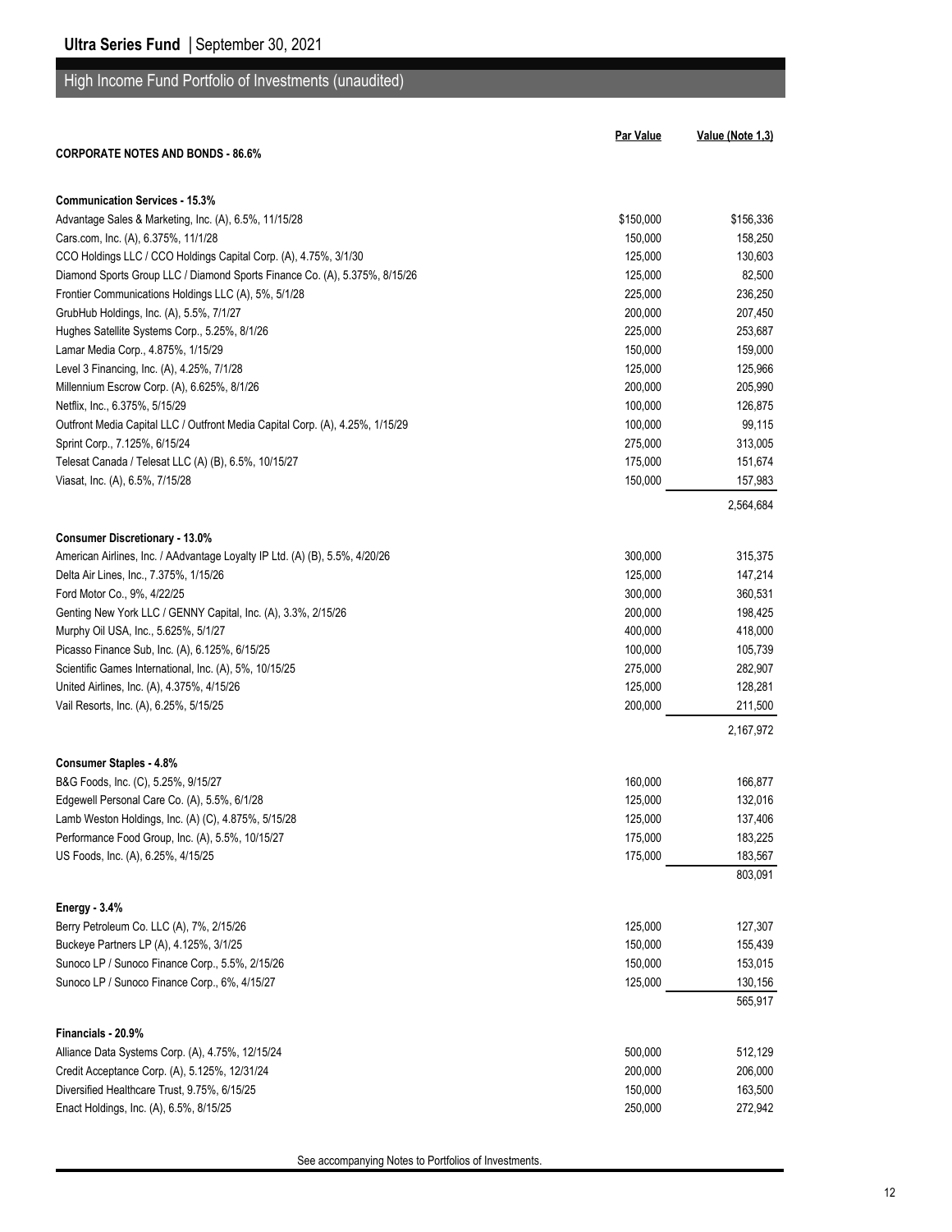## High Income Fund Portfolio of Investments (unaudited)

| | Par Value | Value (Note 1,3) |
|---|---|---|
| **CORPORATE NOTES AND BONDS - 86.6%** | | |
| **Communication Services - 15.3%** | | |
| Advantage Sales & Marketing, Inc. (A), 6.5%, 11/15/28 | $150,000 | $156,336 |
| Cars.com, Inc. (A), 6.375%, 11/1/28 | 150,000 | 158,250 |
| CCO Holdings LLC / CCO Holdings Capital Corp. (A), 4.75%, 3/1/30 | 125,000 | 130,603 |
| Diamond Sports Group LLC / Diamond Sports Finance Co. (A), 5.375%, 8/15/26 | 125,000 | 82,500 |
| Frontier Communications Holdings LLC (A), 5%, 5/1/28 | 225,000 | 236,250 |
| GrubHub Holdings, Inc. (A), 5.5%, 7/1/27 | 200,000 | 207,450 |
| Hughes Satellite Systems Corp., 5.25%, 8/1/26 | 225,000 | 253,687 |
| Lamar Media Corp., 4.875%, 1/15/29 | 150,000 | 159,000 |
| Level 3 Financing, Inc. (A), 4.25%, 7/1/28 | 125,000 | 125,966 |
| Millennium Escrow Corp. (A), 6.625%, 8/1/26 | 200,000 | 205,990 |
| Netflix, Inc., 6.375%, 5/15/29 | 100,000 | 126,875 |
| Outfront Media Capital LLC / Outfront Media Capital Corp. (A), 4.25%, 1/15/29 | 100,000 | 99,115 |
| Sprint Corp., 7.125%, 6/15/24 | 275,000 | 313,005 |
| Telesat Canada / Telesat LLC (A) (B), 6.5%, 10/15/27 | 175,000 | 151,674 |
| Viasat, Inc. (A), 6.5%, 7/15/28 | 150,000 | 157,983 |
| | | 2,564,684 |
| **Consumer Discretionary - 13.0%** | | |
| American Airlines, Inc. / AAdvantage Loyalty IP Ltd. (A) (B), 5.5%, 4/20/26 | 300,000 | 315,375 |
| Delta Air Lines, Inc., 7.375%, 1/15/26 | 125,000 | 147,214 |
| Ford Motor Co., 9%, 4/22/25 | 300,000 | 360,531 |
| Genting New York LLC / GENNY Capital, Inc. (A), 3.3%, 2/15/26 | 200,000 | 198,425 |
| Murphy Oil USA, Inc., 5.625%, 5/1/27 | 400,000 | 418,000 |
| Picasso Finance Sub, Inc. (A), 6.125%, 6/15/25 | 100,000 | 105,739 |
| Scientific Games International, Inc. (A), 5%, 10/15/25 | 275,000 | 282,907 |
| United Airlines, Inc. (A), 4.375%, 4/15/26 | 125,000 | 128,281 |
| Vail Resorts, Inc. (A), 6.25%, 5/15/25 | 200,000 | 211,500 |
| | | 2,167,972 |
| **Consumer Staples - 4.8%** | | |
| B&G Foods, Inc. (C), 5.25%, 9/15/27 | 160,000 | 166,877 |
| Edgewell Personal Care Co. (A), 5.5%, 6/1/28 | 125,000 | 132,016 |
| Lamb Weston Holdings, Inc. (A) (C), 4.875%, 5/15/28 | 125,000 | 137,406 |
| Performance Food Group, Inc. (A), 5.5%, 10/15/27 | 175,000 | 183,225 |
| US Foods, Inc. (A), 6.25%, 4/15/25 | 175,000 | 183,567 |
| | | 803,091 |
| **Energy - 3.4%** | | |
| Berry Petroleum Co. LLC (A), 7%, 2/15/26 | 125,000 | 127,307 |
| Buckeye Partners LP (A), 4.125%, 3/1/25 | 150,000 | 155,439 |
| Sunoco LP / Sunoco Finance Corp., 5.5%, 2/15/26 | 150,000 | 153,015 |
| Sunoco LP / Sunoco Finance Corp., 6%, 4/15/27 | 125,000 | 130,156 |
| | | 565,917 |
| **Financials - 20.9%** | | |
| Alliance Data Systems Corp. (A), 4.75%, 12/15/24 | 500,000 | 512,129 |
| Credit Acceptance Corp. (A), 5.125%, 12/31/24 | 200,000 | 206,000 |
| Diversified Healthcare Trust, 9.75%, 6/15/25 | 150,000 | 163,500 |
| Enact Holdings, Inc. (A), 6.5%, 8/15/25 | 250,000 | 272,942 |

See accompanying Notes to Portfolios of Investments.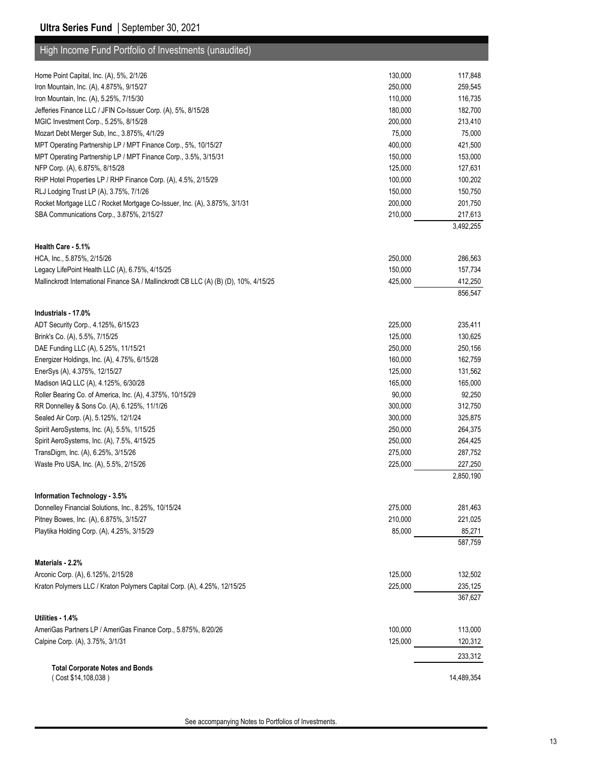## High Income Fund Portfolio of Investments (unaudited)

| | | |
|---|---|---|
| Home Point Capital, Inc. (A), 5%, 2/1/26 | 130,000 | 117,848 |
| Iron Mountain, Inc. (A), 4.875%, 9/15/27 | 250,000 | 259,545 |
| Iron Mountain, Inc. (A), 5.25%, 7/15/30 | 110,000 | 116,735 |
| Jefferies Finance LLC / JFIN Co-Issuer Corp. (A), 5%, 8/15/28 | 180,000 | 182,700 |
| MGIC Investment Corp., 5.25%, 8/15/28 | 200,000 | 213,410 |
| Mozart Debt Merger Sub, Inc., 3.875%, 4/1/29 | 75,000 | 75,000 |
| MPT Operating Partnership LP / MPT Finance Corp., 5%, 10/15/27 | 400,000 | 421,500 |
| MPT Operating Partnership LP / MPT Finance Corp., 3.5%, 3/15/31 | 150,000 | 153,000 |
| NFP Corp. (A), 6.875%, 8/15/28 | 125,000 | 127,631 |
| RHP Hotel Properties LP / RHP Finance Corp. (A), 4.5%, 2/15/29 | 100,000 | 100,202 |
| RLJ Lodging Trust LP (A), 3.75%, 7/1/26 | 150,000 | 150,750 |
| Rocket Mortgage LLC / Rocket Mortgage Co-Issuer, Inc. (A), 3.875%, 3/1/31 | 200,000 | 201,750 |
| SBA Communications Corp., 3.875%, 2/15/27 | 210,000 | 217,613 |
| | | 3,492,255 |
| **Health Care - 5.1%** | | |
| HCA, Inc., 5.875%, 2/15/26 | 250,000 | 286,563 |
| Legacy LifePoint Health LLC (A), 6.75%, 4/15/25 | 150,000 | 157,734 |
| Mallinckrodt International Finance SA / Mallinckrodt CB LLC (A) (B) (D), 10%, 4/15/25 | 425,000 | 412,250 |
| | | 856,547 |
| **Industrials - 17.0%** | | |
| ADT Security Corp., 4.125%, 6/15/23 | 225,000 | 235,411 |
| Brink's Co. (A), 5.5%, 7/15/25 | 125,000 | 130,625 |
| DAE Funding LLC (A), 5.25%, 11/15/21 | 250,000 | 250,156 |
| Energizer Holdings, Inc. (A), 4.75%, 6/15/28 | 160,000 | 162,759 |
| EnerSys (A), 4.375%, 12/15/27 | 125,000 | 131,562 |
| Madison IAQ LLC (A), 4.125%, 6/30/28 | 165,000 | 165,000 |
| Roller Bearing Co. of America, Inc. (A), 4.375%, 10/15/29 | 90,000 | 92,250 |
| RR Donnelley & Sons Co. (A), 6.125%, 11/1/26 | 300,000 | 312,750 |
| Sealed Air Corp. (A), 5.125%, 12/1/24 | 300,000 | 325,875 |
| Spirit AeroSystems, Inc. (A), 5.5%, 1/15/25 | 250,000 | 264,375 |
| Spirit AeroSystems, Inc. (A), 7.5%, 4/15/25 | 250,000 | 264,425 |
| TransDigm, Inc. (A), 6.25%, 3/15/26 | 275,000 | 287,752 |
| Waste Pro USA, Inc. (A), 5.5%, 2/15/26 | 225,000 | 227,250 |
| | | 2,850,190 |
| **Information Technology - 3.5%** | | |
| Donnelley Financial Solutions, Inc., 8.25%, 10/15/24 | 275,000 | 281,463 |
| Pitney Bowes, Inc. (A), 6.875%, 3/15/27 | 210,000 | 221,025 |
| Playtika Holding Corp. (A), 4.25%, 3/15/29 | 85,000 | 85,271 |
| | | 587,759 |
| **Materials - 2.2%** | | |
| Arconic Corp. (A), 6.125%, 2/15/28 | 125,000 | 132,502 |
| Kraton Polymers LLC / Kraton Polymers Capital Corp. (A), 4.25%, 12/15/25 | 225,000 | 235,125 |
| | | 367,627 |
| **Utilities - 1.4%** | | |
| AmeriGas Partners LP / AmeriGas Finance Corp., 5.875%, 8/20/26 | 100,000 | 113,000 |
| Calpine Corp. (A), 3.75%, 3/1/31 | 125,000 | 120,312 |
| | | 233,312 |
| **Total Corporate Notes and Bonds** ( Cost $14,108,038 ) | | 14,489,354 |

See accompanying Notes to Portfolios of Investments.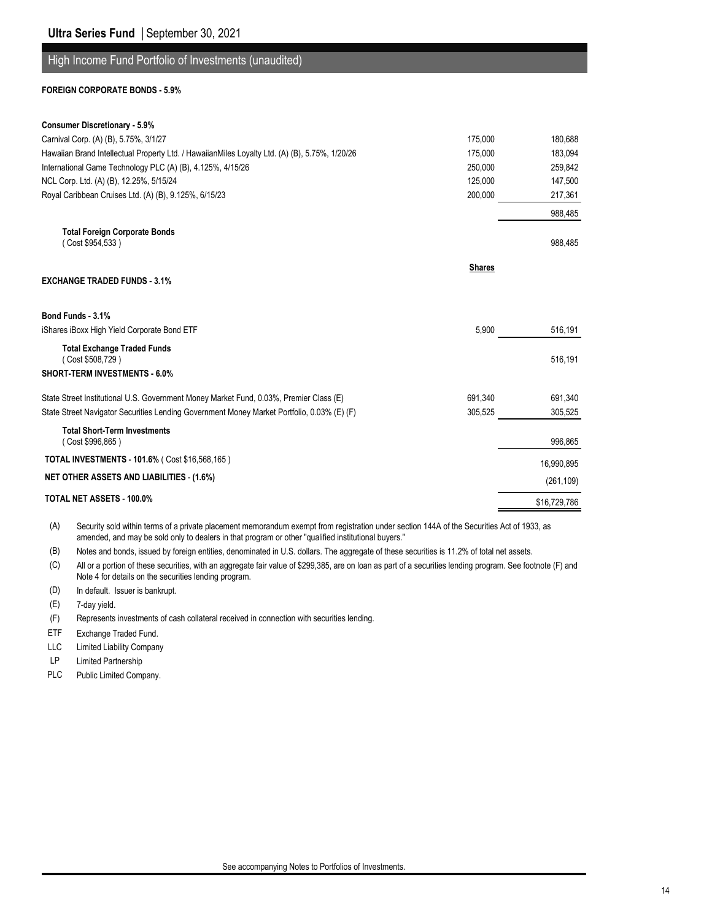## High Income Fund Portfolio of Investments (unaudited)

| | Par Value/Shares | Value (Note 2) |
|---|---|---|
| **FOREIGN CORPORATE BONDS - 5.9%** | | |
| **Consumer Discretionary - 5.9%** | | |
| Carnival Corp. (A) (B), 5.75%, 3/1/27 | 175,000 | 180,688 |
| Hawaiian Brand Intellectual Property Ltd. / HawaiianMiles Loyalty Ltd. (A) (B), 5.75%, 1/20/26 | 175,000 | 183,094 |
| International Game Technology PLC (A) (B), 4.125%, 4/15/26 | 250,000 | 259,842 |
| NCL Corp. Ltd. (A) (B), 12.25%, 5/15/24 | 125,000 | 147,500 |
| Royal Caribbean Cruises Ltd. (A) (B), 9.125%, 6/15/23 | 200,000 | 217,361 |
| | | 988,485 |
| **Total Foreign Corporate Bonds** ( Cost $954,533 ) | | 988,485 |
| | **Shares** | |
| **EXCHANGE TRADED FUNDS - 3.1%** | | |
| **Bond Funds - 3.1%** | | |
| iShares iBoxx High Yield Corporate Bond ETF | 5,900 | 516,191 |
| **Total Exchange Traded Funds** ( Cost $508,729 ) | | 516,191 |
| **SHORT-TERM INVESTMENTS - 6.0%** | | |
| State Street Institutional U.S. Government Money Market Fund, 0.03%, Premier Class (E) | 691,340 | 691,340 |
| State Street Navigator Securities Lending Government Money Market Portfolio, 0.03% (E) (F) | 305,525 | 305,525 |
| **Total Short-Term Investments** ( Cost $996,865 ) | | 996,865 |
| **TOTAL INVESTMENTS** - **101.6%** ( Cost $16,568,165 ) | | 16,990,895 |
| **NET OTHER ASSETS AND LIABILITIES** - **(1.6%)** | | (261,109) |
| **TOTAL NET ASSETS** - **100.0%** | | $16,729,786 |

(A) Security sold within terms of a private placement memorandum exempt from registration under section 144A of the Securities Act of 1933, as amended, and may be sold only to dealers in that program or other "qualified institutional buyers."

(B) Notes and bonds, issued by foreign entities, denominated in U.S. dollars. The aggregate of these securities is 11.2% of total net assets.

(C) All or a portion of these securities, with an aggregate fair value of $299,385, are on loan as part of a securities lending program. See footnote (F) and Note 4 for details on the securities lending program.

(D) In default. Issuer is bankrupt.

(E) 7-day yield.

(F) Represents investments of cash collateral received in connection with securities lending.

ETF Exchange Traded Fund.

LLC Limited Liability Company

LP Limited Partnership

PLC Public Limited Company.

See accompanying Notes to Portfolios of Investments.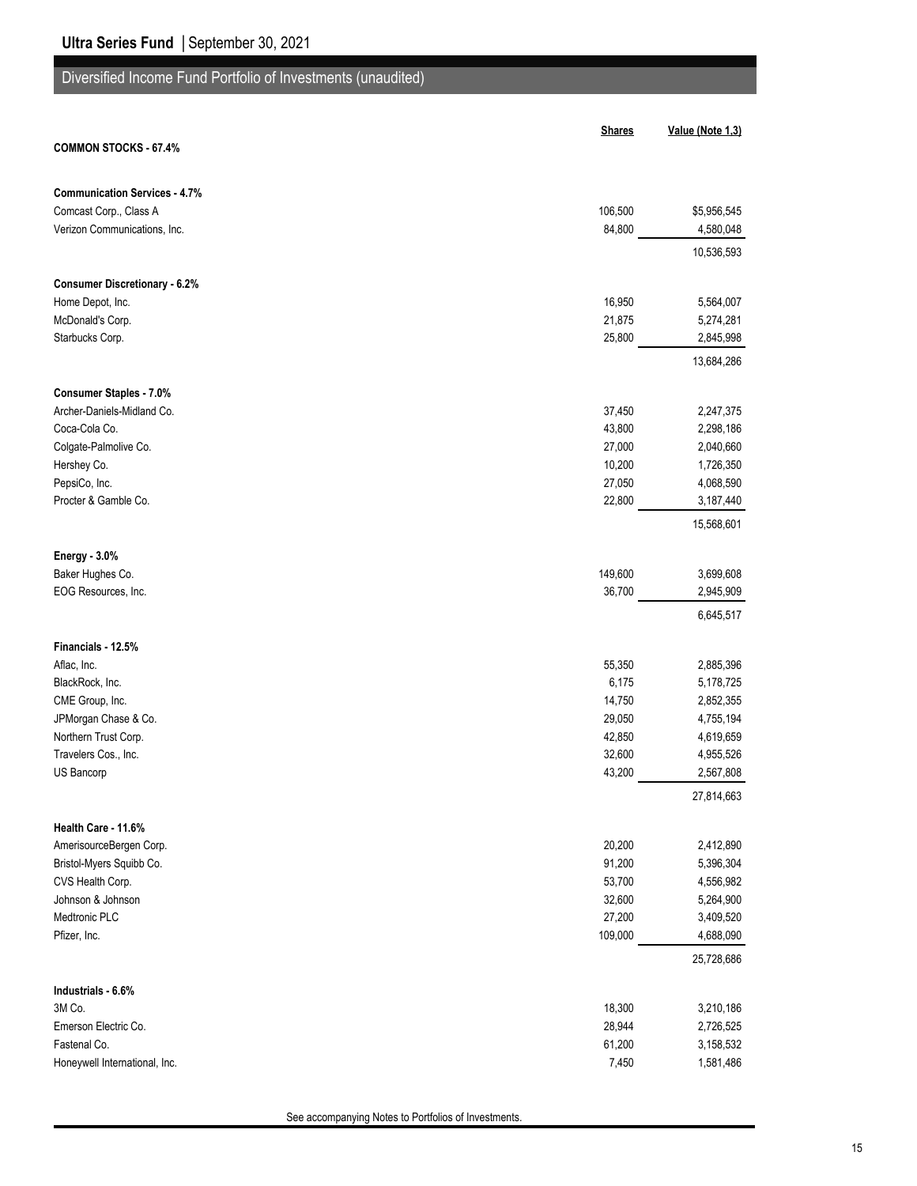## Diversified Income Fund Portfolio of Investments (unaudited)

| | Shares | Value (Note 1,3) |
|---|---|---|
| **COMMON STOCKS - 67.4%** | | |
| **Communication Services - 4.7%** | | |
| Comcast Corp., Class A | 106,500 | $5,956,545 |
| Verizon Communications, Inc. | 84,800 | 4,580,048 |
| | | 10,536,593 |
| **Consumer Discretionary - 6.2%** | | |
| Home Depot, Inc. | 16,950 | 5,564,007 |
| McDonald's Corp. | 21,875 | 5,274,281 |
| Starbucks Corp. | 25,800 | 2,845,998 |
| | | 13,684,286 |
| **Consumer Staples - 7.0%** | | |
| Archer-Daniels-Midland Co. | 37,450 | 2,247,375 |
| Coca-Cola Co. | 43,800 | 2,298,186 |
| Colgate-Palmolive Co. | 27,000 | 2,040,660 |
| Hershey Co. | 10,200 | 1,726,350 |
| PepsiCo, Inc. | 27,050 | 4,068,590 |
| Procter & Gamble Co. | 22,800 | 3,187,440 |
| | | 15,568,601 |
| **Energy - 3.0%** | | |
| Baker Hughes Co. | 149,600 | 3,699,608 |
| EOG Resources, Inc. | 36,700 | 2,945,909 |
| | | 6,645,517 |
| **Financials - 12.5%** | | |
| Aflac, Inc. | 55,350 | 2,885,396 |
| BlackRock, Inc. | 6,175 | 5,178,725 |
| CME Group, Inc. | 14,750 | 2,852,355 |
| JPMorgan Chase & Co. | 29,050 | 4,755,194 |
| Northern Trust Corp. | 42,850 | 4,619,659 |
| Travelers Cos., Inc. | 32,600 | 4,955,526 |
| US Bancorp | 43,200 | 2,567,808 |
| | | 27,814,663 |
| **Health Care - 11.6%** | | |
| AmerisourceBergen Corp. | 20,200 | 2,412,890 |
| Bristol-Myers Squibb Co. | 91,200 | 5,396,304 |
| CVS Health Corp. | 53,700 | 4,556,982 |
| Johnson & Johnson | 32,600 | 5,264,900 |
| Medtronic PLC | 27,200 | 3,409,520 |
| Pfizer, Inc. | 109,000 | 4,688,090 |
| | | 25,728,686 |
| **Industrials - 6.6%** | | |
| 3M Co. | 18,300 | 3,210,186 |
| Emerson Electric Co. | 28,944 | 2,726,525 |
| Fastenal Co. | 61,200 | 3,158,532 |
| Honeywell International, Inc. | 7,450 | 1,581,486 |

See accompanying Notes to Portfolios of Investments.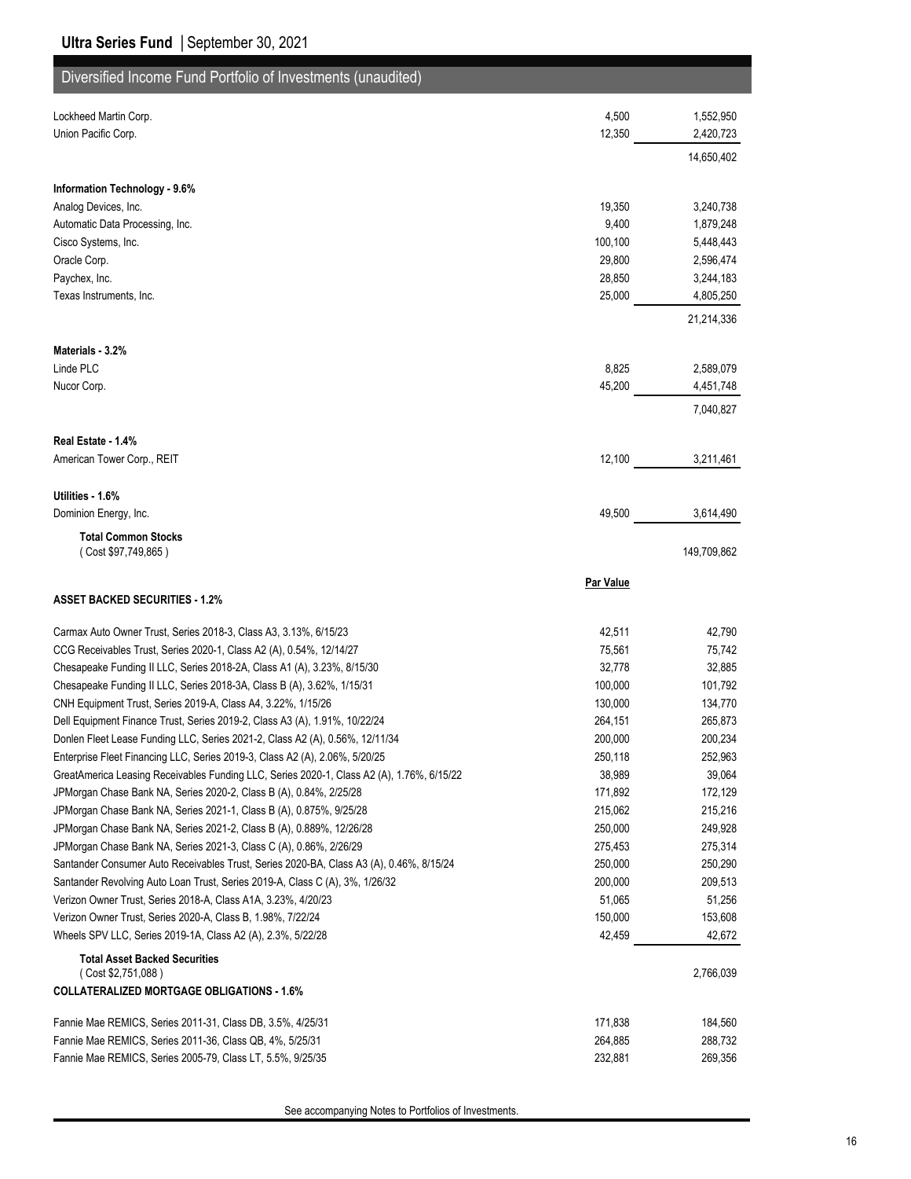## Diversified Income Fund Portfolio of Investments (unaudited)

| | | |
|---|---|---|
| Lockheed Martin Corp. | 4,500 | 1,552,950 |
| Union Pacific Corp. | 12,350 | 2,420,723 |
| | | 14,650,402 |
| **Information Technology - 9.6%** | | |
| Analog Devices, Inc. | 19,350 | 3,240,738 |
| Automatic Data Processing, Inc. | 9,400 | 1,879,248 |
| Cisco Systems, Inc. | 100,100 | 5,448,443 |
| Oracle Corp. | 29,800 | 2,596,474 |
| Paychex, Inc. | 28,850 | 3,244,183 |
| Texas Instruments, Inc. | 25,000 | 4,805,250 |
| | | 21,214,336 |
| **Materials - 3.2%** | | |
| Linde PLC | 8,825 | 2,589,079 |
| Nucor Corp. | 45,200 | 4,451,748 |
| | | 7,040,827 |
| **Real Estate - 1.4%** | | |
| American Tower Corp., REIT | 12,100 | 3,211,461 |
| **Utilities - 1.6%** | | |
| Dominion Energy, Inc. | 49,500 | 3,614,490 |
| **Total Common Stocks** ( Cost $97,749,865 ) | | 149,709,862 |

| | **Par Value** | |
|---|---|---|
| **ASSET BACKED SECURITIES - 1.2%** | | |
| Carmax Auto Owner Trust, Series 2018-3, Class A3, 3.13%, 6/15/23 | 42,511 | 42,790 |
| CCG Receivables Trust, Series 2020-1, Class A2 (A), 0.54%, 12/14/27 | 75,561 | 75,742 |
| Chesapeake Funding II LLC, Series 2018-2A, Class A1 (A), 3.23%, 8/15/30 | 32,778 | 32,885 |
| Chesapeake Funding II LLC, Series 2018-3A, Class B (A), 3.62%, 1/15/31 | 100,000 | 101,792 |
| CNH Equipment Trust, Series 2019-A, Class A4, 3.22%, 1/15/26 | 130,000 | 134,770 |
| Dell Equipment Finance Trust, Series 2019-2, Class A3 (A), 1.91%, 10/22/24 | 264,151 | 265,873 |
| Donlen Fleet Lease Funding LLC, Series 2021-2, Class A2 (A), 0.56%, 12/11/34 | 200,000 | 200,234 |
| Enterprise Fleet Financing LLC, Series 2019-3, Class A2 (A), 2.06%, 5/20/25 | 250,118 | 252,963 |
| GreatAmerica Leasing Receivables Funding LLC, Series 2020-1, Class A2 (A), 1.76%, 6/15/22 | 38,989 | 39,064 |
| JPMorgan Chase Bank NA, Series 2020-2, Class B (A), 0.84%, 2/25/28 | 171,892 | 172,129 |
| JPMorgan Chase Bank NA, Series 2021-1, Class B (A), 0.875%, 9/25/28 | 215,062 | 215,216 |
| JPMorgan Chase Bank NA, Series 2021-2, Class B (A), 0.889%, 12/26/28 | 250,000 | 249,928 |
| JPMorgan Chase Bank NA, Series 2021-3, Class C (A), 0.86%, 2/26/29 | 275,453 | 275,314 |
| Santander Consumer Auto Receivables Trust, Series 2020-BA, Class A3 (A), 0.46%, 8/15/24 | 250,000 | 250,290 |
| Santander Revolving Auto Loan Trust, Series 2019-A, Class C (A), 3%, 1/26/32 | 200,000 | 209,513 |
| Verizon Owner Trust, Series 2018-A, Class A1A, 3.23%, 4/20/23 | 51,065 | 51,256 |
| Verizon Owner Trust, Series 2020-A, Class B, 1.98%, 7/22/24 | 150,000 | 153,608 |
| Wheels SPV LLC, Series 2019-1A, Class A2 (A), 2.3%, 5/22/28 | 42,459 | 42,672 |
| **Total Asset Backed Securities** ( Cost $2,751,088 ) | | 2,766,039 |
| **COLLATERALIZED MORTGAGE OBLIGATIONS - 1.6%** | | |
| Fannie Mae REMICS, Series 2011-31, Class DB, 3.5%, 4/25/31 | 171,838 | 184,560 |
| Fannie Mae REMICS, Series 2011-36, Class QB, 4%, 5/25/31 | 264,885 | 288,732 |
| Fannie Mae REMICS, Series 2005-79, Class LT, 5.5%, 9/25/35 | 232,881 | 269,356 |

See accompanying Notes to Portfolios of Investments.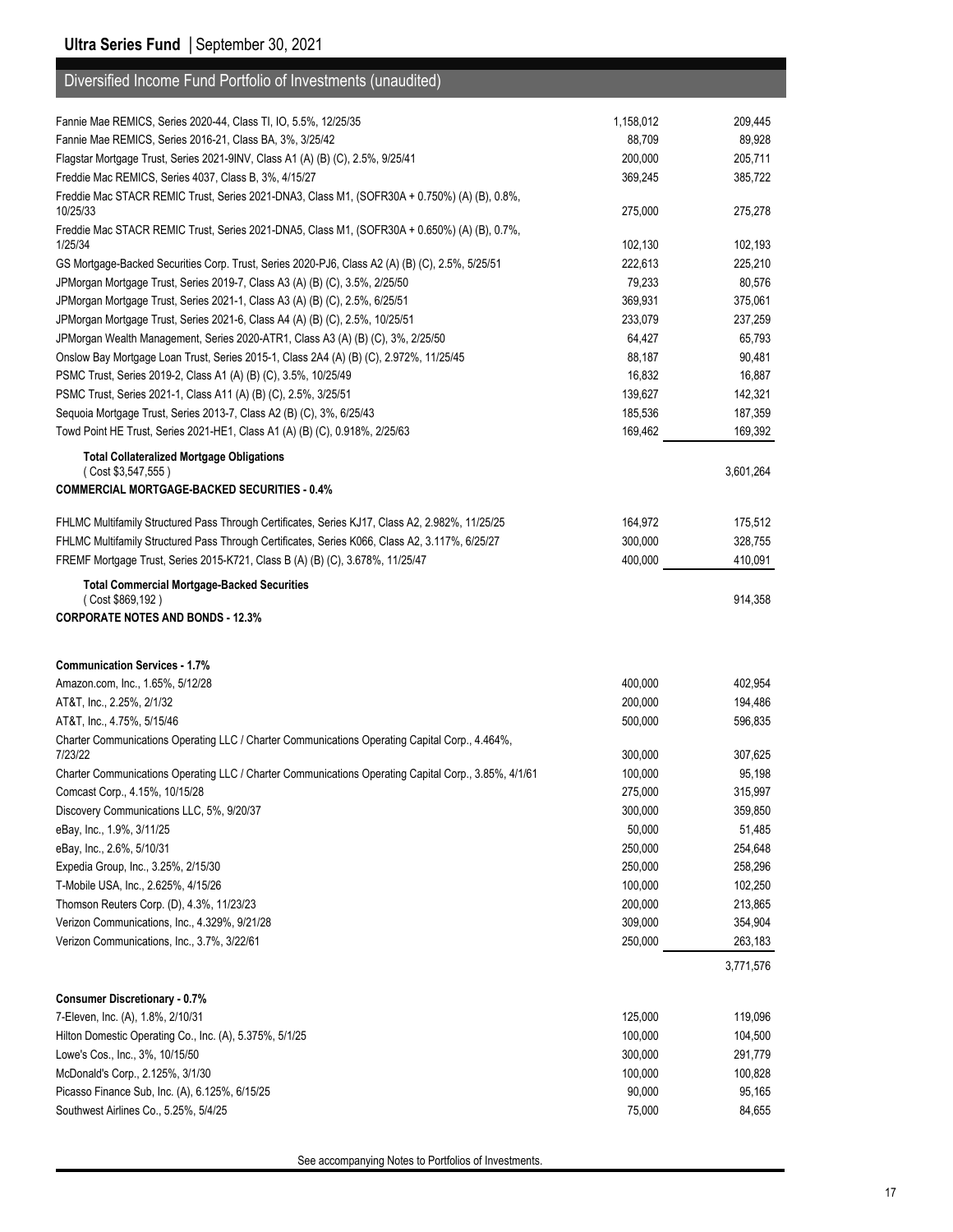## Diversified Income Fund Portfolio of Investments (unaudited)

| | Par Value | Value |
|---|---|---|
| Fannie Mae REMICS, Series 2020-44, Class TI, IO, 5.5%, 12/25/35 | 1,158,012 | 209,445 |
| Fannie Mae REMICS, Series 2016-21, Class BA, 3%, 3/25/42 | 88,709 | 89,928 |
| Flagstar Mortgage Trust, Series 2021-9INV, Class A1 (A) (B) (C), 2.5%, 9/25/41 | 200,000 | 205,711 |
| Freddie Mac REMICS, Series 4037, Class B, 3%, 4/15/27 | 369,245 | 385,722 |
| Freddie Mac STACR REMIC Trust, Series 2021-DNA3, Class M1, (SOFR30A + 0.750%) (A) (B), 0.8%, 10/25/33 | 275,000 | 275,278 |
| Freddie Mac STACR REMIC Trust, Series 2021-DNA5, Class M1, (SOFR30A + 0.650%) (A) (B), 0.7%, 1/25/34 | 102,130 | 102,193 |
| GS Mortgage-Backed Securities Corp. Trust, Series 2020-PJ6, Class A2 (A) (B) (C), 2.5%, 5/25/51 | 222,613 | 225,210 |
| JPMorgan Mortgage Trust, Series 2019-7, Class A3 (A) (B) (C), 3.5%, 2/25/50 | 79,233 | 80,576 |
| JPMorgan Mortgage Trust, Series 2021-1, Class A3 (A) (B) (C), 2.5%, 6/25/51 | 369,931 | 375,061 |
| JPMorgan Mortgage Trust, Series 2021-6, Class A4 (A) (B) (C), 2.5%, 10/25/51 | 233,079 | 237,259 |
| JPMorgan Wealth Management, Series 2020-ATR1, Class A3 (A) (B) (C), 3%, 2/25/50 | 64,427 | 65,793 |
| Onslow Bay Mortgage Loan Trust, Series 2015-1, Class 2A4 (A) (B) (C), 2.972%, 11/25/45 | 88,187 | 90,481 |
| PSMC Trust, Series 2019-2, Class A1 (A) (B) (C), 3.5%, 10/25/49 | 16,832 | 16,887 |
| PSMC Trust, Series 2021-1, Class A11 (A) (B) (C), 2.5%, 3/25/51 | 139,627 | 142,321 |
| Sequoia Mortgage Trust, Series 2013-7, Class A2 (B) (C), 3%, 6/25/43 | 185,536 | 187,359 |
| Towd Point HE Trust, Series 2021-HE1, Class A1 (A) (B) (C), 0.918%, 2/25/63 | 169,462 | 169,392 |
| **Total Collateralized Mortgage Obligations** ( Cost $3,547,555 ) | | 3,601,264 |
| **COMMERCIAL MORTGAGE-BACKED SECURITIES - 0.4%** | | |
| FHLMC Multifamily Structured Pass Through Certificates, Series KJ17, Class A2, 2.982%, 11/25/25 | 164,972 | 175,512 |
| FHLMC Multifamily Structured Pass Through Certificates, Series K066, Class A2, 3.117%, 6/25/27 | 300,000 | 328,755 |
| FREMF Mortgage Trust, Series 2015-K721, Class B (A) (B) (C), 3.678%, 11/25/47 | 400,000 | 410,091 |
| **Total Commercial Mortgage-Backed Securities** ( Cost $869,192 ) | | 914,358 |
| **CORPORATE NOTES AND BONDS - 12.3%** | | |
| **Communication Services - 1.7%** | | |
| Amazon.com, Inc., 1.65%, 5/12/28 | 400,000 | 402,954 |
| AT&T, Inc., 2.25%, 2/1/32 | 200,000 | 194,486 |
| AT&T, Inc., 4.75%, 5/15/46 | 500,000 | 596,835 |
| Charter Communications Operating LLC / Charter Communications Operating Capital Corp., 4.464%, 7/23/22 | 300,000 | 307,625 |
| Charter Communications Operating LLC / Charter Communications Operating Capital Corp., 3.85%, 4/1/61 | 100,000 | 95,198 |
| Comcast Corp., 4.15%, 10/15/28 | 275,000 | 315,997 |
| Discovery Communications LLC, 5%, 9/20/37 | 300,000 | 359,850 |
| eBay, Inc., 1.9%, 3/11/25 | 50,000 | 51,485 |
| eBay, Inc., 2.6%, 5/10/31 | 250,000 | 254,648 |
| Expedia Group, Inc., 3.25%, 2/15/30 | 250,000 | 258,296 |
| T-Mobile USA, Inc., 2.625%, 4/15/26 | 100,000 | 102,250 |
| Thomson Reuters Corp. (D), 4.3%, 11/23/23 | 200,000 | 213,865 |
| Verizon Communications, Inc., 4.329%, 9/21/28 | 309,000 | 354,904 |
| Verizon Communications, Inc., 3.7%, 3/22/61 | 250,000 | 263,183 |
| | | 3,771,576 |
| **Consumer Discretionary - 0.7%** | | |
| 7-Eleven, Inc. (A), 1.8%, 2/10/31 | 125,000 | 119,096 |
| Hilton Domestic Operating Co., Inc. (A), 5.375%, 5/1/25 | 100,000 | 104,500 |
| Lowe's Cos., Inc., 3%, 10/15/50 | 300,000 | 291,779 |
| McDonald's Corp., 2.125%, 3/1/30 | 100,000 | 100,828 |
| Picasso Finance Sub, Inc. (A), 6.125%, 6/15/25 | 90,000 | 95,165 |
| Southwest Airlines Co., 5.25%, 5/4/25 | 75,000 | 84,655 |

See accompanying Notes to Portfolios of Investments.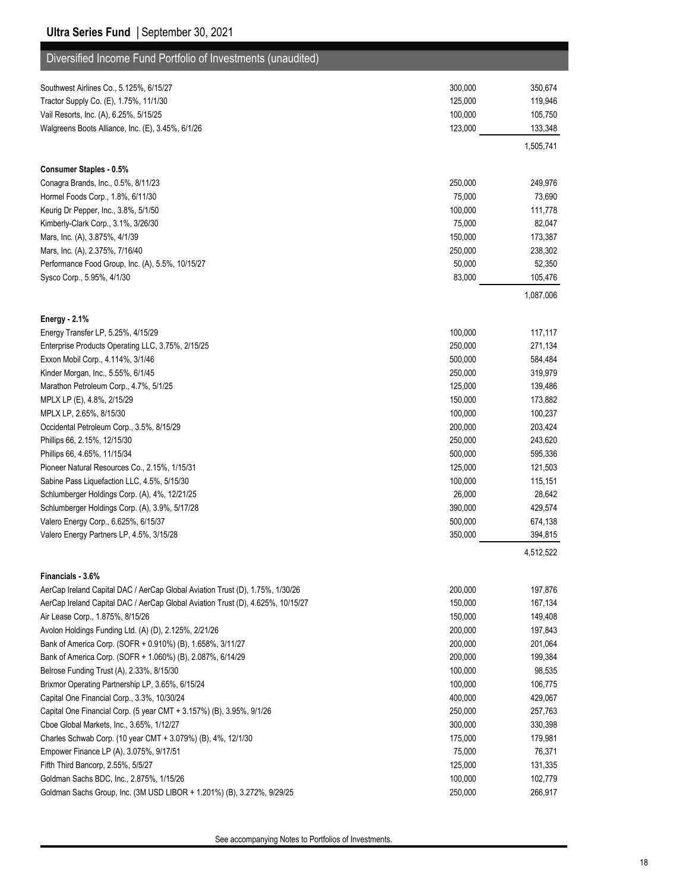## Diversified Income Fund Portfolio of Investments (unaudited)

| | | |
|---|---|---|
| Southwest Airlines Co., 5.125%, 6/15/27 | 300,000 | 350,674 |
| Tractor Supply Co. (E), 1.75%, 11/1/30 | 125,000 | 119,946 |
| Vail Resorts, Inc. (A), 6.25%, 5/15/25 | 100,000 | 105,750 |
| Walgreens Boots Alliance, Inc. (E), 3.45%, 6/1/26 | 123,000 | 133,348 |
| | | 1,505,741 |
| **Consumer Staples - 0.5%** | | |
| Conagra Brands, Inc., 0.5%, 8/11/23 | 250,000 | 249,976 |
| Hormel Foods Corp., 1.8%, 6/11/30 | 75,000 | 73,690 |
| Keurig Dr Pepper, Inc., 3.8%, 5/1/50 | 100,000 | 111,778 |
| Kimberly-Clark Corp., 3.1%, 3/26/30 | 75,000 | 82,047 |
| Mars, Inc. (A), 3.875%, 4/1/39 | 150,000 | 173,387 |
| Mars, Inc. (A), 2.375%, 7/16/40 | 250,000 | 238,302 |
| Performance Food Group, Inc. (A), 5.5%, 10/15/27 | 50,000 | 52,350 |
| Sysco Corp., 5.95%, 4/1/30 | 83,000 | 105,476 |
| | | 1,087,006 |
| **Energy - 2.1%** | | |
| Energy Transfer LP, 5.25%, 4/15/29 | 100,000 | 117,117 |
| Enterprise Products Operating LLC, 3.75%, 2/15/25 | 250,000 | 271,134 |
| Exxon Mobil Corp., 4.114%, 3/1/46 | 500,000 | 584,484 |
| Kinder Morgan, Inc., 5.55%, 6/1/45 | 250,000 | 319,979 |
| Marathon Petroleum Corp., 4.7%, 5/1/25 | 125,000 | 139,486 |
| MPLX LP (E), 4.8%, 2/15/29 | 150,000 | 173,882 |
| MPLX LP, 2.65%, 8/15/30 | 100,000 | 100,237 |
| Occidental Petroleum Corp., 3.5%, 8/15/29 | 200,000 | 203,424 |
| Phillips 66, 2.15%, 12/15/30 | 250,000 | 243,620 |
| Phillips 66, 4.65%, 11/15/34 | 500,000 | 595,336 |
| Pioneer Natural Resources Co., 2.15%, 1/15/31 | 125,000 | 121,503 |
| Sabine Pass Liquefaction LLC, 4.5%, 5/15/30 | 100,000 | 115,151 |
| Schlumberger Holdings Corp. (A), 4%, 12/21/25 | 26,000 | 28,642 |
| Schlumberger Holdings Corp. (A), 3.9%, 5/17/28 | 390,000 | 429,574 |
| Valero Energy Corp., 6.625%, 6/15/37 | 500,000 | 674,138 |
| Valero Energy Partners LP, 4.5%, 3/15/28 | 350,000 | 394,815 |
| | | 4,512,522 |
| **Financials - 3.6%** | | |
| AerCap Ireland Capital DAC / AerCap Global Aviation Trust (D), 1.75%, 1/30/26 | 200,000 | 197,876 |
| AerCap Ireland Capital DAC / AerCap Global Aviation Trust (D), 4.625%, 10/15/27 | 150,000 | 167,134 |
| Air Lease Corp., 1.875%, 8/15/26 | 150,000 | 149,408 |
| Avolon Holdings Funding Ltd. (A) (D), 2.125%, 2/21/26 | 200,000 | 197,843 |
| Bank of America Corp. (SOFR + 0.910%) (B), 1.658%, 3/11/27 | 200,000 | 201,064 |
| Bank of America Corp. (SOFR + 1.060%) (B), 2.087%, 6/14/29 | 200,000 | 199,384 |
| Belrose Funding Trust (A), 2.33%, 8/15/30 | 100,000 | 98,535 |
| Brixmor Operating Partnership LP, 3.65%, 6/15/24 | 100,000 | 106,775 |
| Capital One Financial Corp., 3.3%, 10/30/24 | 400,000 | 429,067 |
| Capital One Financial Corp. (5 year CMT + 3.157%) (B), 3.95%, 9/1/26 | 250,000 | 257,763 |
| Cboe Global Markets, Inc., 3.65%, 1/12/27 | 300,000 | 330,398 |
| Charles Schwab Corp. (10 year CMT + 3.079%) (B), 4%, 12/1/30 | 175,000 | 179,981 |
| Empower Finance LP (A), 3.075%, 9/17/51 | 75,000 | 76,371 |
| Fifth Third Bancorp, 2.55%, 5/5/27 | 125,000 | 131,335 |
| Goldman Sachs BDC, Inc., 2.875%, 1/15/26 | 100,000 | 102,779 |
| Goldman Sachs Group, Inc. (3M USD LIBOR + 1.201%) (B), 3.272%, 9/29/25 | 250,000 | 266,917 |

See accompanying Notes to Portfolios of Investments.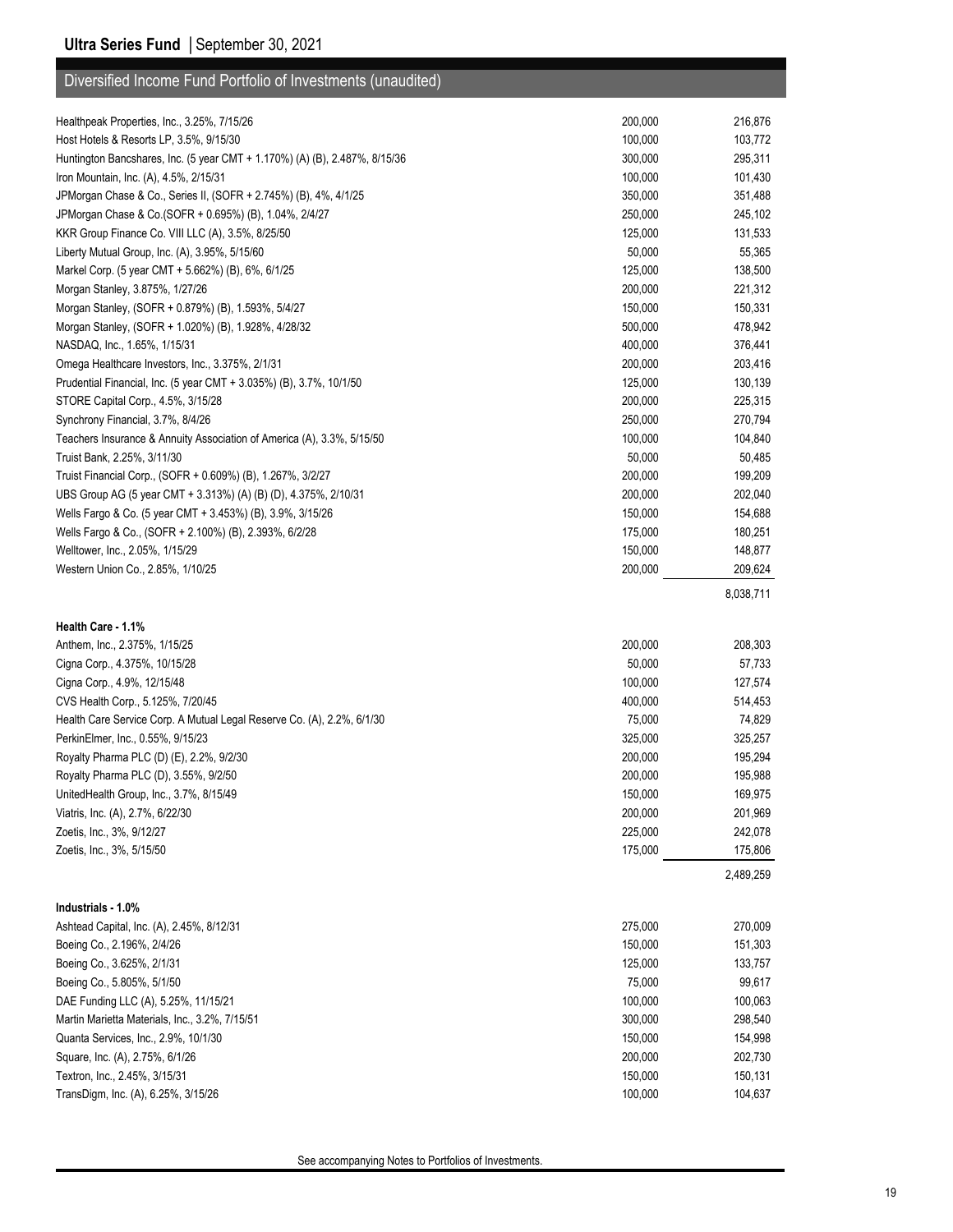## Diversified Income Fund Portfolio of Investments (unaudited)

| | | |
|---|---|---|
| Healthpeak Properties, Inc., 3.25%, 7/15/26 | 200,000 | 216,876 |
| Host Hotels & Resorts LP, 3.5%, 9/15/30 | 100,000 | 103,772 |
| Huntington Bancshares, Inc. (5 year CMT + 1.170%) (A) (B), 2.487%, 8/15/36 | 300,000 | 295,311 |
| Iron Mountain, Inc. (A), 4.5%, 2/15/31 | 100,000 | 101,430 |
| JPMorgan Chase & Co., Series II, (SOFR + 2.745%) (B), 4%, 4/1/25 | 350,000 | 351,488 |
| JPMorgan Chase & Co.(SOFR + 0.695%) (B), 1.04%, 2/4/27 | 250,000 | 245,102 |
| KKR Group Finance Co. VIII LLC (A), 3.5%, 8/25/50 | 125,000 | 131,533 |
| Liberty Mutual Group, Inc. (A), 3.95%, 5/15/60 | 50,000 | 55,365 |
| Markel Corp. (5 year CMT + 5.662%) (B), 6%, 6/1/25 | 125,000 | 138,500 |
| Morgan Stanley, 3.875%, 1/27/26 | 200,000 | 221,312 |
| Morgan Stanley, (SOFR + 0.879%) (B), 1.593%, 5/4/27 | 150,000 | 150,331 |
| Morgan Stanley, (SOFR + 1.020%) (B), 1.928%, 4/28/32 | 500,000 | 478,942 |
| NASDAQ, Inc., 1.65%, 1/15/31 | 400,000 | 376,441 |
| Omega Healthcare Investors, Inc., 3.375%, 2/1/31 | 200,000 | 203,416 |
| Prudential Financial, Inc. (5 year CMT + 3.035%) (B), 3.7%, 10/1/50 | 125,000 | 130,139 |
| STORE Capital Corp., 4.5%, 3/15/28 | 200,000 | 225,315 |
| Synchrony Financial, 3.7%, 8/4/26 | 250,000 | 270,794 |
| Teachers Insurance & Annuity Association of America (A), 3.3%, 5/15/50 | 100,000 | 104,840 |
| Truist Bank, 2.25%, 3/11/30 | 50,000 | 50,485 |
| Truist Financial Corp., (SOFR + 0.609%) (B), 1.267%, 3/2/27 | 200,000 | 199,209 |
| UBS Group AG (5 year CMT + 3.313%) (A) (B) (D), 4.375%, 2/10/31 | 200,000 | 202,040 |
| Wells Fargo & Co. (5 year CMT + 3.453%) (B), 3.9%, 3/15/26 | 150,000 | 154,688 |
| Wells Fargo & Co., (SOFR + 2.100%) (B), 2.393%, 6/2/28 | 175,000 | 180,251 |
| Welltower, Inc., 2.05%, 1/15/29 | 150,000 | 148,877 |
| Western Union Co., 2.85%, 1/10/25 | 200,000 | 209,624 |
| | | 8,038,711 |
| **Health Care - 1.1%** | | |
| Anthem, Inc., 2.375%, 1/15/25 | 200,000 | 208,303 |
| Cigna Corp., 4.375%, 10/15/28 | 50,000 | 57,733 |
| Cigna Corp., 4.9%, 12/15/48 | 100,000 | 127,574 |
| CVS Health Corp., 5.125%, 7/20/45 | 400,000 | 514,453 |
| Health Care Service Corp. A Mutual Legal Reserve Co. (A), 2.2%, 6/1/30 | 75,000 | 74,829 |
| PerkinElmer, Inc., 0.55%, 9/15/23 | 325,000 | 325,257 |
| Royalty Pharma PLC (D) (E), 2.2%, 9/2/30 | 200,000 | 195,294 |
| Royalty Pharma PLC (D), 3.55%, 9/2/50 | 200,000 | 195,988 |
| UnitedHealth Group, Inc., 3.7%, 8/15/49 | 150,000 | 169,975 |
| Viatris, Inc. (A), 2.7%, 6/22/30 | 200,000 | 201,969 |
| Zoetis, Inc., 3%, 9/12/27 | 225,000 | 242,078 |
| Zoetis, Inc., 3%, 5/15/50 | 175,000 | 175,806 |
| | | 2,489,259 |
| **Industrials - 1.0%** | | |
| Ashtead Capital, Inc. (A), 2.45%, 8/12/31 | 275,000 | 270,009 |
| Boeing Co., 2.196%, 2/4/26 | 150,000 | 151,303 |
| Boeing Co., 3.625%, 2/1/31 | 125,000 | 133,757 |
| Boeing Co., 5.805%, 5/1/50 | 75,000 | 99,617 |
| DAE Funding LLC (A), 5.25%, 11/15/21 | 100,000 | 100,063 |
| Martin Marietta Materials, Inc., 3.2%, 7/15/51 | 300,000 | 298,540 |
| Quanta Services, Inc., 2.9%, 10/1/30 | 150,000 | 154,998 |
| Square, Inc. (A), 2.75%, 6/1/26 | 200,000 | 202,730 |
| Textron, Inc., 2.45%, 3/15/31 | 150,000 | 150,131 |
| TransDigm, Inc. (A), 6.25%, 3/15/26 | 100,000 | 104,637 |

See accompanying Notes to Portfolios of Investments.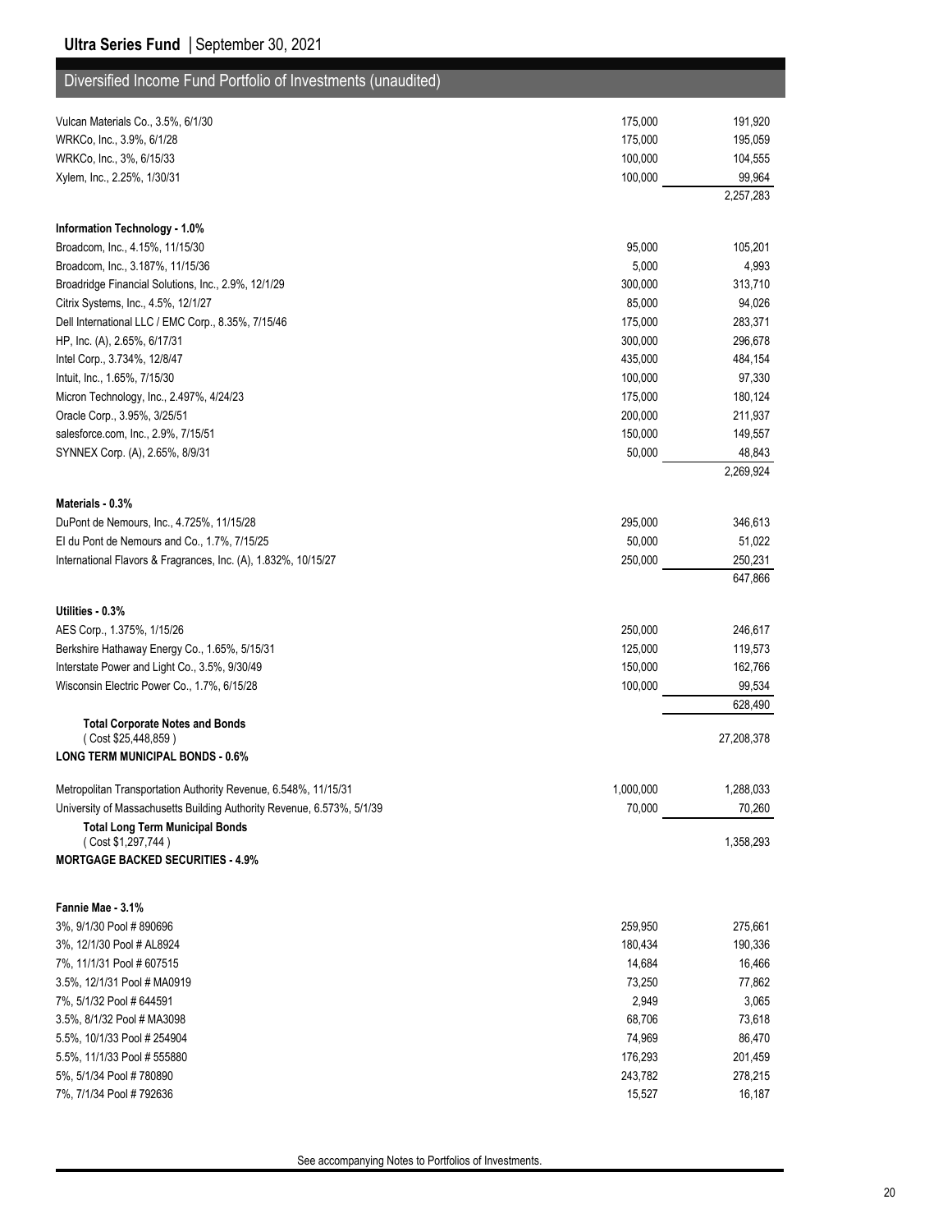## Diversified Income Fund Portfolio of Investments (unaudited)

| | | |
|---|---|---|
| Vulcan Materials Co., 3.5%, 6/1/30 | 175,000 | 191,920 |
| WRKCo, Inc., 3.9%, 6/1/28 | 175,000 | 195,059 |
| WRKCo, Inc., 3%, 6/15/33 | 100,000 | 104,555 |
| Xylem, Inc., 2.25%, 1/30/31 | 100,000 | 99,964 |
| | | 2,257,283 |
| **Information Technology - 1.0%** | | |
| Broadcom, Inc., 4.15%, 11/15/30 | 95,000 | 105,201 |
| Broadcom, Inc., 3.187%, 11/15/36 | 5,000 | 4,993 |
| Broadridge Financial Solutions, Inc., 2.9%, 12/1/29 | 300,000 | 313,710 |
| Citrix Systems, Inc., 4.5%, 12/1/27 | 85,000 | 94,026 |
| Dell International LLC / EMC Corp., 8.35%, 7/15/46 | 175,000 | 283,371 |
| HP, Inc. (A), 2.65%, 6/17/31 | 300,000 | 296,678 |
| Intel Corp., 3.734%, 12/8/47 | 435,000 | 484,154 |
| Intuit, Inc., 1.65%, 7/15/30 | 100,000 | 97,330 |
| Micron Technology, Inc., 2.497%, 4/24/23 | 175,000 | 180,124 |
| Oracle Corp., 3.95%, 3/25/51 | 200,000 | 211,937 |
| salesforce.com, Inc., 2.9%, 7/15/51 | 150,000 | 149,557 |
| SYNNEX Corp. (A), 2.65%, 8/9/31 | 50,000 | 48,843 |
| | | 2,269,924 |
| **Materials - 0.3%** | | |
| DuPont de Nemours, Inc., 4.725%, 11/15/28 | 295,000 | 346,613 |
| EI du Pont de Nemours and Co., 1.7%, 7/15/25 | 50,000 | 51,022 |
| International Flavors & Fragrances, Inc. (A), 1.832%, 10/15/27 | 250,000 | 250,231 |
| | | 647,866 |
| **Utilities - 0.3%** | | |
| AES Corp., 1.375%, 1/15/26 | 250,000 | 246,617 |
| Berkshire Hathaway Energy Co., 1.65%, 5/15/31 | 125,000 | 119,573 |
| Interstate Power and Light Co., 3.5%, 9/30/49 | 150,000 | 162,766 |
| Wisconsin Electric Power Co., 1.7%, 6/15/28 | 100,000 | 99,534 |
| | | 628,490 |
| **Total Corporate Notes and Bonds** ( Cost $25,448,859 ) | | 27,208,378 |
| **LONG TERM MUNICIPAL BONDS - 0.6%** | | |
| Metropolitan Transportation Authority Revenue, 6.548%, 11/15/31 | 1,000,000 | 1,288,033 |
| University of Massachusetts Building Authority Revenue, 6.573%, 5/1/39 | 70,000 | 70,260 |
| **Total Long Term Municipal Bonds** ( Cost $1,297,744 ) | | 1,358,293 |
| **MORTGAGE BACKED SECURITIES - 4.9%** | | |
| **Fannie Mae - 3.1%** | | |
| 3%, 9/1/30 Pool # 890696 | 259,950 | 275,661 |
| 3%, 12/1/30 Pool # AL8924 | 180,434 | 190,336 |
| 7%, 11/1/31 Pool # 607515 | 14,684 | 16,466 |
| 3.5%, 12/1/31 Pool # MA0919 | 73,250 | 77,862 |
| 7%, 5/1/32 Pool # 644591 | 2,949 | 3,065 |
| 3.5%, 8/1/32 Pool # MA3098 | 68,706 | 73,618 |
| 5.5%, 10/1/33 Pool # 254904 | 74,969 | 86,470 |
| 5.5%, 11/1/33 Pool # 555880 | 176,293 | 201,459 |
| 5%, 5/1/34 Pool # 780890 | 243,782 | 278,215 |
| 7%, 7/1/34 Pool # 792636 | 15,527 | 16,187 |

See accompanying Notes to Portfolios of Investments.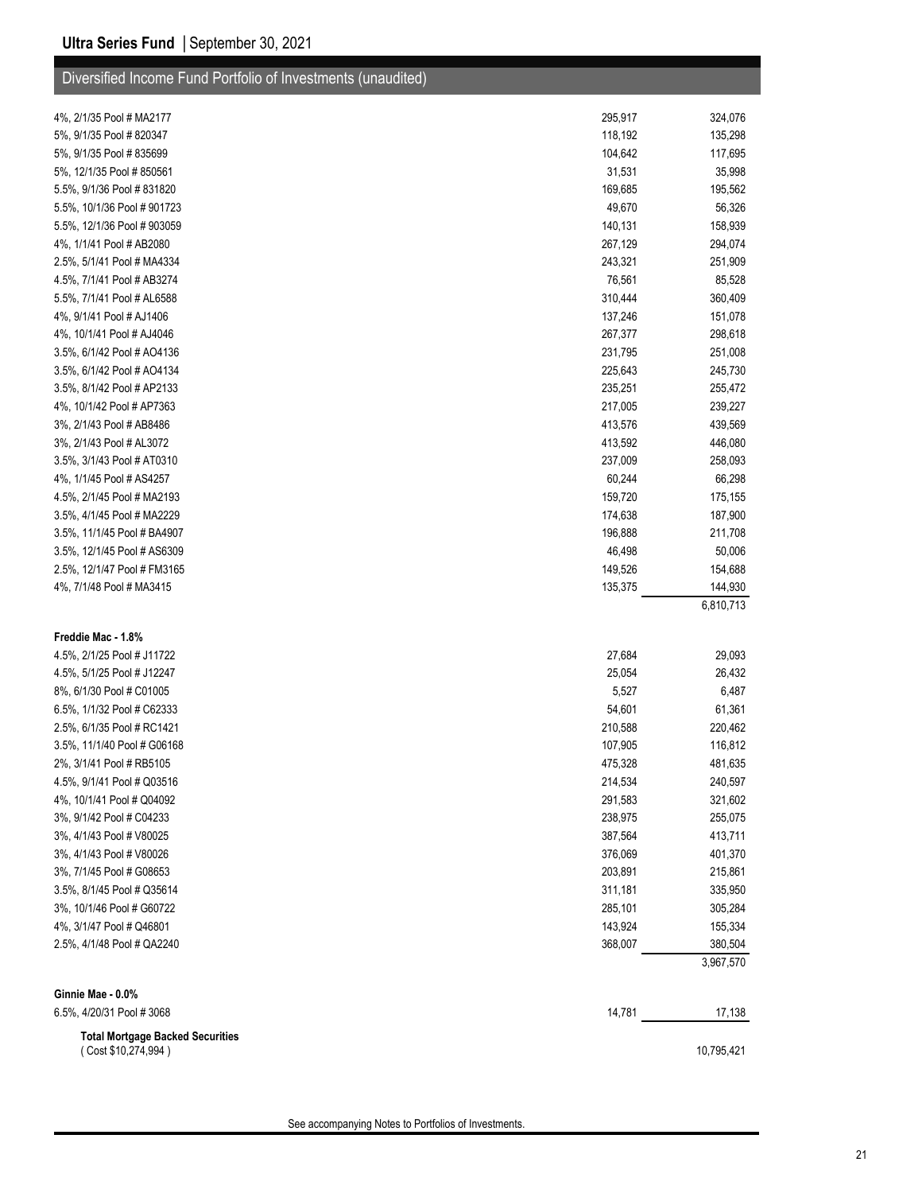## Diversified Income Fund Portfolio of Investments (unaudited)

| | | |
|---|---|---|
| 4%, 2/1/35 Pool # MA2177 | 295,917 | 324,076 |
| 5%, 9/1/35 Pool # 820347 | 118,192 | 135,298 |
| 5%, 9/1/35 Pool # 835699 | 104,642 | 117,695 |
| 5%, 12/1/35 Pool # 850561 | 31,531 | 35,998 |
| 5.5%, 9/1/36 Pool # 831820 | 169,685 | 195,562 |
| 5.5%, 10/1/36 Pool # 901723 | 49,670 | 56,326 |
| 5.5%, 12/1/36 Pool # 903059 | 140,131 | 158,939 |
| 4%, 1/1/41 Pool # AB2080 | 267,129 | 294,074 |
| 2.5%, 5/1/41 Pool # MA4334 | 243,321 | 251,909 |
| 4.5%, 7/1/41 Pool # AB3274 | 76,561 | 85,528 |
| 5.5%, 7/1/41 Pool # AL6588 | 310,444 | 360,409 |
| 4%, 9/1/41 Pool # AJ1406 | 137,246 | 151,078 |
| 4%, 10/1/41 Pool # AJ4046 | 267,377 | 298,618 |
| 3.5%, 6/1/42 Pool # AO4136 | 231,795 | 251,008 |
| 3.5%, 6/1/42 Pool # AO4134 | 225,643 | 245,730 |
| 3.5%, 8/1/42 Pool # AP2133 | 235,251 | 255,472 |
| 4%, 10/1/42 Pool # AP7363 | 217,005 | 239,227 |
| 3%, 2/1/43 Pool # AB8486 | 413,576 | 439,569 |
| 3%, 2/1/43 Pool # AL3072 | 413,592 | 446,080 |
| 3.5%, 3/1/43 Pool # AT0310 | 237,009 | 258,093 |
| 4%, 1/1/45 Pool # AS4257 | 60,244 | 66,298 |
| 4.5%, 2/1/45 Pool # MA2193 | 159,720 | 175,155 |
| 3.5%, 4/1/45 Pool # MA2229 | 174,638 | 187,900 |
| 3.5%, 11/1/45 Pool # BA4907 | 196,888 | 211,708 |
| 3.5%, 12/1/45 Pool # AS6309 | 46,498 | 50,006 |
| 2.5%, 12/1/47 Pool # FM3165 | 149,526 | 154,688 |
| 4%, 7/1/48 Pool # MA3415 | 135,375 | 144,930 |
| | | 6,810,713 |
| **Freddie Mac - 1.8%** | | |
| 4.5%, 2/1/25 Pool # J11722 | 27,684 | 29,093 |
| 4.5%, 5/1/25 Pool # J12247 | 25,054 | 26,432 |
| 8%, 6/1/30 Pool # C01005 | 5,527 | 6,487 |
| 6.5%, 1/1/32 Pool # C62333 | 54,601 | 61,361 |
| 2.5%, 6/1/35 Pool # RC1421 | 210,588 | 220,462 |
| 3.5%, 11/1/40 Pool # G06168 | 107,905 | 116,812 |
| 2%, 3/1/41 Pool # RB5105 | 475,328 | 481,635 |
| 4.5%, 9/1/41 Pool # Q03516 | 214,534 | 240,597 |
| 4%, 10/1/41 Pool # Q04092 | 291,583 | 321,602 |
| 3%, 9/1/42 Pool # C04233 | 238,975 | 255,075 |
| 3%, 4/1/43 Pool # V80025 | 387,564 | 413,711 |
| 3%, 4/1/43 Pool # V80026 | 376,069 | 401,370 |
| 3%, 7/1/45 Pool # G08653 | 203,891 | 215,861 |
| 3.5%, 8/1/45 Pool # Q35614 | 311,181 | 335,950 |
| 3%, 10/1/46 Pool # G60722 | 285,101 | 305,284 |
| 4%, 3/1/47 Pool # Q46801 | 143,924 | 155,334 |
| 2.5%, 4/1/48 Pool # QA2240 | 368,007 | 380,504 |
| | | 3,967,570 |
| **Ginnie Mae - 0.0%** | | |
| 6.5%, 4/20/31 Pool # 3068 | 14,781 | 17,138 |
| **Total Mortgage Backed Securities** (Cost $10,274,994) | | 10,795,421 |

See accompanying Notes to Portfolios of Investments.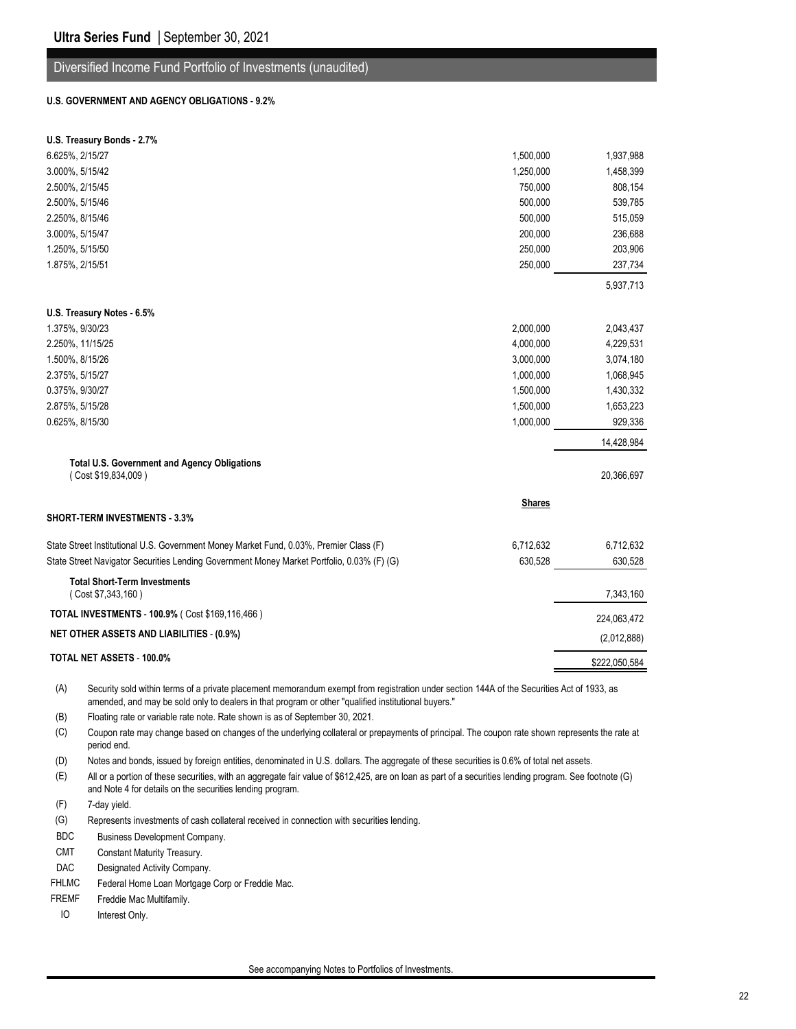## Ultra Series Fund | September 30, 2021

### Diversified Income Fund Portfolio of Investments (unaudited)

**U.S. GOVERNMENT AND AGENCY OBLIGATIONS - 9.2%**

| | | |
|---|---|---|
| **U.S. Treasury Bonds - 2.7%** | | |
| 6.625%, 2/15/27 | 1,500,000 | 1,937,988 |
| 3.000%, 5/15/42 | 1,250,000 | 1,458,399 |
| 2.500%, 2/15/45 | 750,000 | 808,154 |
| 2.500%, 5/15/46 | 500,000 | 539,785 |
| 2.250%, 8/15/46 | 500,000 | 515,059 |
| 3.000%, 5/15/47 | 200,000 | 236,688 |
| 1.250%, 5/15/50 | 250,000 | 203,906 |
| 1.875%, 2/15/51 | 250,000 | 237,734 |
| | | 5,937,713 |
| **U.S. Treasury Notes - 6.5%** | | |
| 1.375%, 9/30/23 | 2,000,000 | 2,043,437 |
| 2.250%, 11/15/25 | 4,000,000 | 4,229,531 |
| 1.500%, 8/15/26 | 3,000,000 | 3,074,180 |
| 2.375%, 5/15/27 | 1,000,000 | 1,068,945 |
| 0.375%, 9/30/27 | 1,500,000 | 1,430,332 |
| 2.875%, 5/15/28 | 1,500,000 | 1,653,223 |
| 0.625%, 8/15/30 | 1,000,000 | 929,336 |
| | | 14,428,984 |
| **Total U.S. Government and Agency Obligations** ( Cost $19,834,009 ) | | 20,366,697 |
| | **Shares** | |
| **SHORT-TERM INVESTMENTS - 3.3%** | | |
| State Street Institutional U.S. Government Money Market Fund, 0.03%, Premier Class (F) | 6,712,632 | 6,712,632 |
| State Street Navigator Securities Lending Government Money Market Portfolio, 0.03% (F) (G) | 630,528 | 630,528 |
| **Total Short-Term Investments** ( Cost $7,343,160 ) | | 7,343,160 |
| **TOTAL INVESTMENTS - 100.9%** ( Cost $169,116,466 ) | | 224,063,472 |
| **NET OTHER ASSETS AND LIABILITIES - (0.9%)** | | (2,012,888) |
| **TOTAL NET ASSETS - 100.0%** | | $222,050,584 |

(A) Security sold within terms of a private placement memorandum exempt from registration under section 144A of the Securities Act of 1933, as amended, and may be sold only to dealers in that program or other "qualified institutional buyers."

(B) Floating rate or variable rate note. Rate shown is as of September 30, 2021.

(C) Coupon rate may change based on changes of the underlying collateral or prepayments of principal. The coupon rate shown represents the rate at period end.

(D) Notes and bonds, issued by foreign entities, denominated in U.S. dollars. The aggregate of these securities is 0.6% of total net assets.

(E) All or a portion of these securities, with an aggregate fair value of $612,425, are on loan as part of a securities lending program. See footnote (G) and Note 4 for details on the securities lending program.

(F) 7-day yield.

(G) Represents investments of cash collateral received in connection with securities lending.

BDC Business Development Company.

CMT Constant Maturity Treasury.

DAC Designated Activity Company.

FHLMC Federal Home Loan Mortgage Corp or Freddie Mac.

FREMF Freddie Mac Multifamily.

IO Interest Only.

See accompanying Notes to Portfolios of Investments.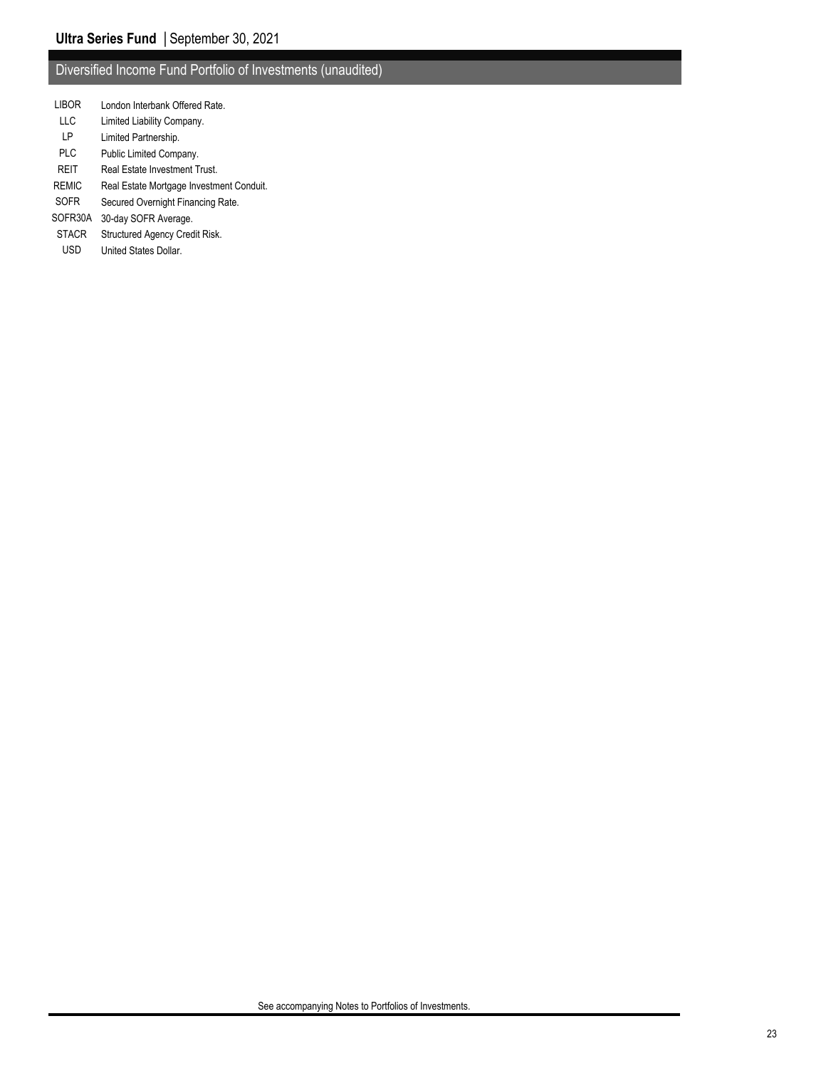## Diversified Income Fund Portfolio of Investments (unaudited)

| | |
|---|---|
| LIBOR | London Interbank Offered Rate. |
| LLC | Limited Liability Company. |
| LP | Limited Partnership. |
| PLC | Public Limited Company. |
| REIT | Real Estate Investment Trust. |
| REMIC | Real Estate Mortgage Investment Conduit. |
| SOFR | Secured Overnight Financing Rate. |
| SOFR30A | 30-day SOFR Average. |
| STACR | Structured Agency Credit Risk. |
| USD | United States Dollar. |

See accompanying Notes to Portfolios of Investments.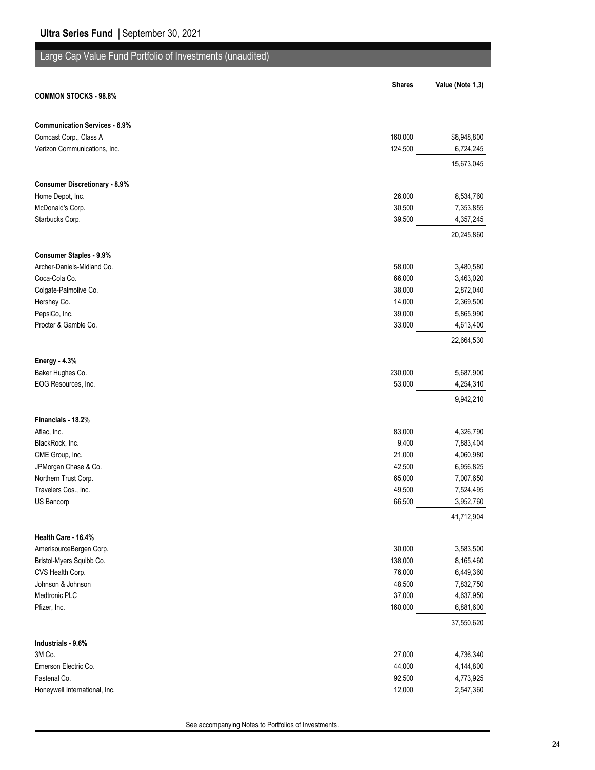## Large Cap Value Fund Portfolio of Investments (unaudited)

| | Shares | Value (Note 1,3) |
|---|---|---|
| **COMMON STOCKS - 98.8%** | | |
| **Communication Services - 6.9%** | | |
| Comcast Corp., Class A | 160,000 | $8,948,800 |
| Verizon Communications, Inc. | 124,500 | 6,724,245 |
| | | 15,673,045 |
| **Consumer Discretionary - 8.9%** | | |
| Home Depot, Inc. | 26,000 | 8,534,760 |
| McDonald's Corp. | 30,500 | 7,353,855 |
| Starbucks Corp. | 39,500 | 4,357,245 |
| | | 20,245,860 |
| **Consumer Staples - 9.9%** | | |
| Archer-Daniels-Midland Co. | 58,000 | 3,480,580 |
| Coca-Cola Co. | 66,000 | 3,463,020 |
| Colgate-Palmolive Co. | 38,000 | 2,872,040 |
| Hershey Co. | 14,000 | 2,369,500 |
| PepsiCo, Inc. | 39,000 | 5,865,990 |
| Procter & Gamble Co. | 33,000 | 4,613,400 |
| | | 22,664,530 |
| **Energy - 4.3%** | | |
| Baker Hughes Co. | 230,000 | 5,687,900 |
| EOG Resources, Inc. | 53,000 | 4,254,310 |
| | | 9,942,210 |
| **Financials - 18.2%** | | |
| Aflac, Inc. | 83,000 | 4,326,790 |
| BlackRock, Inc. | 9,400 | 7,883,404 |
| CME Group, Inc. | 21,000 | 4,060,980 |
| JPMorgan Chase & Co. | 42,500 | 6,956,825 |
| Northern Trust Corp. | 65,000 | 7,007,650 |
| Travelers Cos., Inc. | 49,500 | 7,524,495 |
| US Bancorp | 66,500 | 3,952,760 |
| | | 41,712,904 |
| **Health Care - 16.4%** | | |
| AmerisourceBergen Corp. | 30,000 | 3,583,500 |
| Bristol-Myers Squibb Co. | 138,000 | 8,165,460 |
| CVS Health Corp. | 76,000 | 6,449,360 |
| Johnson & Johnson | 48,500 | 7,832,750 |
| Medtronic PLC | 37,000 | 4,637,950 |
| Pfizer, Inc. | 160,000 | 6,881,600 |
| | | 37,550,620 |
| **Industrials - 9.6%** | | |
| 3M Co. | 27,000 | 4,736,340 |
| Emerson Electric Co. | 44,000 | 4,144,800 |
| Fastenal Co. | 92,500 | 4,773,925 |
| Honeywell International, Inc. | 12,000 | 2,547,360 |

See accompanying Notes to Portfolios of Investments.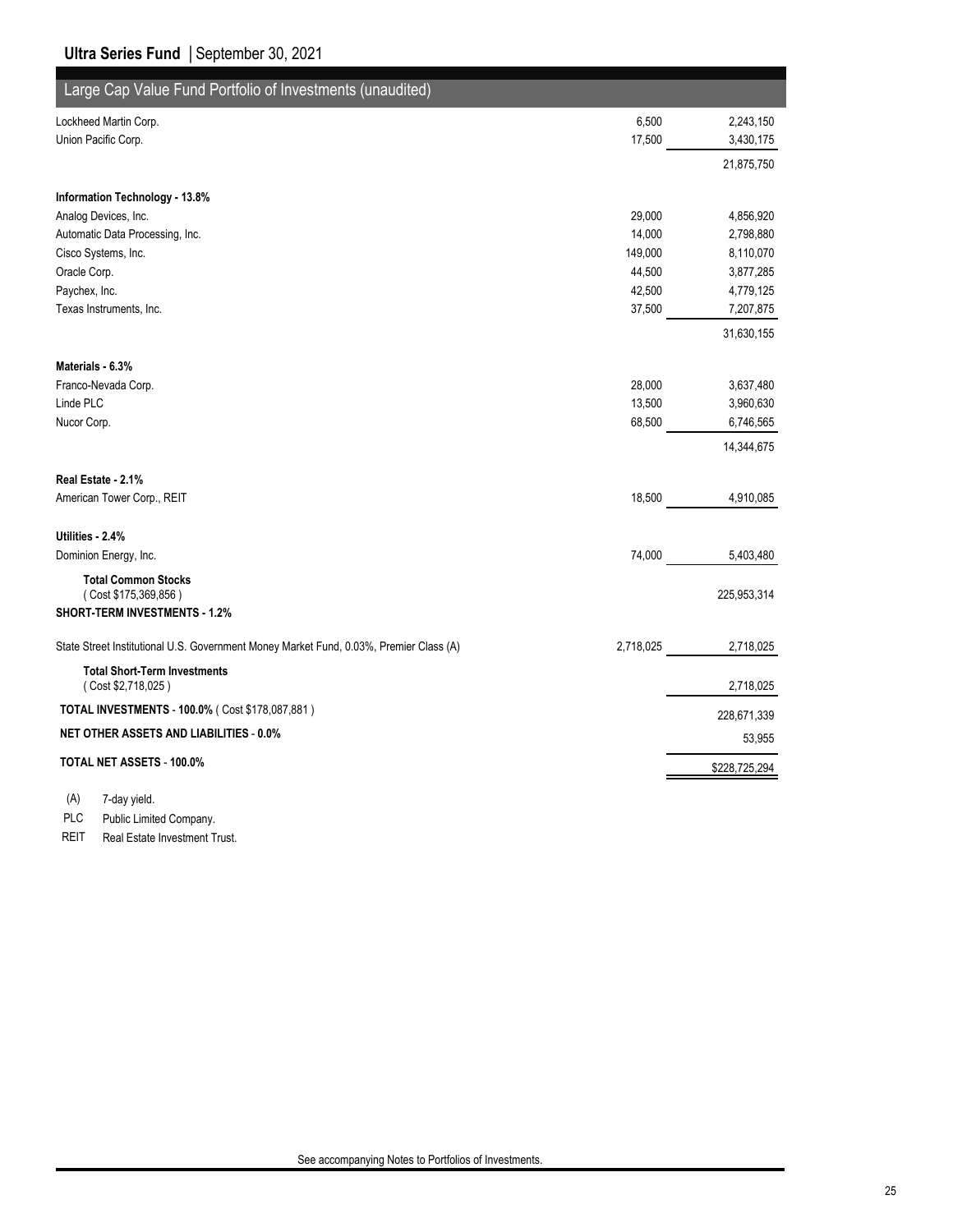## Large Cap Value Fund Portfolio of Investments (unaudited)

| | Shares | Value |
|---|---|---|
| Lockheed Martin Corp. | 6,500 | 2,243,150 |
| Union Pacific Corp. | 17,500 | 3,430,175 |
| | | 21,875,750 |
| **Information Technology - 13.8%** | | |
| Analog Devices, Inc. | 29,000 | 4,856,920 |
| Automatic Data Processing, Inc. | 14,000 | 2,798,880 |
| Cisco Systems, Inc. | 149,000 | 8,110,070 |
| Oracle Corp. | 44,500 | 3,877,285 |
| Paychex, Inc. | 42,500 | 4,779,125 |
| Texas Instruments, Inc. | 37,500 | 7,207,875 |
| | | 31,630,155 |
| **Materials - 6.3%** | | |
| Franco-Nevada Corp. | 28,000 | 3,637,480 |
| Linde PLC | 13,500 | 3,960,630 |
| Nucor Corp. | 68,500 | 6,746,565 |
| | | 14,344,675 |
| **Real Estate - 2.1%** | | |
| American Tower Corp., REIT | 18,500 | 4,910,085 |
| **Utilities - 2.4%** | | |
| Dominion Energy, Inc. | 74,000 | 5,403,480 |
| **Total Common Stocks** ( Cost $175,369,856 ) | | 225,953,314 |
| **SHORT-TERM INVESTMENTS - 1.2%** | | |
| State Street Institutional U.S. Government Money Market Fund, 0.03%, Premier Class (A) | 2,718,025 | 2,718,025 |
| **Total Short-Term Investments** ( Cost $2,718,025 ) | | 2,718,025 |
| **TOTAL INVESTMENTS - 100.0%** ( Cost $178,087,881 ) | | 228,671,339 |
| **NET OTHER ASSETS AND LIABILITIES - 0.0%** | | 53,955 |
| **TOTAL NET ASSETS - 100.0%** | | $228,725,294 |

(A) 7-day yield.

PLC Public Limited Company.

REIT Real Estate Investment Trust.

See accompanying Notes to Portfolios of Investments.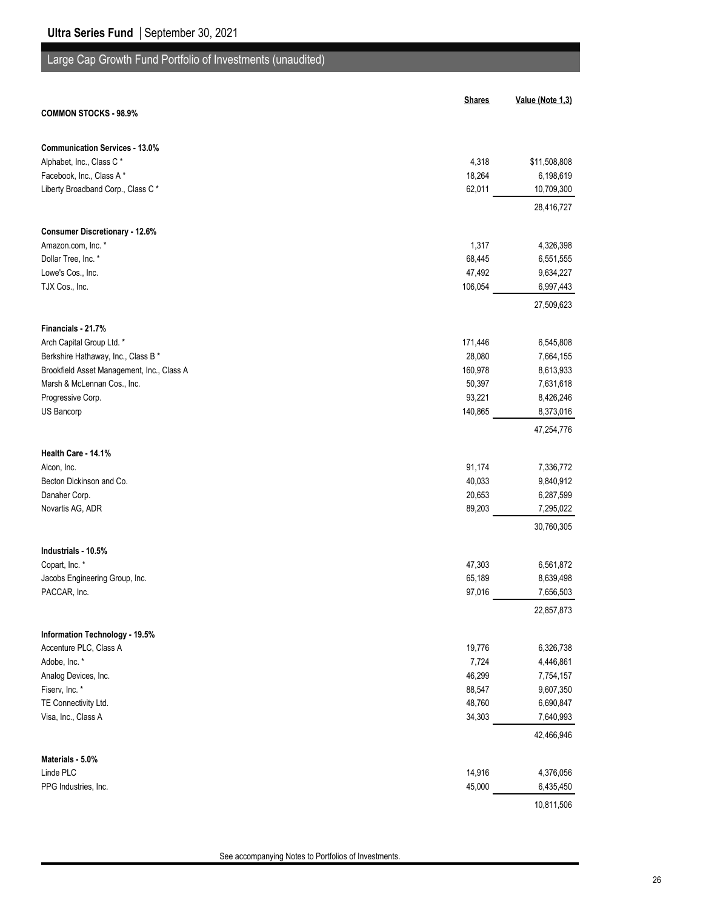## Ultra Series Fund | September 30, 2021

## Large Cap Growth Fund Portfolio of Investments (unaudited)

| | Shares | Value (Note 1,3) |
|---|---|---|
| **COMMON STOCKS - 98.9%** | | |
| **Communication Services - 13.0%** | | |
| Alphabet, Inc., Class C * | 4,318 | $11,508,808 |
| Facebook, Inc., Class A * | 18,264 | 6,198,619 |
| Liberty Broadband Corp., Class C * | 62,011 | 10,709,300 |
| | | 28,416,727 |
| **Consumer Discretionary - 12.6%** | | |
| Amazon.com, Inc. * | 1,317 | 4,326,398 |
| Dollar Tree, Inc. * | 68,445 | 6,551,555 |
| Lowe's Cos., Inc. | 47,492 | 9,634,227 |
| TJX Cos., Inc. | 106,054 | 6,997,443 |
| | | 27,509,623 |
| **Financials - 21.7%** | | |
| Arch Capital Group Ltd. * | 171,446 | 6,545,808 |
| Berkshire Hathaway, Inc., Class B * | 28,080 | 7,664,155 |
| Brookfield Asset Management, Inc., Class A | 160,978 | 8,613,933 |
| Marsh & McLennan Cos., Inc. | 50,397 | 7,631,618 |
| Progressive Corp. | 93,221 | 8,426,246 |
| US Bancorp | 140,865 | 8,373,016 |
| | | 47,254,776 |
| **Health Care - 14.1%** | | |
| Alcon, Inc. | 91,174 | 7,336,772 |
| Becton Dickinson and Co. | 40,033 | 9,840,912 |
| Danaher Corp. | 20,653 | 6,287,599 |
| Novartis AG, ADR | 89,203 | 7,295,022 |
| | | 30,760,305 |
| **Industrials - 10.5%** | | |
| Copart, Inc. * | 47,303 | 6,561,872 |
| Jacobs Engineering Group, Inc. | 65,189 | 8,639,498 |
| PACCAR, Inc. | 97,016 | 7,656,503 |
| | | 22,857,873 |
| **Information Technology - 19.5%** | | |
| Accenture PLC, Class A | 19,776 | 6,326,738 |
| Adobe, Inc. * | 7,724 | 4,446,861 |
| Analog Devices, Inc. | 46,299 | 7,754,157 |
| Fiserv, Inc. * | 88,547 | 9,607,350 |
| TE Connectivity Ltd. | 48,760 | 6,690,847 |
| Visa, Inc., Class A | 34,303 | 7,640,993 |
| | | 42,466,946 |
| **Materials - 5.0%** | | |
| Linde PLC | 14,916 | 4,376,056 |
| PPG Industries, Inc. | 45,000 | 6,435,450 |
| | | 10,811,506 |

See accompanying Notes to Portfolios of Investments.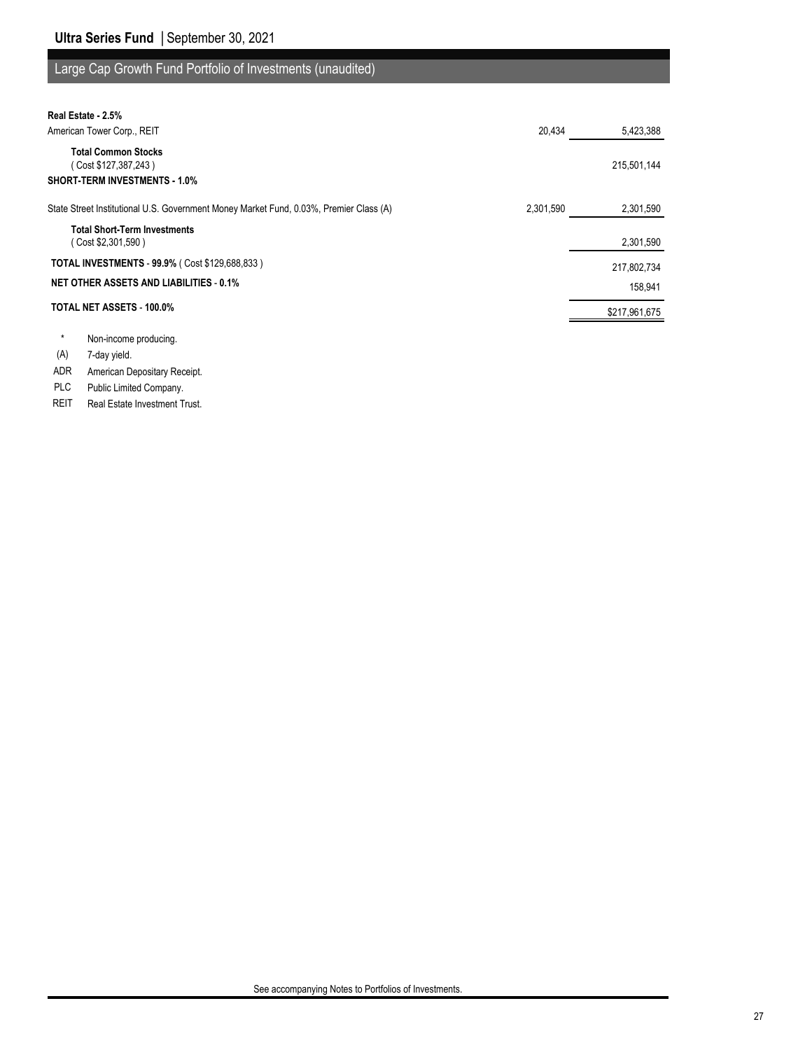## Large Cap Growth Fund Portfolio of Investments (unaudited)

| | Shares | Value (Note 1) |
|---|---|---|
| **Real Estate - 2.5%** | | |
| American Tower Corp., REIT | 20,434 | 5,423,388 |
| **Total Common Stocks** ( Cost $127,387,243 ) | | 215,501,144 |
| **SHORT-TERM INVESTMENTS - 1.0%** | | |
| State Street Institutional U.S. Government Money Market Fund, 0.03%, Premier Class (A) | 2,301,590 | 2,301,590 |
| **Total Short-Term Investments** ( Cost $2,301,590 ) | | 2,301,590 |
| **TOTAL INVESTMENTS - 99.9%** ( Cost $129,688,833 ) | | 217,802,734 |
| **NET OTHER ASSETS AND LIABILITIES - 0.1%** | | 158,941 |
| **TOTAL NET ASSETS - 100.0%** | | $217,961,675 |

- \* Non-income producing.
- (A) 7-day yield.
- ADR American Depositary Receipt.
- PLC Public Limited Company.
- REIT Real Estate Investment Trust.

See accompanying Notes to Portfolios of Investments.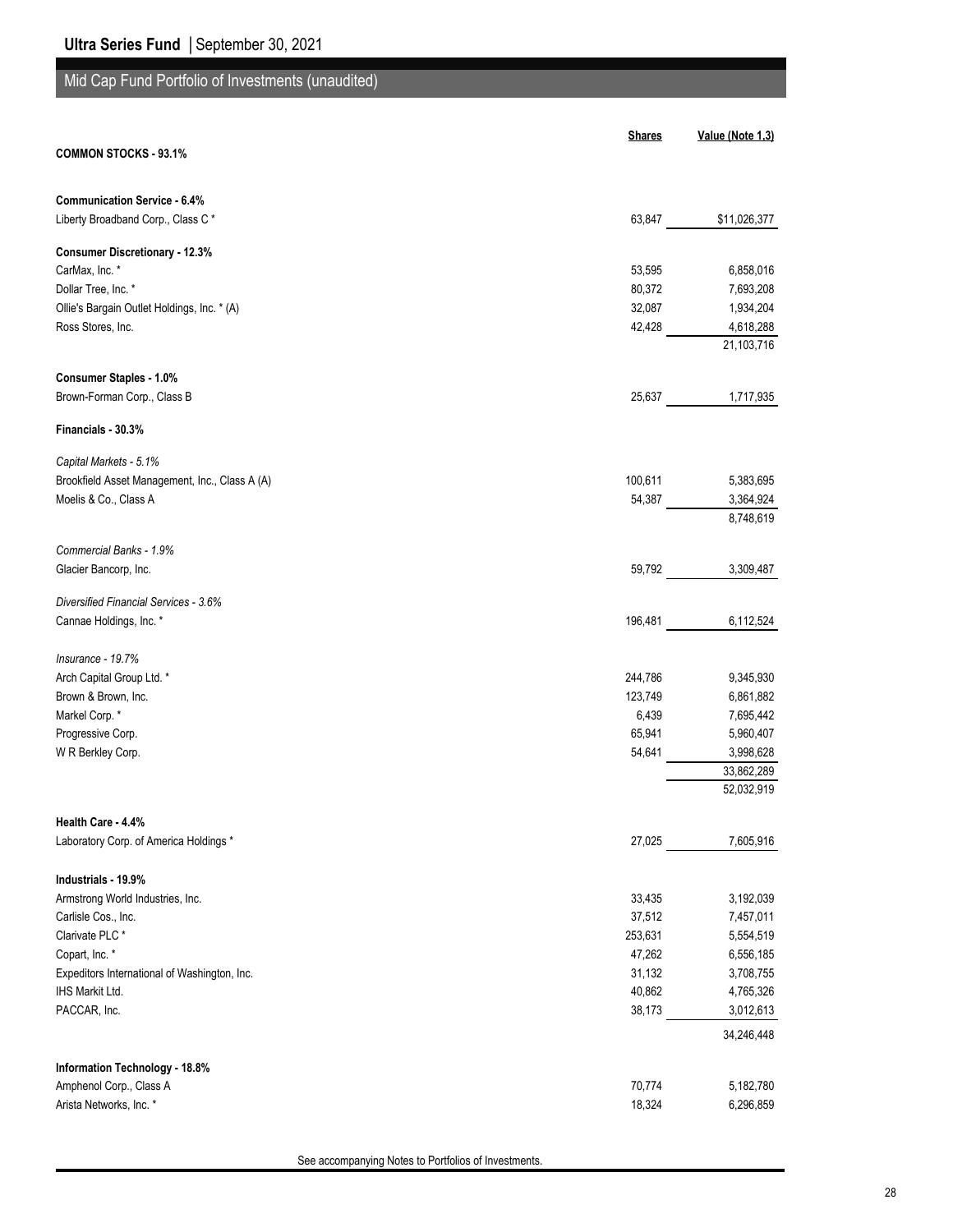## Mid Cap Fund Portfolio of Investments (unaudited)

| | Shares | Value (Note 1,3) |
|---|---|---|
| **COMMON STOCKS - 93.1%** | | |
| **Communication Service - 6.4%** | | |
| Liberty Broadband Corp., Class C * | 63,847 | $11,026,377 |
| **Consumer Discretionary - 12.3%** | | |
| CarMax, Inc. * | 53,595 | 6,858,016 |
| Dollar Tree, Inc. * | 80,372 | 7,693,208 |
| Ollie's Bargain Outlet Holdings, Inc. * (A) | 32,087 | 1,934,204 |
| Ross Stores, Inc. | 42,428 | 4,618,288 |
| | | 21,103,716 |
| **Consumer Staples - 1.0%** | | |
| Brown-Forman Corp., Class B | 25,637 | 1,717,935 |
| **Financials - 30.3%** | | |
| *Capital Markets - 5.1%* | | |
| Brookfield Asset Management, Inc., Class A (A) | 100,611 | 5,383,695 |
| Moelis & Co., Class A | 54,387 | 3,364,924 |
| | | 8,748,619 |
| *Commercial Banks - 1.9%* | | |
| Glacier Bancorp, Inc. | 59,792 | 3,309,487 |
| *Diversified Financial Services - 3.6%* | | |
| Cannae Holdings, Inc. * | 196,481 | 6,112,524 |
| *Insurance - 19.7%* | | |
| Arch Capital Group Ltd. * | 244,786 | 9,345,930 |
| Brown & Brown, Inc. | 123,749 | 6,861,882 |
| Markel Corp. * | 6,439 | 7,695,442 |
| Progressive Corp. | 65,941 | 5,960,407 |
| W R Berkley Corp. | 54,641 | 3,998,628 |
| | | 33,862,289 |
| | | 52,032,919 |
| **Health Care - 4.4%** | | |
| Laboratory Corp. of America Holdings * | 27,025 | 7,605,916 |
| **Industrials - 19.9%** | | |
| Armstrong World Industries, Inc. | 33,435 | 3,192,039 |
| Carlisle Cos., Inc. | 37,512 | 7,457,011 |
| Clarivate PLC * | 253,631 | 5,554,519 |
| Copart, Inc. * | 47,262 | 6,556,185 |
| Expeditors International of Washington, Inc. | 31,132 | 3,708,755 |
| IHS Markit Ltd. | 40,862 | 4,765,326 |
| PACCAR, Inc. | 38,173 | 3,012,613 |
| | | 34,246,448 |
| **Information Technology - 18.8%** | | |
| Amphenol Corp., Class A | 70,774 | 5,182,780 |
| Arista Networks, Inc. * | 18,324 | 6,296,859 |

See accompanying Notes to Portfolios of Investments.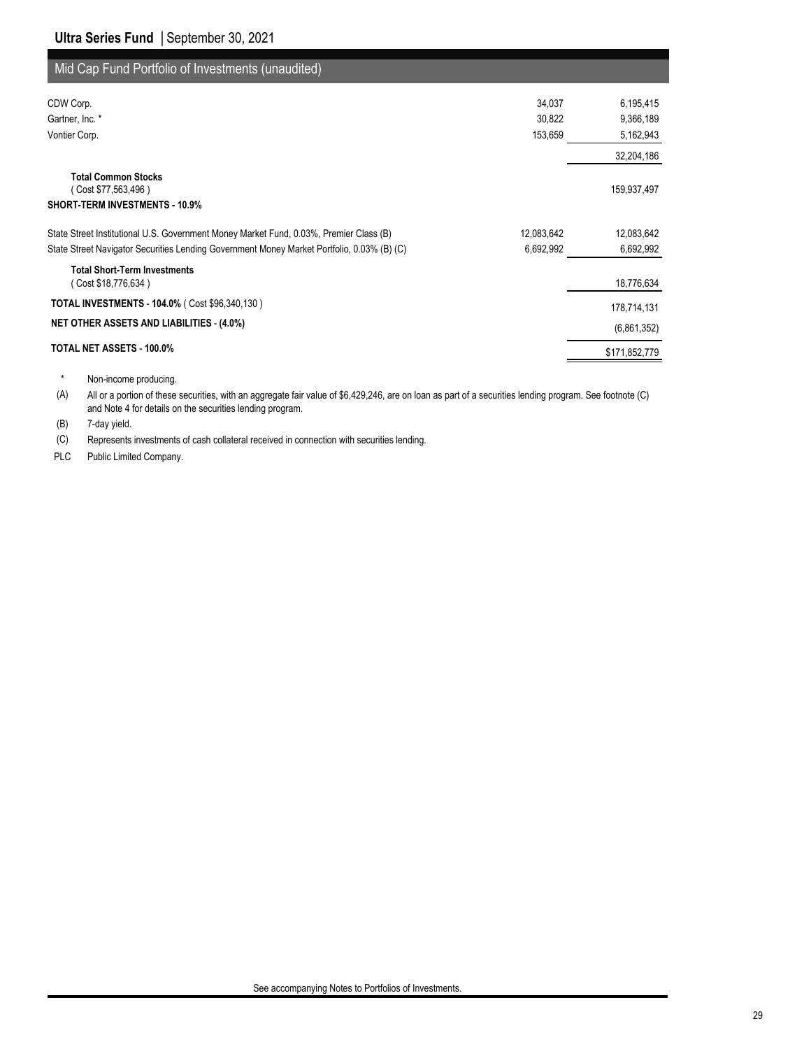## Mid Cap Fund Portfolio of Investments (unaudited)

| | | |
|---|---|---|
| CDW Corp. | 34,037 | 6,195,415 |
| Gartner, Inc. * | 30,822 | 9,366,189 |
| Vontier Corp. | 153,659 | 5,162,943 |
| | | 32,204,186 |
| **Total Common Stocks** ( Cost $77,563,496 ) | | 159,937,497 |
| **SHORT-TERM INVESTMENTS - 10.9%** | | |
| State Street Institutional U.S. Government Money Market Fund, 0.03%, Premier Class (B) | 12,083,642 | 12,083,642 |
| State Street Navigator Securities Lending Government Money Market Portfolio, 0.03% (B) (C) | 6,692,992 | 6,692,992 |
| **Total Short-Term Investments** ( Cost $18,776,634 ) | | 18,776,634 |
| **TOTAL INVESTMENTS - 104.0%** ( Cost $96,340,130 ) | | 178,714,131 |
| **NET OTHER ASSETS AND LIABILITIES - (4.0%)** | | (6,861,352) |
| **TOTAL NET ASSETS - 100.0%** | | $171,852,779 |

\* Non-income producing.

(A) All or a portion of these securities, with an aggregate fair value of $6,429,246, are on loan as part of a securities lending program. See footnote (C) and Note 4 for details on the securities lending program.

(B) 7-day yield.

(C) Represents investments of cash collateral received in connection with securities lending.

PLC Public Limited Company.

See accompanying Notes to Portfolios of Investments.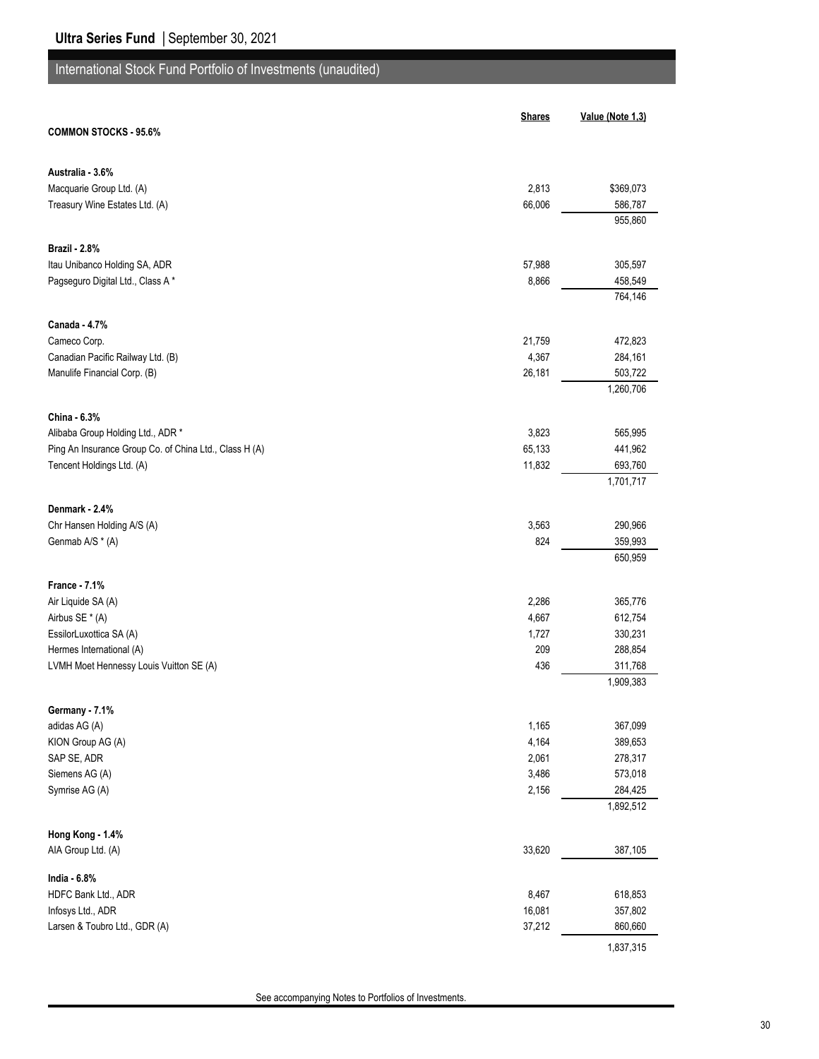**Ultra Series Fund** | September 30, 2021

## International Stock Fund Portfolio of Investments (unaudited)

| | Shares | Value (Note 1,3) |
|---|---|---|
| **COMMON STOCKS - 95.6%** | | |
| **Australia - 3.6%** | | |
| Macquarie Group Ltd. (A) | 2,813 | $369,073 |
| Treasury Wine Estates Ltd. (A) | 66,006 | 586,787 |
| | | 955,860 |
| **Brazil - 2.8%** | | |
| Itau Unibanco Holding SA, ADR | 57,988 | 305,597 |
| Pagseguro Digital Ltd., Class A * | 8,866 | 458,549 |
| | | 764,146 |
| **Canada - 4.7%** | | |
| Cameco Corp. | 21,759 | 472,823 |
| Canadian Pacific Railway Ltd. (B) | 4,367 | 284,161 |
| Manulife Financial Corp. (B) | 26,181 | 503,722 |
| | | 1,260,706 |
| **China - 6.3%** | | |
| Alibaba Group Holding Ltd., ADR * | 3,823 | 565,995 |
| Ping An Insurance Group Co. of China Ltd., Class H (A) | 65,133 | 441,962 |
| Tencent Holdings Ltd. (A) | 11,832 | 693,760 |
| | | 1,701,717 |
| **Denmark - 2.4%** | | |
| Chr Hansen Holding A/S (A) | 3,563 | 290,966 |
| Genmab A/S * (A) | 824 | 359,993 |
| | | 650,959 |
| **France - 7.1%** | | |
| Air Liquide SA (A) | 2,286 | 365,776 |
| Airbus SE * (A) | 4,667 | 612,754 |
| EssilorLuxottica SA (A) | 1,727 | 330,231 |
| Hermes International (A) | 209 | 288,854 |
| LVMH Moet Hennessy Louis Vuitton SE (A) | 436 | 311,768 |
| | | 1,909,383 |
| **Germany - 7.1%** | | |
| adidas AG (A) | 1,165 | 367,099 |
| KION Group AG (A) | 4,164 | 389,653 |
| SAP SE, ADR | 2,061 | 278,317 |
| Siemens AG (A) | 3,486 | 573,018 |
| Symrise AG (A) | 2,156 | 284,425 |
| | | 1,892,512 |
| **Hong Kong - 1.4%** | | |
| AIA Group Ltd. (A) | 33,620 | 387,105 |
| **India - 6.8%** | | |
| HDFC Bank Ltd., ADR | 8,467 | 618,853 |
| Infosys Ltd., ADR | 16,081 | 357,802 |
| Larsen & Toubro Ltd., GDR (A) | 37,212 | 860,660 |
| | | 1,837,315 |

See accompanying Notes to Portfolios of Investments.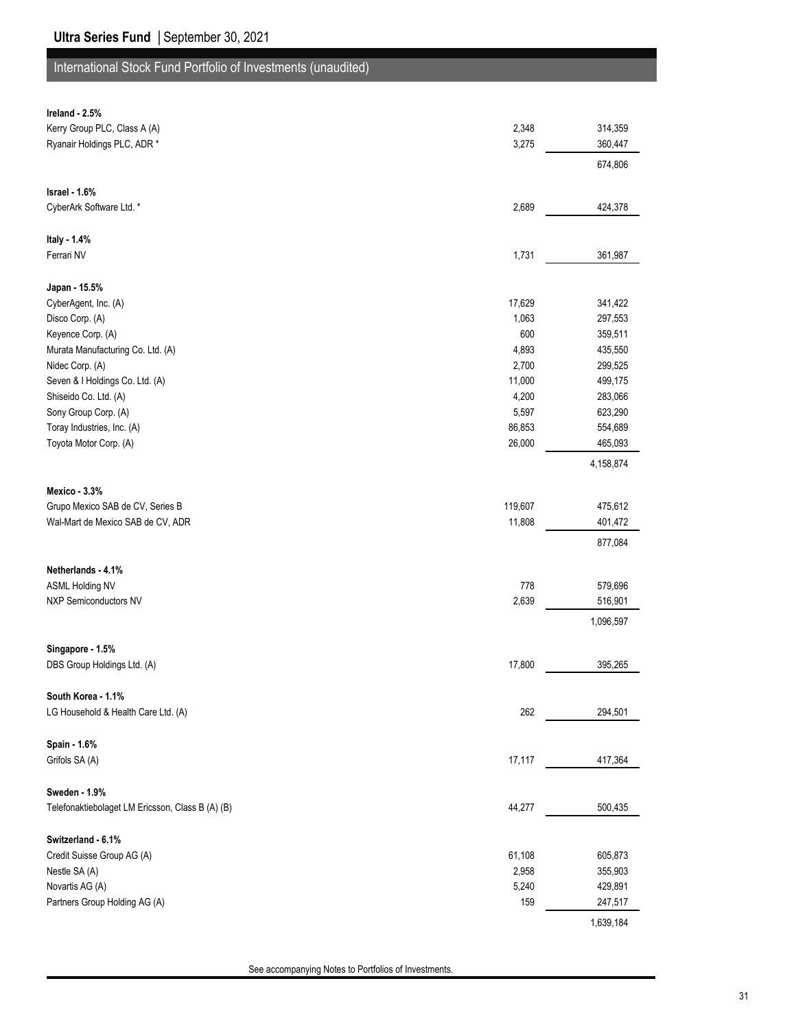## International Stock Fund Portfolio of Investments (unaudited)

| | Shares | Value |
|---|---|---|
| **Ireland - 2.5%** | | |
| Kerry Group PLC, Class A (A) | 2,348 | 314,359 |
| Ryanair Holdings PLC, ADR * | 3,275 | 360,447 |
| | | 674,806 |
| **Israel - 1.6%** | | |
| CyberArk Software Ltd. * | 2,689 | 424,378 |
| **Italy - 1.4%** | | |
| Ferrari NV | 1,731 | 361,987 |
| **Japan - 15.5%** | | |
| CyberAgent, Inc. (A) | 17,629 | 341,422 |
| Disco Corp. (A) | 1,063 | 297,553 |
| Keyence Corp. (A) | 600 | 359,511 |
| Murata Manufacturing Co. Ltd. (A) | 4,893 | 435,550 |
| Nidec Corp. (A) | 2,700 | 299,525 |
| Seven & I Holdings Co. Ltd. (A) | 11,000 | 499,175 |
| Shiseido Co. Ltd. (A) | 4,200 | 283,066 |
| Sony Group Corp. (A) | 5,597 | 623,290 |
| Toray Industries, Inc. (A) | 86,853 | 554,689 |
| Toyota Motor Corp. (A) | 26,000 | 465,093 |
| | | 4,158,874 |
| **Mexico - 3.3%** | | |
| Grupo Mexico SAB de CV, Series B | 119,607 | 475,612 |
| Wal-Mart de Mexico SAB de CV, ADR | 11,808 | 401,472 |
| | | 877,084 |
| **Netherlands - 4.1%** | | |
| ASML Holding NV | 778 | 579,696 |
| NXP Semiconductors NV | 2,639 | 516,901 |
| | | 1,096,597 |
| **Singapore - 1.5%** | | |
| DBS Group Holdings Ltd. (A) | 17,800 | 395,265 |
| **South Korea - 1.1%** | | |
| LG Household & Health Care Ltd. (A) | 262 | 294,501 |
| **Spain - 1.6%** | | |
| Grifols SA (A) | 17,117 | 417,364 |
| **Sweden - 1.9%** | | |
| Telefonaktiebolaget LM Ericsson, Class B (A) (B) | 44,277 | 500,435 |
| **Switzerland - 6.1%** | | |
| Credit Suisse Group AG (A) | 61,108 | 605,873 |
| Nestle SA (A) | 2,958 | 355,903 |
| Novartis AG (A) | 5,240 | 429,891 |
| Partners Group Holding AG (A) | 159 | 247,517 |
| | | 1,639,184 |

See accompanying Notes to Portfolios of Investments.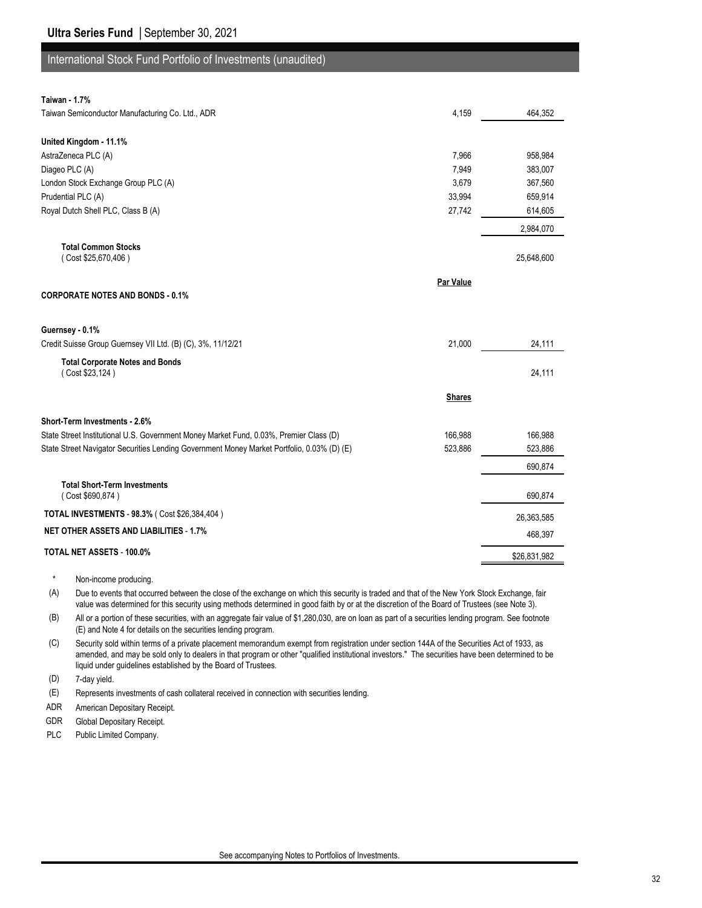## International Stock Fund Portfolio of Investments (unaudited)

| | | |
|---|---|---|
| **Taiwan - 1.7%** | | |
| Taiwan Semiconductor Manufacturing Co. Ltd., ADR | 4,159 | 464,352 |
| **United Kingdom - 11.1%** | | |
| AstraZeneca PLC (A) | 7,966 | 958,984 |
| Diageo PLC (A) | 7,949 | 383,007 |
| London Stock Exchange Group PLC (A) | 3,679 | 367,560 |
| Prudential PLC (A) | 33,994 | 659,914 |
| Royal Dutch Shell PLC, Class B (A) | 27,742 | 614,605 |
| | | 2,984,070 |
| **Total Common Stocks** ( Cost $25,670,406 ) | | 25,648,600 |
| | **Par Value** | |
| **CORPORATE NOTES AND BONDS - 0.1%** | | |
| **Guernsey - 0.1%** | | |
| Credit Suisse Group Guernsey VII Ltd. (B) (C), 3%, 11/12/21 | 21,000 | 24,111 |
| **Total Corporate Notes and Bonds** ( Cost $23,124 ) | | 24,111 |
| | **Shares** | |
| **Short-Term Investments - 2.6%** | | |
| State Street Institutional U.S. Government Money Market Fund, 0.03%, Premier Class (D) | 166,988 | 166,988 |
| State Street Navigator Securities Lending Government Money Market Portfolio, 0.03% (D) (E) | 523,886 | 523,886 |
| | | 690,874 |
| **Total Short-Term Investments** ( Cost $690,874 ) | | 690,874 |
| **TOTAL INVESTMENTS - 98.3%** ( Cost $26,384,404 ) | | 26,363,585 |
| **NET OTHER ASSETS AND LIABILITIES - 1.7%** | | 468,397 |
| **TOTAL NET ASSETS - 100.0%** | | $26,831,982 |

\* Non-income producing.

(A) Due to events that occurred between the close of the exchange on which this security is traded and that of the New York Stock Exchange, fair value was determined for this security using methods determined in good faith by or at the discretion of the Board of Trustees (see Note 3).

(B) All or a portion of these securities, with an aggregate fair value of $1,280,030, are on loan as part of a securities lending program. See footnote (E) and Note 4 for details on the securities lending program.

(C) Security sold within terms of a private placement memorandum exempt from registration under section 144A of the Securities Act of 1933, as amended, and may be sold only to dealers in that program or other "qualified institutional investors." The securities have been determined to be liquid under guidelines established by the Board of Trustees.

(D) 7-day yield.

(E) Represents investments of cash collateral received in connection with securities lending.

ADR American Depositary Receipt.

GDR Global Depositary Receipt.

PLC Public Limited Company.

See accompanying Notes to Portfolios of Investments.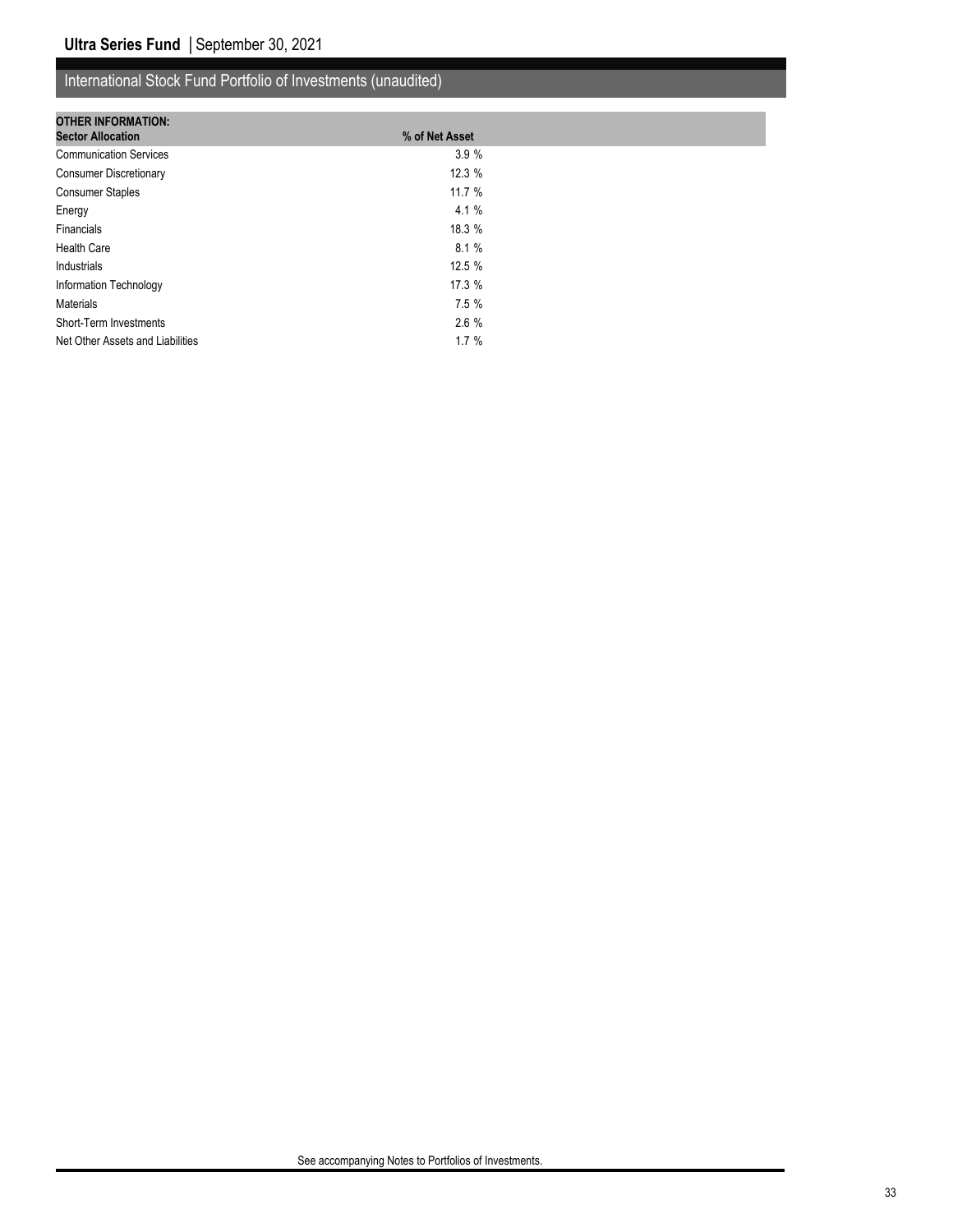## International Stock Fund Portfolio of Investments (unaudited)

| OTHER INFORMATION: Sector Allocation | % of Net Asset |
|---|---|
| Communication Services | 3.9 % |
| Consumer Discretionary | 12.3 % |
| Consumer Staples | 11.7 % |
| Energy | 4.1 % |
| Financials | 18.3 % |
| Health Care | 8.1 % |
| Industrials | 12.5 % |
| Information Technology | 17.3 % |
| Materials | 7.5 % |
| Short-Term Investments | 2.6 % |
| Net Other Assets and Liabilities | 1.7 % |

See accompanying Notes to Portfolios of Investments.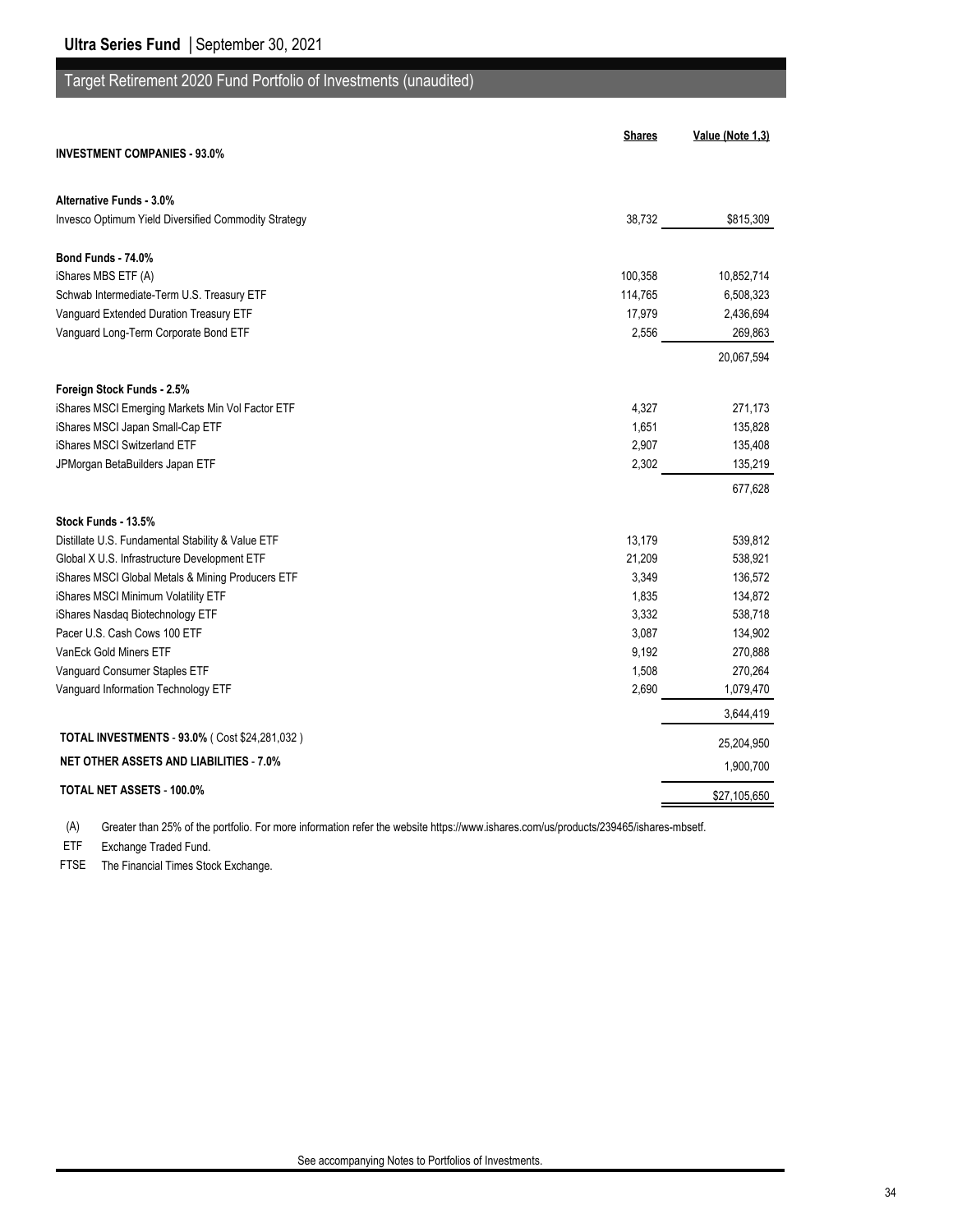## Target Retirement 2020 Fund Portfolio of Investments (unaudited)

| | Shares | Value (Note 1,3) |
|---|---|---|
| **INVESTMENT COMPANIES - 93.0%** | | |
| **Alternative Funds - 3.0%** | | |
| Invesco Optimum Yield Diversified Commodity Strategy | 38,732 | $815,309 |
| **Bond Funds - 74.0%** | | |
| iShares MBS ETF (A) | 100,358 | 10,852,714 |
| Schwab Intermediate-Term U.S. Treasury ETF | 114,765 | 6,508,323 |
| Vanguard Extended Duration Treasury ETF | 17,979 | 2,436,694 |
| Vanguard Long-Term Corporate Bond ETF | 2,556 | 269,863 |
| | | 20,067,594 |
| **Foreign Stock Funds - 2.5%** | | |
| iShares MSCI Emerging Markets Min Vol Factor ETF | 4,327 | 271,173 |
| iShares MSCI Japan Small-Cap ETF | 1,651 | 135,828 |
| iShares MSCI Switzerland ETF | 2,907 | 135,408 |
| JPMorgan BetaBuilders Japan ETF | 2,302 | 135,219 |
| | | 677,628 |
| **Stock Funds - 13.5%** | | |
| Distillate U.S. Fundamental Stability & Value ETF | 13,179 | 539,812 |
| Global X U.S. Infrastructure Development ETF | 21,209 | 538,921 |
| iShares MSCI Global Metals & Mining Producers ETF | 3,349 | 136,572 |
| iShares MSCI Minimum Volatility ETF | 1,835 | 134,872 |
| iShares Nasdaq Biotechnology ETF | 3,332 | 538,718 |
| Pacer U.S. Cash Cows 100 ETF | 3,087 | 134,902 |
| VanEck Gold Miners ETF | 9,192 | 270,888 |
| Vanguard Consumer Staples ETF | 1,508 | 270,264 |
| Vanguard Information Technology ETF | 2,690 | 1,079,470 |
| | | 3,644,419 |
| **TOTAL INVESTMENTS - 93.0%** ( Cost $24,281,032 ) | | 25,204,950 |
| **NET OTHER ASSETS AND LIABILITIES - 7.0%** | | 1,900,700 |
| **TOTAL NET ASSETS - 100.0%** | | $27,105,650 |

(A) Greater than 25% of the portfolio. For more information refer the website https://www.ishares.com/us/products/239465/ishares-mbsetf.

ETF Exchange Traded Fund.

FTSE The Financial Times Stock Exchange.

See accompanying Notes to Portfolios of Investments.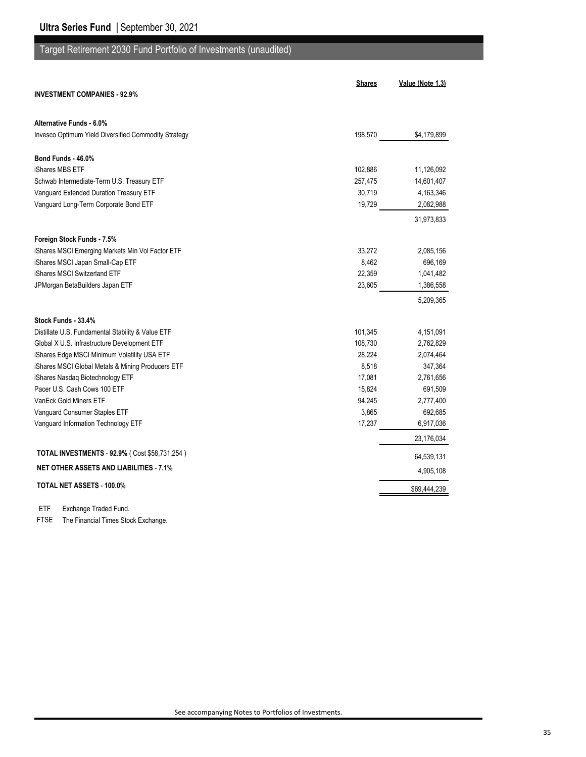**Ultra Series Fund** | September 30, 2021

## Target Retirement 2030 Fund Portfolio of Investments (unaudited)

| | Shares | Value (Note 1,3) |
|---|---|---|
| **INVESTMENT COMPANIES - 92.9%** | | |
| **Alternative Funds - 6.0%** | | |
| Invesco Optimum Yield Diversified Commodity Strategy | 198,570 | $4,179,899 |
| **Bond Funds - 46.0%** | | |
| iShares MBS ETF | 102,886 | 11,126,092 |
| Schwab Intermediate-Term U.S. Treasury ETF | 257,475 | 14,601,407 |
| Vanguard Extended Duration Treasury ETF | 30,719 | 4,163,346 |
| Vanguard Long-Term Corporate Bond ETF | 19,729 | 2,082,988 |
| | | 31,973,833 |
| **Foreign Stock Funds - 7.5%** | | |
| iShares MSCI Emerging Markets Min Vol Factor ETF | 33,272 | 2,085,156 |
| iShares MSCI Japan Small-Cap ETF | 8,462 | 696,169 |
| iShares MSCI Switzerland ETF | 22,359 | 1,041,482 |
| JPMorgan BetaBuilders Japan ETF | 23,605 | 1,386,558 |
| | | 5,209,365 |
| **Stock Funds - 33.4%** | | |
| Distillate U.S. Fundamental Stability & Value ETF | 101,345 | 4,151,091 |
| Global X U.S. Infrastructure Development ETF | 108,730 | 2,762,829 |
| iShares Edge MSCI Minimum Volatility USA ETF | 28,224 | 2,074,464 |
| iShares MSCI Global Metals & Mining Producers ETF | 8,518 | 347,364 |
| iShares Nasdaq Biotechnology ETF | 17,081 | 2,761,656 |
| Pacer U.S. Cash Cows 100 ETF | 15,824 | 691,509 |
| VanEck Gold Miners ETF | 94,245 | 2,777,400 |
| Vanguard Consumer Staples ETF | 3,865 | 692,685 |
| Vanguard Information Technology ETF | 17,237 | 6,917,036 |
| | | 23,176,034 |
| **TOTAL INVESTMENTS - 92.9%** ( Cost $58,731,254 ) | | 64,539,131 |
| **NET OTHER ASSETS AND LIABILITIES - 7.1%** | | 4,905,108 |
| **TOTAL NET ASSETS - 100.0%** | | $69,444,239 |

ETF Exchange Traded Fund.

FTSE The Financial Times Stock Exchange.

See accompanying Notes to Portfolios of Investments.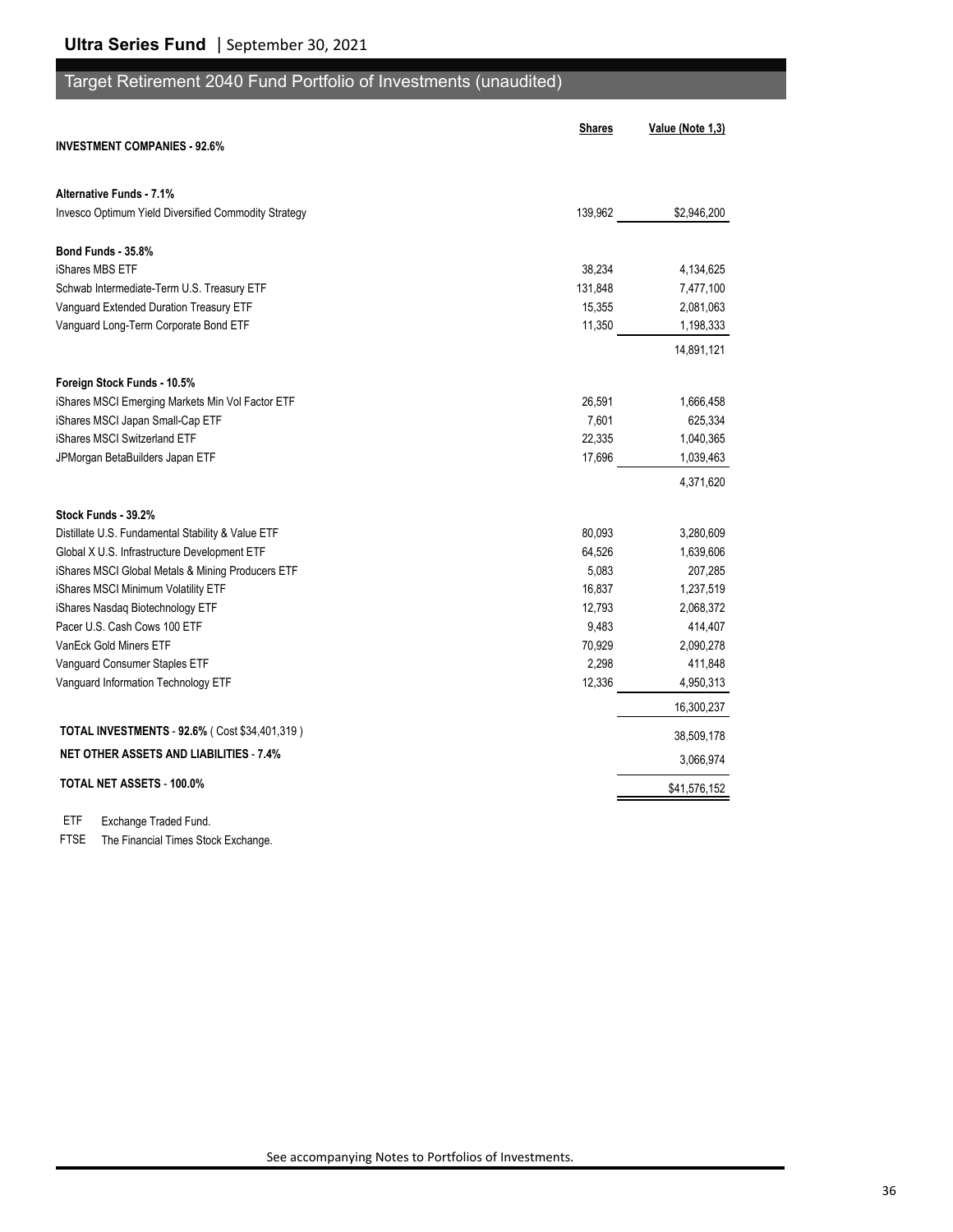## Target Retirement 2040 Fund Portfolio of Investments (unaudited)

| | Shares | Value (Note 1,3) |
|---|---|---|
| **INVESTMENT COMPANIES - 92.6%** | | |
| **Alternative Funds - 7.1%** | | |
| Invesco Optimum Yield Diversified Commodity Strategy | 139,962 | $2,946,200 |
| **Bond Funds - 35.8%** | | |
| iShares MBS ETF | 38,234 | 4,134,625 |
| Schwab Intermediate-Term U.S. Treasury ETF | 131,848 | 7,477,100 |
| Vanguard Extended Duration Treasury ETF | 15,355 | 2,081,063 |
| Vanguard Long-Term Corporate Bond ETF | 11,350 | 1,198,333 |
| | | 14,891,121 |
| **Foreign Stock Funds - 10.5%** | | |
| iShares MSCI Emerging Markets Min Vol Factor ETF | 26,591 | 1,666,458 |
| iShares MSCI Japan Small-Cap ETF | 7,601 | 625,334 |
| iShares MSCI Switzerland ETF | 22,335 | 1,040,365 |
| JPMorgan BetaBuilders Japan ETF | 17,696 | 1,039,463 |
| | | 4,371,620 |
| **Stock Funds - 39.2%** | | |
| Distillate U.S. Fundamental Stability & Value ETF | 80,093 | 3,280,609 |
| Global X U.S. Infrastructure Development ETF | 64,526 | 1,639,606 |
| iShares MSCI Global Metals & Mining Producers ETF | 5,083 | 207,285 |
| iShares MSCI Minimum Volatility ETF | 16,837 | 1,237,519 |
| iShares Nasdaq Biotechnology ETF | 12,793 | 2,068,372 |
| Pacer U.S. Cash Cows 100 ETF | 9,483 | 414,407 |
| VanEck Gold Miners ETF | 70,929 | 2,090,278 |
| Vanguard Consumer Staples ETF | 2,298 | 411,848 |
| Vanguard Information Technology ETF | 12,336 | 4,950,313 |
| | | 16,300,237 |
| **TOTAL INVESTMENTS - 92.6%** ( Cost $34,401,319 ) | | 38,509,178 |
| **NET OTHER ASSETS AND LIABILITIES - 7.4%** | | 3,066,974 |
| **TOTAL NET ASSETS - 100.0%** | | $41,576,152 |

ETF Exchange Traded Fund.

FTSE The Financial Times Stock Exchange.

See accompanying Notes to Portfolios of Investments.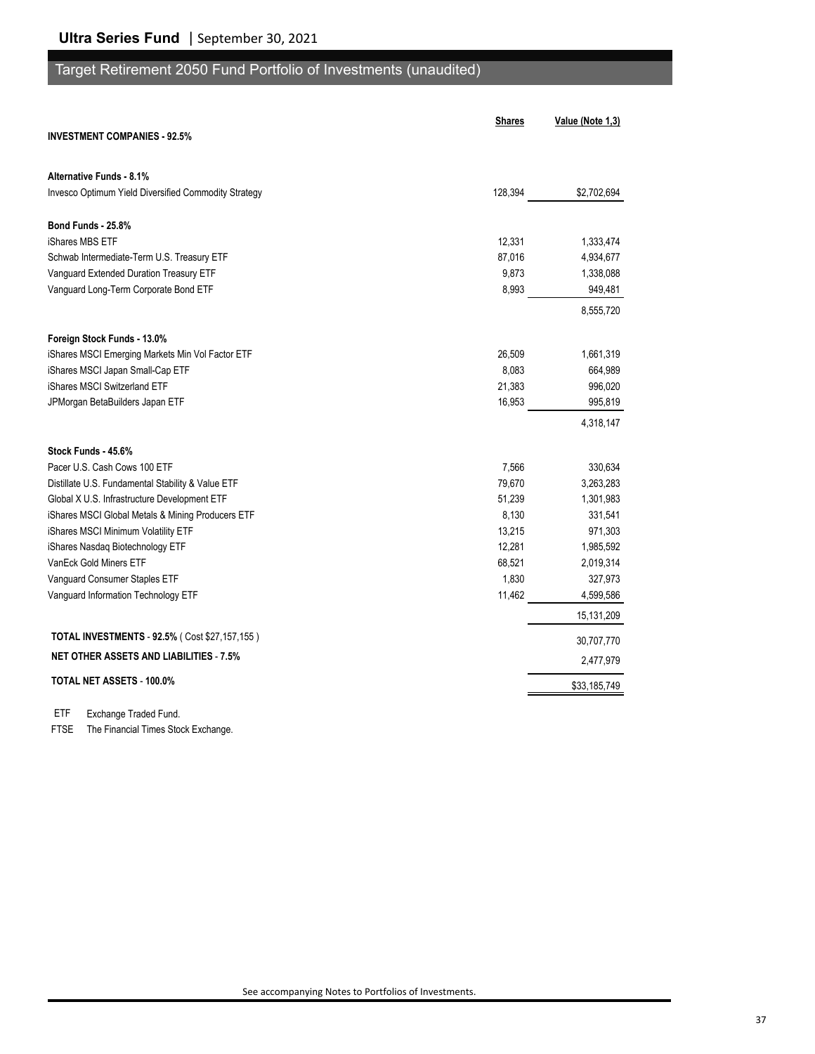## Target Retirement 2050 Fund Portfolio of Investments (unaudited)

| | Shares | Value (Note 1,3) |
|---|---|---|
| **INVESTMENT COMPANIES - 92.5%** | | |
| **Alternative Funds - 8.1%** | | |
| Invesco Optimum Yield Diversified Commodity Strategy | 128,394 | $2,702,694 |
| **Bond Funds - 25.8%** | | |
| iShares MBS ETF | 12,331 | 1,333,474 |
| Schwab Intermediate-Term U.S. Treasury ETF | 87,016 | 4,934,677 |
| Vanguard Extended Duration Treasury ETF | 9,873 | 1,338,088 |
| Vanguard Long-Term Corporate Bond ETF | 8,993 | 949,481 |
| | | 8,555,720 |
| **Foreign Stock Funds - 13.0%** | | |
| iShares MSCI Emerging Markets Min Vol Factor ETF | 26,509 | 1,661,319 |
| iShares MSCI Japan Small-Cap ETF | 8,083 | 664,989 |
| iShares MSCI Switzerland ETF | 21,383 | 996,020 |
| JPMorgan BetaBuilders Japan ETF | 16,953 | 995,819 |
| | | 4,318,147 |
| **Stock Funds - 45.6%** | | |
| Pacer U.S. Cash Cows 100 ETF | 7,566 | 330,634 |
| Distillate U.S. Fundamental Stability & Value ETF | 79,670 | 3,263,283 |
| Global X U.S. Infrastructure Development ETF | 51,239 | 1,301,983 |
| iShares MSCI Global Metals & Mining Producers ETF | 8,130 | 331,541 |
| iShares MSCI Minimum Volatility ETF | 13,215 | 971,303 |
| iShares Nasdaq Biotechnology ETF | 12,281 | 1,985,592 |
| VanEck Gold Miners ETF | 68,521 | 2,019,314 |
| Vanguard Consumer Staples ETF | 1,830 | 327,973 |
| Vanguard Information Technology ETF | 11,462 | 4,599,586 |
| | | 15,131,209 |
| **TOTAL INVESTMENTS - 92.5%** ( Cost $27,157,155 ) | | 30,707,770 |
| **NET OTHER ASSETS AND LIABILITIES - 7.5%** | | 2,477,979 |
| **TOTAL NET ASSETS - 100.0%** | | $33,185,749 |

ETF Exchange Traded Fund.

FTSE The Financial Times Stock Exchange.

See accompanying Notes to Portfolios of Investments.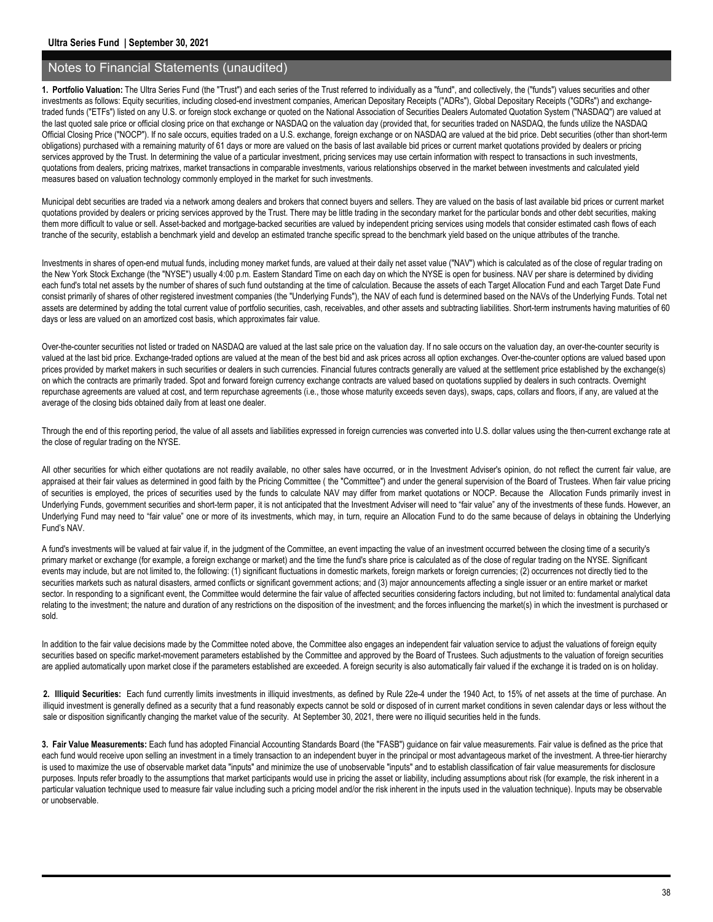## Notes to Financial Statements (unaudited)

**1. Portfolio Valuation:** The Ultra Series Fund (the "Trust") and each series of the Trust referred to individually as a "fund", and collectively, the ("funds") values securities and other investments as follows: Equity securities, including closed-end investment companies, American Depositary Receipts ("ADRs"), Global Depositary Receipts ("GDRs") and exchange-traded funds ("ETFs") listed on any U.S. or foreign stock exchange or quoted on the National Association of Securities Dealers Automated Quotation System ("NASDAQ") are valued at the last quoted sale price or official closing price on that exchange or NASDAQ on the valuation day (provided that, for securities traded on NASDAQ, the funds utilize the NASDAQ Official Closing Price ("NOCP"). If no sale occurs, equities traded on a U.S. exchange, foreign exchange or on NASDAQ are valued at the bid price. Debt securities (other than short-term obligations) purchased with a remaining maturity of 61 days or more are valued on the basis of last available bid prices or current market quotations provided by dealers or pricing services approved by the Trust. In determining the value of a particular investment, pricing services may use certain information with respect to transactions in such investments, quotations from dealers, pricing matrixes, market transactions in comparable investments, various relationships observed in the market between investments and calculated yield measures based on valuation technology commonly employed in the market for such investments.

Municipal debt securities are traded via a network among dealers and brokers that connect buyers and sellers. They are valued on the basis of last available bid prices or current market quotations provided by dealers or pricing services approved by the Trust. There may be little trading in the secondary market for the particular bonds and other debt securities, making them more difficult to value or sell. Asset-backed and mortgage-backed securities are valued by independent pricing services using models that consider estimated cash flows of each tranche of the security, establish a benchmark yield and develop an estimated tranche specific spread to the benchmark yield based on the unique attributes of the tranche.

Investments in shares of open-end mutual funds, including money market funds, are valued at their daily net asset value ("NAV") which is calculated as of the close of regular trading on the New York Stock Exchange (the "NYSE") usually 4:00 p.m. Eastern Standard Time on each day on which the NYSE is open for business. NAV per share is determined by dividing each fund's total net assets by the number of shares of such fund outstanding at the time of calculation. Because the assets of each Target Allocation Fund and each Target Date Fund consist primarily of shares of other registered investment companies (the "Underlying Funds"), the NAV of each fund is determined based on the NAVs of the Underlying Funds. Total net assets are determined by adding the total current value of portfolio securities, cash, receivables, and other assets and subtracting liabilities. Short-term instruments having maturities of 60 days or less are valued on an amortized cost basis, which approximates fair value.

Over-the-counter securities not listed or traded on NASDAQ are valued at the last sale price on the valuation day. If no sale occurs on the valuation day, an over-the-counter security is valued at the last bid price. Exchange-traded options are valued at the mean of the best bid and ask prices across all option exchanges. Over-the-counter options are valued based upon prices provided by market makers in such securities or dealers in such currencies. Financial futures contracts generally are valued at the settlement price established by the exchange(s) on which the contracts are primarily traded. Spot and forward foreign currency exchange contracts are valued based on quotations supplied by dealers in such contracts. Overnight repurchase agreements are valued at cost, and term repurchase agreements (i.e., those whose maturity exceeds seven days), swaps, caps, collars and floors, if any, are valued at the average of the closing bids obtained daily from at least one dealer.

Through the end of this reporting period, the value of all assets and liabilities expressed in foreign currencies was converted into U.S. dollar values using the then-current exchange rate at the close of regular trading on the NYSE.

All other securities for which either quotations are not readily available, no other sales have occurred, or in the Investment Adviser's opinion, do not reflect the current fair value, are appraised at their fair values as determined in good faith by the Pricing Committee ( the "Committee") and under the general supervision of the Board of Trustees. When fair value pricing of securities is employed, the prices of securities used by the funds to calculate NAV may differ from market quotations or NOCP. Because the Allocation Funds primarily invest in Underlying Funds, government securities and short-term paper, it is not anticipated that the Investment Adviser will need to "fair value" any of the investments of these funds. However, an Underlying Fund may need to "fair value" one or more of its investments, which may, in turn, require an Allocation Fund to do the same because of delays in obtaining the Underlying Fund's NAV.

A fund's investments will be valued at fair value if, in the judgment of the Committee, an event impacting the value of an investment occurred between the closing time of a security's primary market or exchange (for example, a foreign exchange or market) and the time the fund's share price is calculated as of the close of regular trading on the NYSE. Significant events may include, but are not limited to, the following: (1) significant fluctuations in domestic markets, foreign markets or foreign currencies; (2) occurrences not directly tied to the securities markets such as natural disasters, armed conflicts or significant government actions; and (3) major announcements affecting a single issuer or an entire market or market sector. In responding to a significant event, the Committee would determine the fair value of affected securities considering factors including, but not limited to: fundamental analytical data relating to the investment; the nature and duration of any restrictions on the disposition of the investment; and the forces influencing the market(s) in which the investment is purchased or sold.

In addition to the fair value decisions made by the Committee noted above, the Committee also engages an independent fair valuation service to adjust the valuations of foreign equity securities based on specific market-movement parameters established by the Committee and approved by the Board of Trustees. Such adjustments to the valuation of foreign securities are applied automatically upon market close if the parameters established are exceeded. A foreign security is also automatically fair valued if the exchange it is traded on is on holiday.

**2. Illiquid Securities:** Each fund currently limits investments in illiquid investments, as defined by Rule 22e-4 under the 1940 Act, to 15% of net assets at the time of purchase. An illiquid investment is generally defined as a security that a fund reasonably expects cannot be sold or disposed of in current market conditions in seven calendar days or less without the sale or disposition significantly changing the market value of the security. At September 30, 2021, there were no illiquid securities held in the funds.

**3. Fair Value Measurements:** Each fund has adopted Financial Accounting Standards Board (the "FASB") guidance on fair value measurements. Fair value is defined as the price that each fund would receive upon selling an investment in a timely transaction to an independent buyer in the principal or most advantageous market of the investment. A three-tier hierarchy is used to maximize the use of observable market data "inputs" and minimize the use of unobservable "inputs" and to establish classification of fair value measurements for disclosure purposes. Inputs refer broadly to the assumptions that market participants would use in pricing the asset or liability, including assumptions about risk (for example, the risk inherent in a particular valuation technique used to measure fair value including such a pricing model and/or the risk inherent in the inputs used in the valuation technique). Inputs may be observable or unobservable.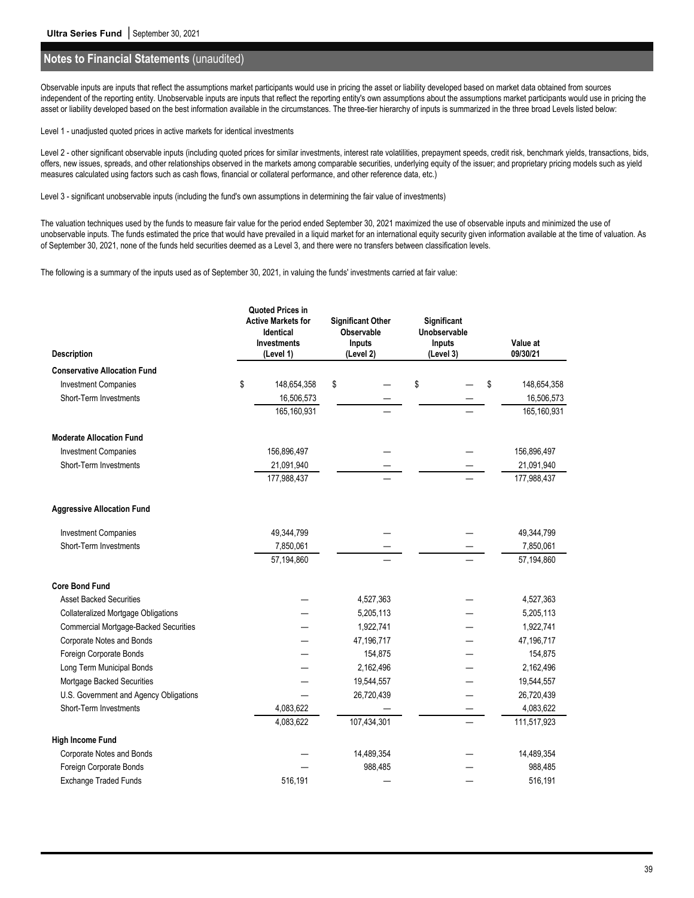## Notes to Financial Statements (unaudited)

Observable inputs are inputs that reflect the assumptions market participants would use in pricing the asset or liability developed based on market data obtained from sources independent of the reporting entity. Unobservable inputs are inputs that reflect the reporting entity's own assumptions about the assumptions market participants would use in pricing the asset or liability developed based on the best information available in the circumstances. The three-tier hierarchy of inputs is summarized in the three broad Levels listed below:

Level 1 - unadjusted quoted prices in active markets for identical investments

Level 2 - other significant observable inputs (including quoted prices for similar investments, interest rate volatilities, prepayment speeds, credit risk, benchmark yields, transactions, bids, offers, new issues, spreads, and other relationships observed in the markets among comparable securities, underlying equity of the issuer; and proprietary pricing models such as yield measures calculated using factors such as cash flows, financial or collateral performance, and other reference data, etc.)

Level 3 - significant unobservable inputs (including the fund's own assumptions in determining the fair value of investments)

The valuation techniques used by the funds to measure fair value for the period ended September 30, 2021 maximized the use of observable inputs and minimized the use of unobservable inputs. The funds estimated the price that would have prevailed in a liquid market for an international equity security given information available at the time of valuation. As of September 30, 2021, none of the funds held securities deemed as a Level 3, and there were no transfers between classification levels.

The following is a summary of the inputs used as of September 30, 2021, in valuing the funds' investments carried at fair value:

| Description | Quoted Prices in Active Markets for Identical Investments (Level 1) | Significant Other Observable Inputs (Level 2) | Significant Unobservable Inputs (Level 3) | Value at 09/30/21 |
|---|---|---|---|---|
| **Conservative Allocation Fund** | | | | |
| Investment Companies | $ 148,654,358 | $ — | $ — | $ 148,654,358 |
| Short-Term Investments | 16,506,573 | — | — | 16,506,573 |
| | 165,160,931 | — | — | 165,160,931 |
| **Moderate Allocation Fund** | | | | |
| Investment Companies | 156,896,497 | — | — | 156,896,497 |
| Short-Term Investments | 21,091,940 | — | — | 21,091,940 |
| | 177,988,437 | — | — | 177,988,437 |
| **Aggressive Allocation Fund** | | | | |
| Investment Companies | 49,344,799 | — | — | 49,344,799 |
| Short-Term Investments | 7,850,061 | — | — | 7,850,061 |
| | 57,194,860 | — | — | 57,194,860 |
| **Core Bond Fund** | | | | |
| Asset Backed Securities | — | 4,527,363 | — | 4,527,363 |
| Collateralized Mortgage Obligations | — | 5,205,113 | — | 5,205,113 |
| Commercial Mortgage-Backed Securities | — | 1,922,741 | — | 1,922,741 |
| Corporate Notes and Bonds | — | 47,196,717 | — | 47,196,717 |
| Foreign Corporate Bonds | — | 154,875 | — | 154,875 |
| Long Term Municipal Bonds | — | 2,162,496 | — | 2,162,496 |
| Mortgage Backed Securities | — | 19,544,557 | — | 19,544,557 |
| U.S. Government and Agency Obligations | — | 26,720,439 | — | 26,720,439 |
| Short-Term Investments | 4,083,622 | — | — | 4,083,622 |
| | 4,083,622 | 107,434,301 | — | 111,517,923 |
| **High Income Fund** | | | | |
| Corporate Notes and Bonds | — | 14,489,354 | — | 14,489,354 |
| Foreign Corporate Bonds | — | 988,485 | — | 988,485 |
| Exchange Traded Funds | 516,191 | — | — | 516,191 |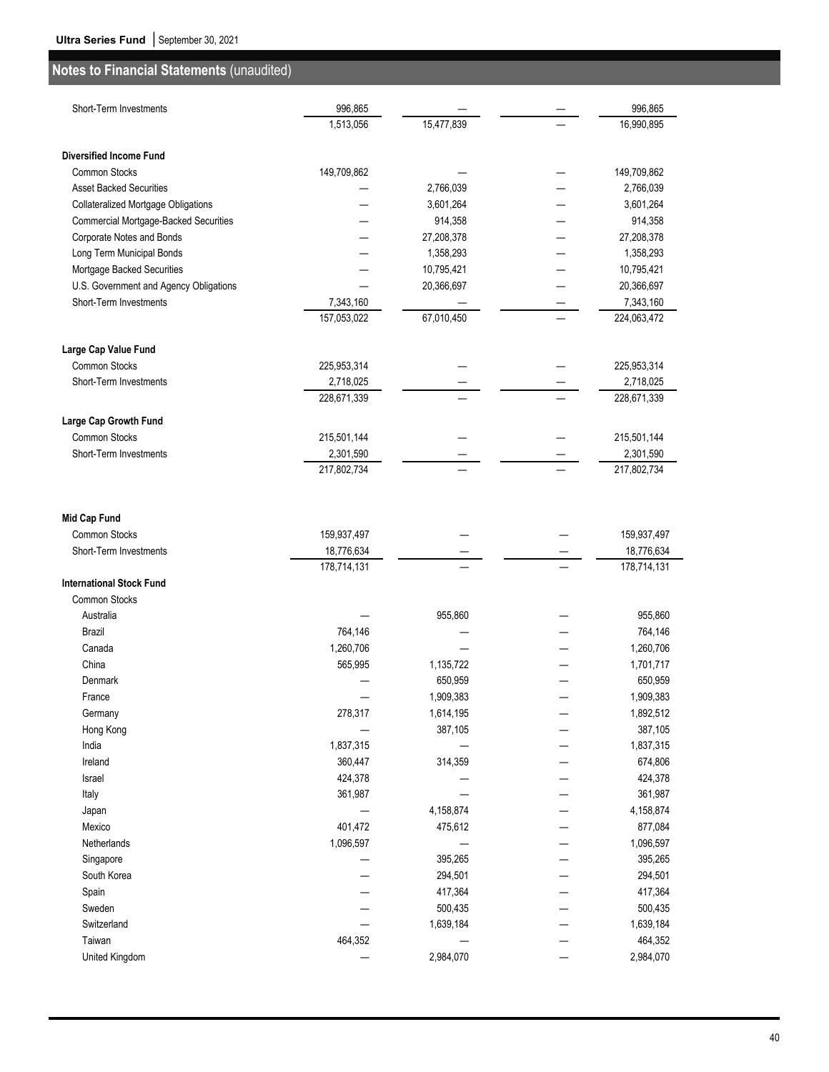## Notes to Financial Statements (unaudited)

| | | | | |
|---|---|---|---|---|
| Short-Term Investments | 996,865 | — | — | 996,865 |
| | 1,513,056 | 15,477,839 | — | 16,990,895 |
| **Diversified Income Fund** | | | | |
| Common Stocks | 149,709,862 | — | — | 149,709,862 |
| Asset Backed Securities | — | 2,766,039 | — | 2,766,039 |
| Collateralized Mortgage Obligations | — | 3,601,264 | — | 3,601,264 |
| Commercial Mortgage-Backed Securities | — | 914,358 | — | 914,358 |
| Corporate Notes and Bonds | — | 27,208,378 | — | 27,208,378 |
| Long Term Municipal Bonds | — | 1,358,293 | — | 1,358,293 |
| Mortgage Backed Securities | — | 10,795,421 | — | 10,795,421 |
| U.S. Government and Agency Obligations | — | 20,366,697 | — | 20,366,697 |
| Short-Term Investments | 7,343,160 | — | — | 7,343,160 |
| | 157,053,022 | 67,010,450 | — | 224,063,472 |
| **Large Cap Value Fund** | | | | |
| Common Stocks | 225,953,314 | — | — | 225,953,314 |
| Short-Term Investments | 2,718,025 | — | — | 2,718,025 |
| | 228,671,339 | — | — | 228,671,339 |
| **Large Cap Growth Fund** | | | | |
| Common Stocks | 215,501,144 | — | — | 215,501,144 |
| Short-Term Investments | 2,301,590 | — | — | 2,301,590 |
| | 217,802,734 | — | — | 217,802,734 |
| **Mid Cap Fund** | | | | |
| Common Stocks | 159,937,497 | — | — | 159,937,497 |
| Short-Term Investments | 18,776,634 | — | — | 18,776,634 |
| | 178,714,131 | — | — | 178,714,131 |
| **International Stock Fund** | | | | |
| Common Stocks | | | | |
| Australia | — | 955,860 | — | 955,860 |
| Brazil | 764,146 | — | — | 764,146 |
| Canada | 1,260,706 | — | — | 1,260,706 |
| China | 565,995 | 1,135,722 | — | 1,701,717 |
| Denmark | — | 650,959 | — | 650,959 |
| France | — | 1,909,383 | — | 1,909,383 |
| Germany | 278,317 | 1,614,195 | — | 1,892,512 |
| Hong Kong | — | 387,105 | — | 387,105 |
| India | 1,837,315 | — | — | 1,837,315 |
| Ireland | 360,447 | 314,359 | — | 674,806 |
| Israel | 424,378 | — | — | 424,378 |
| Italy | 361,987 | — | — | 361,987 |
| Japan | — | 4,158,874 | — | 4,158,874 |
| Mexico | 401,472 | 475,612 | — | 877,084 |
| Netherlands | 1,096,597 | — | — | 1,096,597 |
| Singapore | — | 395,265 | — | 395,265 |
| South Korea | — | 294,501 | — | 294,501 |
| Spain | — | 417,364 | — | 417,364 |
| Sweden | — | 500,435 | — | 500,435 |
| Switzerland | — | 1,639,184 | — | 1,639,184 |
| Taiwan | 464,352 | — | — | 464,352 |
| United Kingdom | — | 2,984,070 | — | 2,984,070 |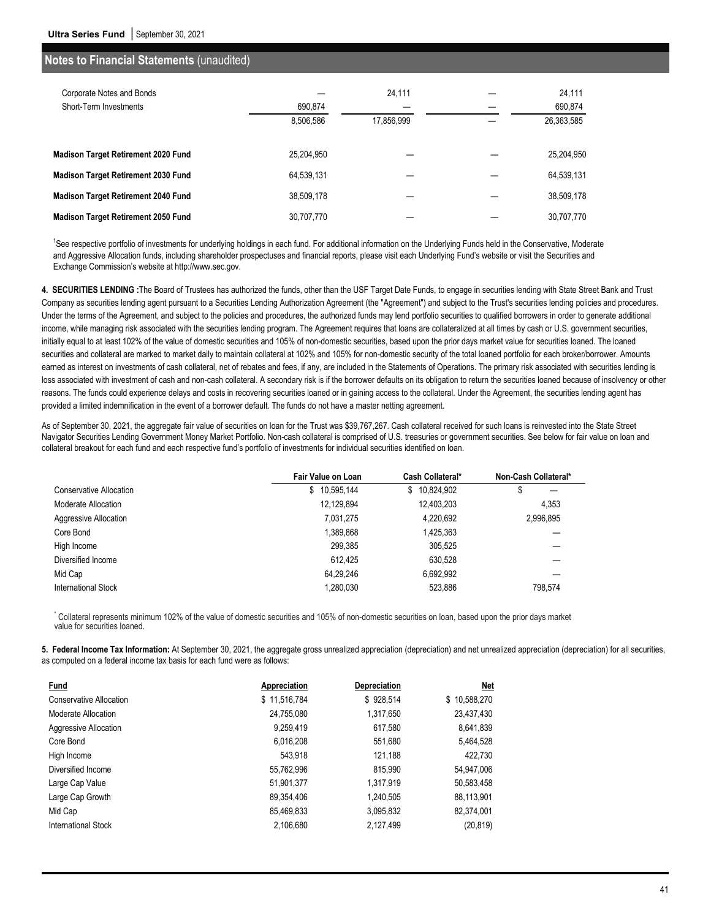## Notes to Financial Statements (unaudited)

| | | | | |
|---|---|---|---|---|
| Corporate Notes and Bonds | — | 24,111 | — | 24,111 |
| Short-Term Investments | 690,874 | — | — | 690,874 |
| | 8,506,586 | 17,856,999 | — | 26,363,585 |
| **Madison Target Retirement 2020 Fund** | 25,204,950 | — | — | 25,204,950 |
| **Madison Target Retirement 2030 Fund** | 64,539,131 | — | — | 64,539,131 |
| **Madison Target Retirement 2040 Fund** | 38,509,178 | — | — | 38,509,178 |
| **Madison Target Retirement 2050 Fund** | 30,707,770 | — | — | 30,707,770 |

[1]See respective portfolio of investments for underlying holdings in each fund. For additional information on the Underlying Funds held in the Conservative, Moderate and Aggressive Allocation funds, including shareholder prospectuses and financial reports, please visit each Underlying Fund's website or visit the Securities and Exchange Commission's website at http://www.sec.gov.

**4. SECURITIES LENDING :**The Board of Trustees has authorized the funds, other than the USF Target Date Funds, to engage in securities lending with State Street Bank and Trust Company as securities lending agent pursuant to a Securities Lending Authorization Agreement (the "Agreement") and subject to the Trust's securities lending policies and procedures. Under the terms of the Agreement, and subject to the policies and procedures, the authorized funds may lend portfolio securities to qualified borrowers in order to generate additional income, while managing risk associated with the securities lending program. The Agreement requires that loans are collateralized at all times by cash or U.S. government securities, initially equal to at least 102% of the value of domestic securities and 105% of non-domestic securities, based upon the prior days market value for securities loaned. The loaned securities and collateral are marked to market daily to maintain collateral at 102% and 105% for non-domestic security of the total loaned portfolio for each broker/borrower. Amounts earned as interest on investments of cash collateral, net of rebates and fees, if any, are included in the Statements of Operations. The primary risk associated with securities lending is loss associated with investment of cash and non-cash collateral. A secondary risk is if the borrower defaults on its obligation to return the securities loaned because of insolvency or other reasons. The funds could experience delays and costs in recovering securities loaned or in gaining access to the collateral. Under the Agreement, the securities lending agent has provided a limited indemnification in the event of a borrower default. The funds do not have a master netting agreement.

As of September 30, 2021, the aggregate fair value of securities on loan for the Trust was $39,767,267. Cash collateral received for such loans is reinvested into the State Street Navigator Securities Lending Government Money Market Portfolio. Non-cash collateral is comprised of U.S. treasuries or government securities. See below for fair value on loan and collateral breakout for each fund and each respective fund's portfolio of investments for individual securities identified on loan.

| | Fair Value on Loan | Cash Collateral* | Non-Cash Collateral* |
|---|---|---|---|
| Conservative Allocation | $ 10,595,144 | $ 10,824,902 | $ — |
| Moderate Allocation | 12,129,894 | 12,403,203 | 4,353 |
| Aggressive Allocation | 7,031,275 | 4,220,692 | 2,996,895 |
| Core Bond | 1,389,868 | 1,425,363 | — |
| High Income | 299,385 | 305,525 | — |
| Diversified Income | 612,425 | 630,528 | — |
| Mid Cap | 64,29,246 | 6,692,992 | — |
| International Stock | 1,280,030 | 523,886 | 798,574 |

\* Collateral represents minimum 102% of the value of domestic securities and 105% of non-domestic securities on loan, based upon the prior days market value for securities loaned.

**5. Federal Income Tax Information:** At September 30, 2021, the aggregate gross unrealized appreciation (depreciation) and net unrealized appreciation (depreciation) for all securities, as computed on a federal income tax basis for each fund were as follows:

| Fund | Appreciation | Depreciation | Net |
|---|---|---|---|
| Conservative Allocation | $ 11,516,784 | $ 928,514 | $ 10,588,270 |
| Moderate Allocation | 24,755,080 | 1,317,650 | 23,437,430 |
| Aggressive Allocation | 9,259,419 | 617,580 | 8,641,839 |
| Core Bond | 6,016,208 | 551,680 | 5,464,528 |
| High Income | 543,918 | 121,188 | 422,730 |
| Diversified Income | 55,762,996 | 815,990 | 54,947,006 |
| Large Cap Value | 51,901,377 | 1,317,919 | 50,583,458 |
| Large Cap Growth | 89,354,406 | 1,240,505 | 88,113,901 |
| Mid Cap | 85,469,833 | 3,095,832 | 82,374,001 |
| International Stock | 2,106,680 | 2,127,499 | (20,819) |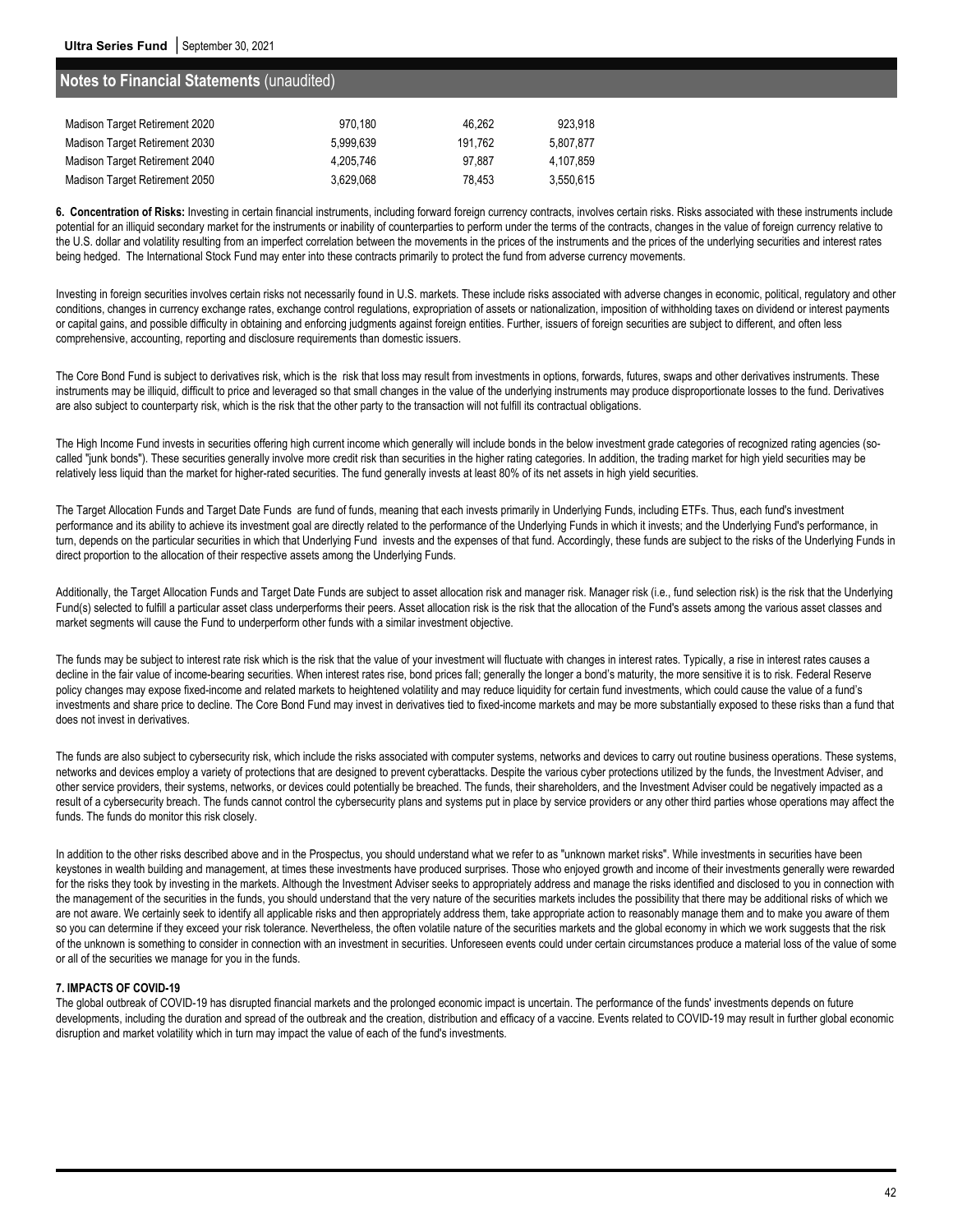## Notes to Financial Statements (unaudited)

| | | | |
|---|---|---|---|
| Madison Target Retirement 2020 | 970,180 | 46,262 | 923,918 |
| Madison Target Retirement 2030 | 5,999,639 | 191,762 | 5,807,877 |
| Madison Target Retirement 2040 | 4,205,746 | 97,887 | 4,107,859 |
| Madison Target Retirement 2050 | 3,629,068 | 78,453 | 3,550,615 |

**6. Concentration of Risks:** Investing in certain financial instruments, including forward foreign currency contracts, involves certain risks. Risks associated with these instruments include potential for an illiquid secondary market for the instruments or inability of counterparties to perform under the terms of the contracts, changes in the value of foreign currency relative to the U.S. dollar and volatility resulting from an imperfect correlation between the movements in the prices of the instruments and the prices of the underlying securities and interest rates being hedged. The International Stock Fund may enter into these contracts primarily to protect the fund from adverse currency movements.

Investing in foreign securities involves certain risks not necessarily found in U.S. markets. These include risks associated with adverse changes in economic, political, regulatory and other conditions, changes in currency exchange rates, exchange control regulations, expropriation of assets or nationalization, imposition of withholding taxes on dividend or interest payments or capital gains, and possible difficulty in obtaining and enforcing judgments against foreign entities. Further, issuers of foreign securities are subject to different, and often less comprehensive, accounting, reporting and disclosure requirements than domestic issuers.

The Core Bond Fund is subject to derivatives risk, which is the risk that loss may result from investments in options, forwards, futures, swaps and other derivatives instruments. These instruments may be illiquid, difficult to price and leveraged so that small changes in the value of the underlying instruments may produce disproportionate losses to the fund. Derivatives are also subject to counterparty risk, which is the risk that the other party to the transaction will not fulfill its contractual obligations.

The High Income Fund invests in securities offering high current income which generally will include bonds in the below investment grade categories of recognized rating agencies (so-called "junk bonds"). These securities generally involve more credit risk than securities in the higher rating categories. In addition, the trading market for high yield securities may be relatively less liquid than the market for higher-rated securities. The fund generally invests at least 80% of its net assets in high yield securities.

The Target Allocation Funds and Target Date Funds are fund of funds, meaning that each invests primarily in Underlying Funds, including ETFs. Thus, each fund's investment performance and its ability to achieve its investment goal are directly related to the performance of the Underlying Funds in which it invests; and the Underlying Fund's performance, in turn, depends on the particular securities in which that Underlying Fund invests and the expenses of that fund. Accordingly, these funds are subject to the risks of the Underlying Funds in direct proportion to the allocation of their respective assets among the Underlying Funds.

Additionally, the Target Allocation Funds and Target Date Funds are subject to asset allocation risk and manager risk. Manager risk (i.e., fund selection risk) is the risk that the Underlying Fund(s) selected to fulfill a particular asset class underperforms their peers. Asset allocation risk is the risk that the allocation of the Fund's assets among the various asset classes and market segments will cause the Fund to underperform other funds with a similar investment objective.

The funds may be subject to interest rate risk which is the risk that the value of your investment will fluctuate with changes in interest rates. Typically, a rise in interest rates causes a decline in the fair value of income-bearing securities. When interest rates rise, bond prices fall; generally the longer a bond's maturity, the more sensitive it is to risk. Federal Reserve policy changes may expose fixed-income and related markets to heightened volatility and may reduce liquidity for certain fund investments, which could cause the value of a fund's investments and share price to decline. The Core Bond Fund may invest in derivatives tied to fixed-income markets and may be more substantially exposed to these risks than a fund that does not invest in derivatives.

The funds are also subject to cybersecurity risk, which include the risks associated with computer systems, networks and devices to carry out routine business operations. These systems, networks and devices employ a variety of protections that are designed to prevent cyberattacks. Despite the various cyber protections utilized by the funds, the Investment Adviser, and other service providers, their systems, networks, or devices could potentially be breached. The funds, their shareholders, and the Investment Adviser could be negatively impacted as a result of a cybersecurity breach. The funds cannot control the cybersecurity plans and systems put in place by service providers or any other third parties whose operations may affect the funds. The funds do monitor this risk closely.

In addition to the other risks described above and in the Prospectus, you should understand what we refer to as "unknown market risks". While investments in securities have been keystones in wealth building and management, at times these investments have produced surprises. Those who enjoyed growth and income of their investments generally were rewarded for the risks they took by investing in the markets. Although the Investment Adviser seeks to appropriately address and manage the risks identified and disclosed to you in connection with the management of the securities in the funds, you should understand that the very nature of the securities markets includes the possibility that there may be additional risks of which we are not aware. We certainly seek to identify all applicable risks and then appropriately address them, take appropriate action to reasonably manage them and to make you aware of them so you can determine if they exceed your risk tolerance. Nevertheless, the often volatile nature of the securities markets and the global economy in which we work suggests that the risk of the unknown is something to consider in connection with an investment in securities. Unforeseen events could under certain circumstances produce a material loss of the value of some or all of the securities we manage for you in the funds.

**7. IMPACTS OF COVID-19**

The global outbreak of COVID-19 has disrupted financial markets and the prolonged economic impact is uncertain. The performance of the funds' investments depends on future developments, including the duration and spread of the outbreak and the creation, distribution and efficacy of a vaccine. Events related to COVID-19 may result in further global economic disruption and market volatility which in turn may impact the value of each of the fund's investments.